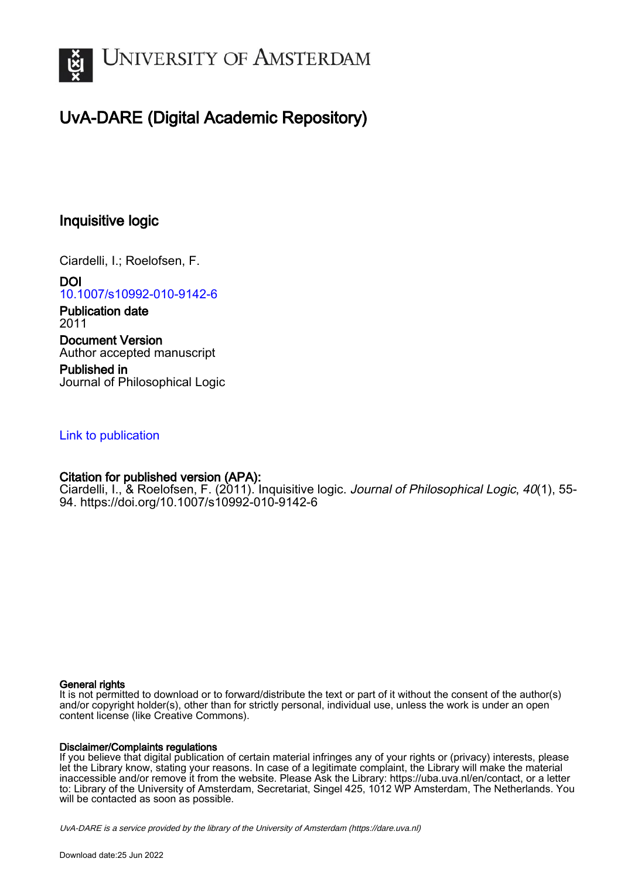# UvA-DARE (Digital Academic Repository)

## Inquisitive logic

Ciardelli, I.; Roelofsen, F.

**DOI**
10.1007/s10992-010-9142-6

**Publication date**
2011

**Document Version**
Author accepted manuscript

**Published in**
Journal of Philosophical Logic

Link to publication

**Citation for published version (APA):**
Ciardelli, I., & Roelofsen, F. (2011). Inquisitive logic. *Journal of Philosophical Logic*, *40*(1), 55-94. https://doi.org/10.1007/s10992-010-9142-6

**General rights**
It is not permitted to download or to forward/distribute the text or part of it without the consent of the author(s) and/or copyright holder(s), other than for strictly personal, individual use, unless the work is under an open content license (like Creative Commons).

**Disclaimer/Complaints regulations**
If you believe that digital publication of certain material infringes any of your rights or (privacy) interests, please let the Library know, stating your reasons. In case of a legitimate complaint, the Library will make the material inaccessible and/or remove it from the website. Please Ask the Library: https://uba.uva.nl/en/contact, or a letter to: Library of the University of Amsterdam, Secretariat, Singel 425, 1012 WP Amsterdam, The Netherlands. You will be contacted as soon as possible.

*UvA-DARE is a service provided by the library of the University of Amsterdam (https://dare.uva.nl)*

Download date:25 Jun 2022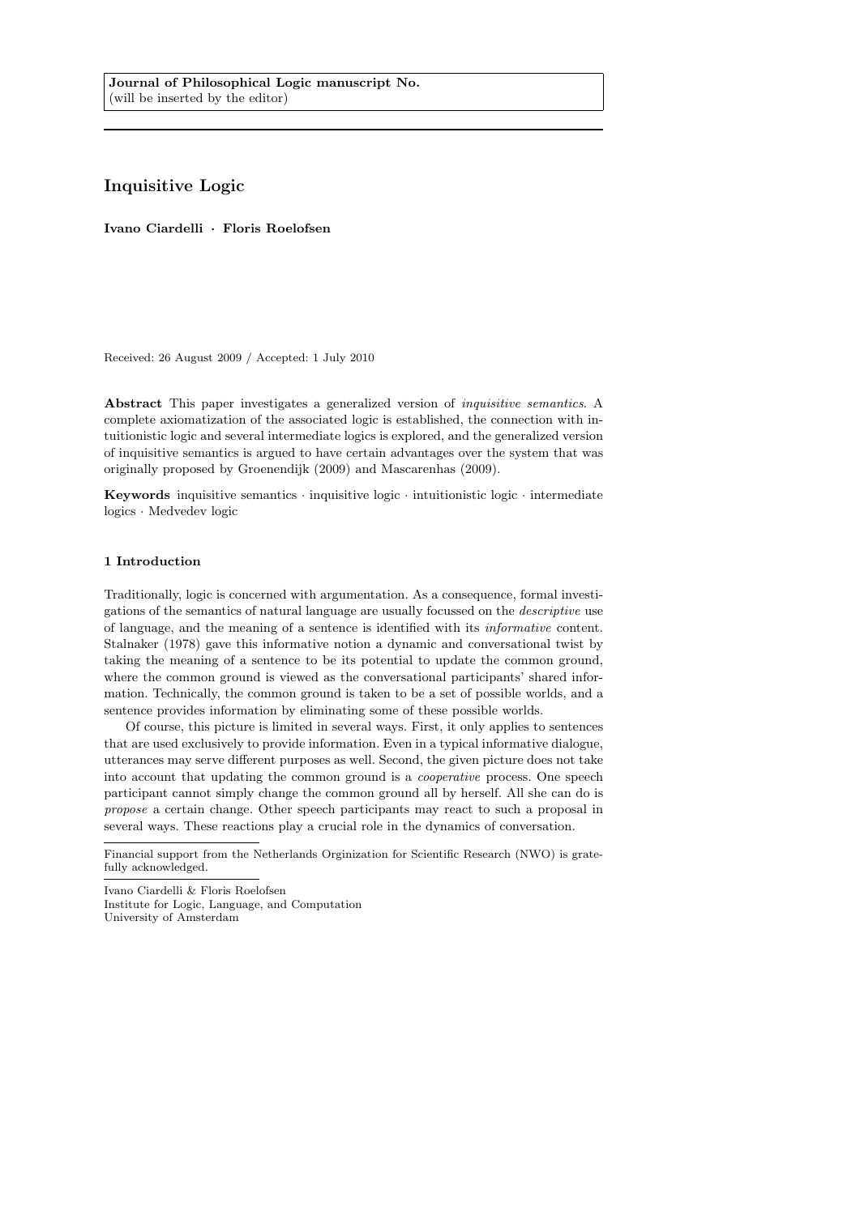Journal of Philosophical Logic manuscript No.
(will be inserted by the editor)

# Inquisitive Logic

**Ivano Ciardelli · Floris Roelofsen**

Received: 26 August 2009 / Accepted: 1 July 2010

**Abstract** This paper investigates a generalized version of *inquisitive semantics*. A complete axiomatization of the associated logic is established, the connection with intuitionistic logic and several intermediate logics is explored, and the generalized version of inquisitive semantics is argued to have certain advantages over the system that was originally proposed by Groenendijk (2009) and Mascarenhas (2009).

**Keywords** inquisitive semantics · inquisitive logic · intuitionistic logic · intermediate logics · Medvedev logic

## 1 Introduction

Traditionally, logic is concerned with argumentation. As a consequence, formal investigations of the semantics of natural language are usually focussed on the *descriptive* use of language, and the meaning of a sentence is identified with its *informative* content. Stalnaker (1978) gave this informative notion a dynamic and conversational twist by taking the meaning of a sentence to be its potential to update the common ground, where the common ground is viewed as the conversational participants' shared information. Technically, the common ground is taken to be a set of possible worlds, and a sentence provides information by eliminating some of these possible worlds.

Of course, this picture is limited in several ways. First, it only applies to sentences that are used exclusively to provide information. Even in a typical informative dialogue, utterances may serve different purposes as well. Second, the given picture does not take into account that updating the common ground is a *cooperative* process. One speech participant cannot simply change the common ground all by herself. All she can do is *propose* a certain change. Other speech participants may react to such a proposal in several ways. These reactions play a crucial role in the dynamics of conversation.

Financial support from the Netherlands Orginization for Scientific Research (NWO) is gratefully acknowledged.

Ivano Ciardelli & Floris Roelofsen
Institute for Logic, Language, and Computation
University of Amsterdam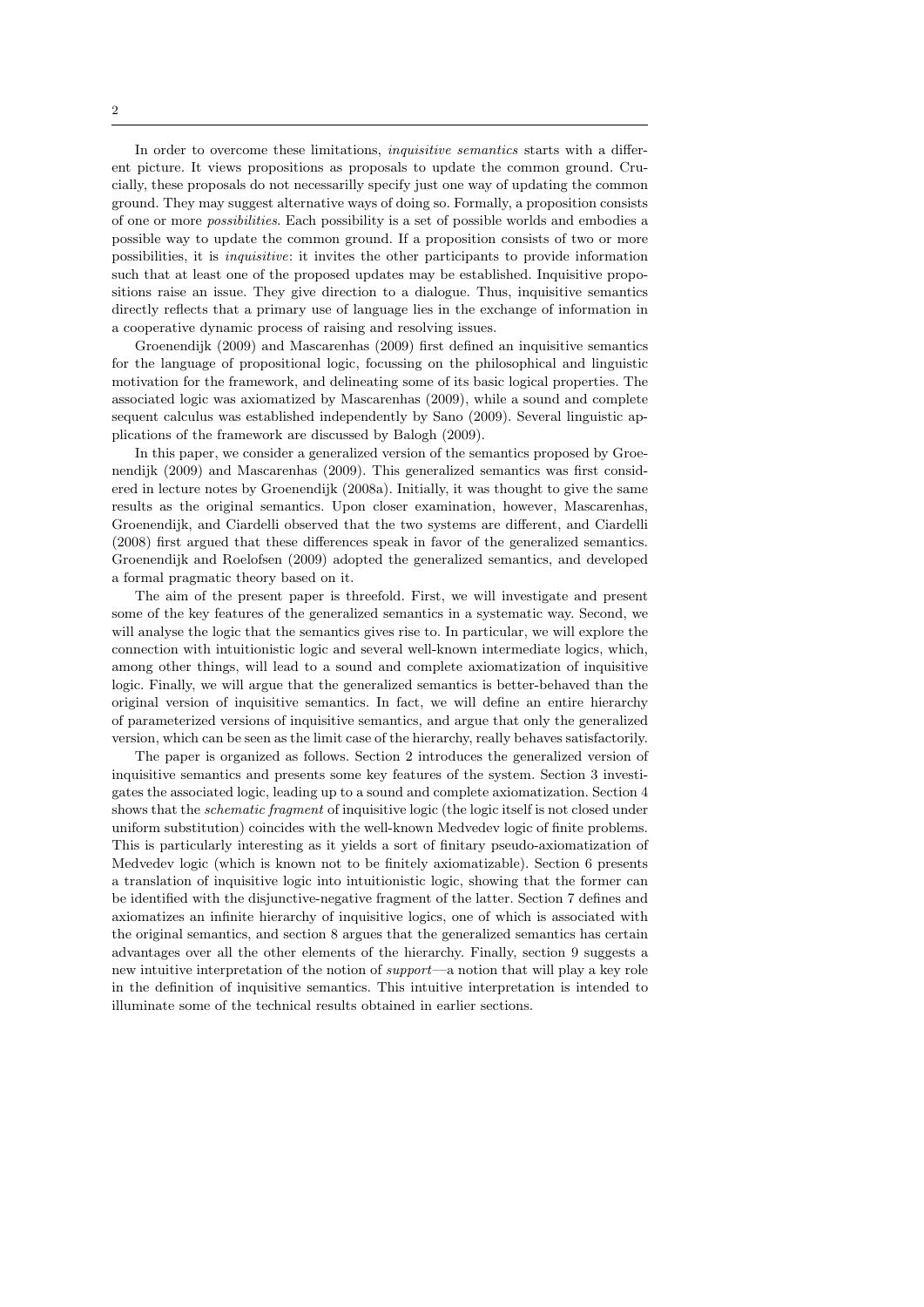In order to overcome these limitations, *inquisitive semantics* starts with a different picture. It views propositions as proposals to update the common ground. Crucially, these proposals do not necessarilly specify just one way of updating the common ground. They may suggest alternative ways of doing so. Formally, a proposition consists of one or more *possibilities*. Each possibility is a set of possible worlds and embodies a possible way to update the common ground. If a proposition consists of two or more possibilities, it is *inquisitive*: it invites the other participants to provide information such that at least one of the proposed updates may be established. Inquisitive propositions raise an issue. They give direction to a dialogue. Thus, inquisitive semantics directly reflects that a primary use of language lies in the exchange of information in a cooperative dynamic process of raising and resolving issues.

Groenendijk (2009) and Mascarenhas (2009) first defined an inquisitive semantics for the language of propositional logic, focussing on the philosophical and linguistic motivation for the framework, and delineating some of its basic logical properties. The associated logic was axiomatized by Mascarenhas (2009), while a sound and complete sequent calculus was established independently by Sano (2009). Several linguistic applications of the framework are discussed by Balogh (2009).

In this paper, we consider a generalized version of the semantics proposed by Groenendijk (2009) and Mascarenhas (2009). This generalized semantics was first considered in lecture notes by Groenendijk (2008a). Initially, it was thought to give the same results as the original semantics. Upon closer examination, however, Mascarenhas, Groenendijk, and Ciardelli observed that the two systems are different, and Ciardelli (2008) first argued that these differences speak in favor of the generalized semantics. Groenendijk and Roelofsen (2009) adopted the generalized semantics, and developed a formal pragmatic theory based on it.

The aim of the present paper is threefold. First, we will investigate and present some of the key features of the generalized semantics in a systematic way. Second, we will analyse the logic that the semantics gives rise to. In particular, we will explore the connection with intuitionistic logic and several well-known intermediate logics, which, among other things, will lead to a sound and complete axiomatization of inquisitive logic. Finally, we will argue that the generalized semantics is better-behaved than the original version of inquisitive semantics. In fact, we will define an entire hierarchy of parameterized versions of inquisitive semantics, and argue that only the generalized version, which can be seen as the limit case of the hierarchy, really behaves satisfactorily.

The paper is organized as follows. Section 2 introduces the generalized version of inquisitive semantics and presents some key features of the system. Section 3 investigates the associated logic, leading up to a sound and complete axiomatization. Section 4 shows that the *schematic fragment* of inquisitive logic (the logic itself is not closed under uniform substitution) coincides with the well-known Medvedev logic of finite problems. This is particularly interesting as it yields a sort of finitary pseudo-axiomatization of Medvedev logic (which is known not to be finitely axiomatizable). Section 6 presents a translation of inquisitive logic into intuitionistic logic, showing that the former can be identified with the disjunctive-negative fragment of the latter. Section 7 defines and axiomatizes an infinite hierarchy of inquisitive logics, one of which is associated with the original semantics, and section 8 argues that the generalized semantics has certain advantages over all the other elements of the hierarchy. Finally, section 9 suggests a new intuitive interpretation of the notion of *support*—a notion that will play a key role in the definition of inquisitive semantics. This intuitive interpretation is intended to illuminate some of the technical results obtained in earlier sections.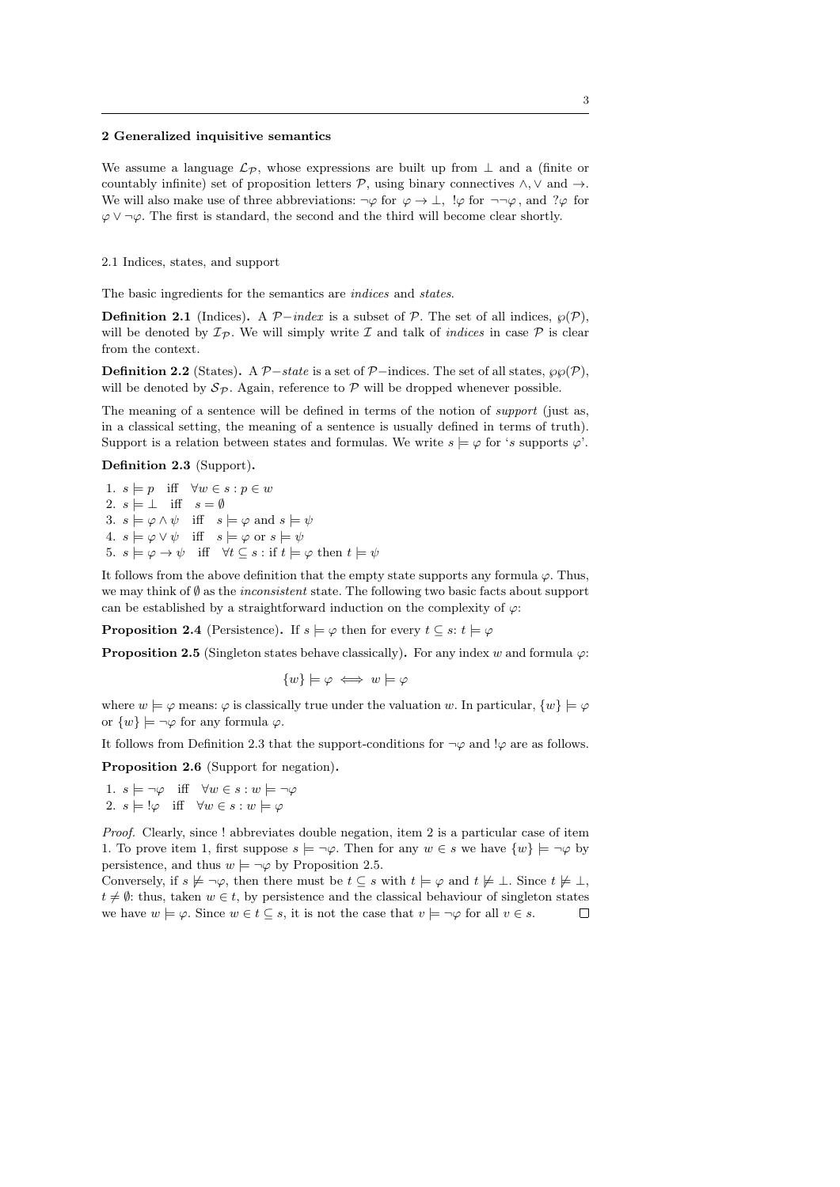## 2 Generalized inquisitive semantics

We assume a language $\mathcal{L}_\mathcal{P}$, whose expressions are built up from $\bot$ and a (finite or countably infinite) set of proposition letters $\mathcal{P}$, using binary connectives $\wedge, \vee$ and $\to$. We will also make use of three abbreviations: $\neg\varphi$ for $\varphi \to \bot$, $!\varphi$ for $\neg\neg\varphi$, and $?\varphi$ for $\varphi \vee \neg\varphi$. The first is standard, the second and the third will become clear shortly.

### 2.1 Indices, states, and support

The basic ingredients for the semantics are *indices* and *states*.

**Definition 2.1** (Indices)**.** A $\mathcal{P}-$*index* is a subset of $\mathcal{P}$. The set of all indices, $\wp(\mathcal{P})$, will be denoted by $\mathcal{I}_\mathcal{P}$. We will simply write $\mathcal{I}$ and talk of *indices* in case $\mathcal{P}$ is clear from the context.

**Definition 2.2** (States)**.** A $\mathcal{P}-$*state* is a set of $\mathcal{P}-$indices. The set of all states, $\wp\wp(\mathcal{P})$, will be denoted by $\mathcal{S}_\mathcal{P}$. Again, reference to $\mathcal{P}$ will be dropped whenever possible.

The meaning of a sentence will be defined in terms of the notion of *support* (just as, in a classical setting, the meaning of a sentence is usually defined in terms of truth). Support is a relation between states and formulas. We write $s \models \varphi$ for '$s$ supports $\varphi$'.

**Definition 2.3** (Support)**.**

1. $s \models p \quad \text{iff} \quad \forall w \in s : p \in w$
2. $s \models \bot \quad \text{iff} \quad s = \emptyset$
3. $s \models \varphi \wedge \psi \quad \text{iff} \quad s \models \varphi \text{ and } s \models \psi$
4. $s \models \varphi \vee \psi \quad \text{iff} \quad s \models \varphi \text{ or } s \models \psi$
5. $s \models \varphi \to \psi \quad \text{iff} \quad \forall t \subseteq s : \text{if } t \models \varphi \text{ then } t \models \psi$

It follows from the above definition that the empty state supports any formula $\varphi$. Thus, we may think of $\emptyset$ as the *inconsistent* state. The following two basic facts about support can be established by a straightforward induction on the complexity of $\varphi$:

**Proposition 2.4** (Persistence)**.** If $s \models \varphi$ then for every $t \subseteq s$: $t \models \varphi$

**Proposition 2.5** (Singleton states behave classically)**.** For any index $w$ and formula $\varphi$:

$$\{w\} \models \varphi \iff w \models \varphi$$

where $w \models \varphi$ means: $\varphi$ is classically true under the valuation $w$. In particular, $\{w\} \models \varphi$ or $\{w\} \models \neg\varphi$ for any formula $\varphi$.

It follows from Definition 2.3 that the support-conditions for $\neg\varphi$ and $!\varphi$ are as follows.

**Proposition 2.6** (Support for negation)**.**

1. $s \models \neg\varphi \quad \text{iff} \quad \forall w \in s : w \models \neg\varphi$
2. $s \models !\varphi \quad \text{iff} \quad \forall w \in s : w \models \varphi$

*Proof.* Clearly, since ! abbreviates double negation, item 2 is a particular case of item 1. To prove item 1, first suppose $s \models \neg\varphi$. Then for any $w \in s$ we have $\{w\} \models \neg\varphi$ by persistence, and thus $w \models \neg\varphi$ by Proposition 2.5.
Conversely, if $s \not\models \neg\varphi$, then there must be $t \subseteq s$ with $t \models \varphi$ and $t \not\models \bot$. Since $t \not\models \bot$, $t \neq \emptyset$: thus, taken $w \in t$, by persistence and the classical behaviour of singleton states we have $w \models \varphi$. Since $w \in t \subseteq s$, it is not the case that $v \models \neg\varphi$ for all $v \in s$. $\square$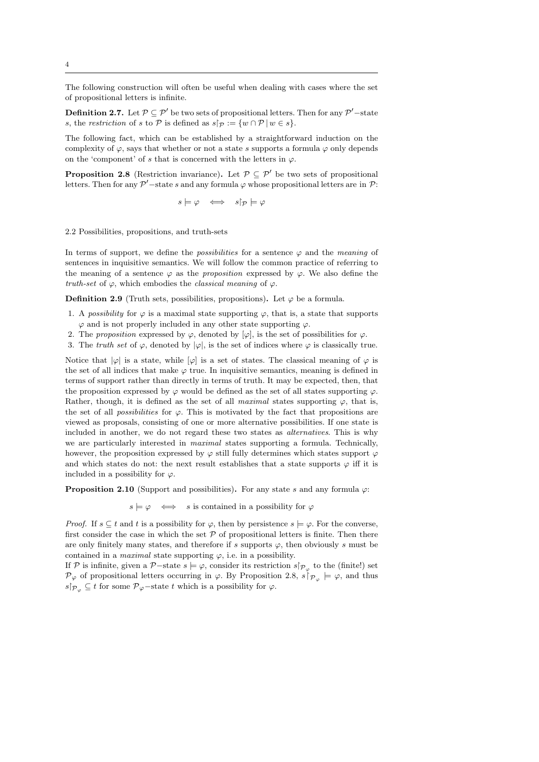The following construction will often be useful when dealing with cases where the set of propositional letters is infinite.

**Definition 2.7.** Let $\mathcal{P} \subseteq \mathcal{P}'$ be two sets of propositional letters. Then for any $\mathcal{P}'$−state $s$, the *restriction* of $s$ to $\mathcal{P}$ is defined as $s\!\upharpoonright_{\mathcal{P}} := \{w \cap \mathcal{P} \mid w \in s\}$.

The following fact, which can be established by a straightforward induction on the complexity of $\varphi$, says that whether or not a state $s$ supports a formula $\varphi$ only depends on the 'component' of $s$ that is concerned with the letters in $\varphi$.

**Proposition 2.8** (Restriction invariance)**.** Let $\mathcal{P} \subseteq \mathcal{P}'$ be two sets of propositional letters. Then for any $\mathcal{P}'$−state $s$ and any formula $\varphi$ whose propositional letters are in $\mathcal{P}$:

$$s \models \varphi \iff s\!\upharpoonright_{\mathcal{P}} \models \varphi$$

### 2.2 Possibilities, propositions, and truth-sets

In terms of support, we define the *possibilities* for a sentence $\varphi$ and the *meaning* of sentences in inquisitive semantics. We will follow the common practice of referring to the meaning of a sentence $\varphi$ as the *proposition* expressed by $\varphi$. We also define the *truth-set* of $\varphi$, which embodies the *classical meaning* of $\varphi$.

**Definition 2.9** (Truth sets, possibilities, propositions)**.** Let $\varphi$ be a formula.

1. A *possibility* for $\varphi$ is a maximal state supporting $\varphi$, that is, a state that supports $\varphi$ and is not properly included in any other state supporting $\varphi$.
2. The *proposition* expressed by $\varphi$, denoted by $[\varphi]$, is the set of possibilities for $\varphi$.
3. The *truth set* of $\varphi$, denoted by $|\varphi|$, is the set of indices where $\varphi$ is classically true.

Notice that $|\varphi|$ is a state, while $[\varphi]$ is a set of states. The classical meaning of $\varphi$ is the set of all indices that make $\varphi$ true. In inquisitive semantics, meaning is defined in terms of support rather than directly in terms of truth. It may be expected, then, that the proposition expressed by $\varphi$ would be defined as the set of all states supporting $\varphi$. Rather, though, it is defined as the set of all *maximal* states supporting $\varphi$, that is, the set of all *possibilities* for $\varphi$. This is motivated by the fact that propositions are viewed as proposals, consisting of one or more alternative possibilities. If one state is included in another, we do not regard these two states as *alternatives*. This is why we are particularly interested in *maximal* states supporting a formula. Technically, however, the proposition expressed by $\varphi$ still fully determines which states support $\varphi$ and which states do not: the next result establishes that a state supports $\varphi$ iff it is included in a possibility for $\varphi$.

**Proposition 2.10** (Support and possibilities)**.** For any state $s$ and any formula $\varphi$:

$$s \models \varphi \iff s \text{ is contained in a possibility for } \varphi$$

*Proof.* If $s \subseteq t$ and $t$ is a possibility for $\varphi$, then by persistence $s \models \varphi$. For the converse, first consider the case in which the set $\mathcal{P}$ of propositional letters is finite. Then there are only finitely many states, and therefore if $s$ supports $\varphi$, then obviously $s$ must be contained in a *maximal* state supporting $\varphi$, i.e. in a possibility.
If $\mathcal{P}$ is infinite, given a $\mathcal{P}$−state $s \models \varphi$, consider its restriction $s\!\upharpoonright_{\mathcal{P}_\varphi}$ to the (finite!) set $\mathcal{P}_\varphi$ of propositional letters occurring in $\varphi$. By Proposition 2.8, $s\!\upharpoonright_{\mathcal{P}_\varphi} \models \varphi$, and thus $s\!\upharpoonright_{\mathcal{P}_\varphi} \subseteq t$ for some $\mathcal{P}_\varphi$−state $t$ which is a possibility for $\varphi$.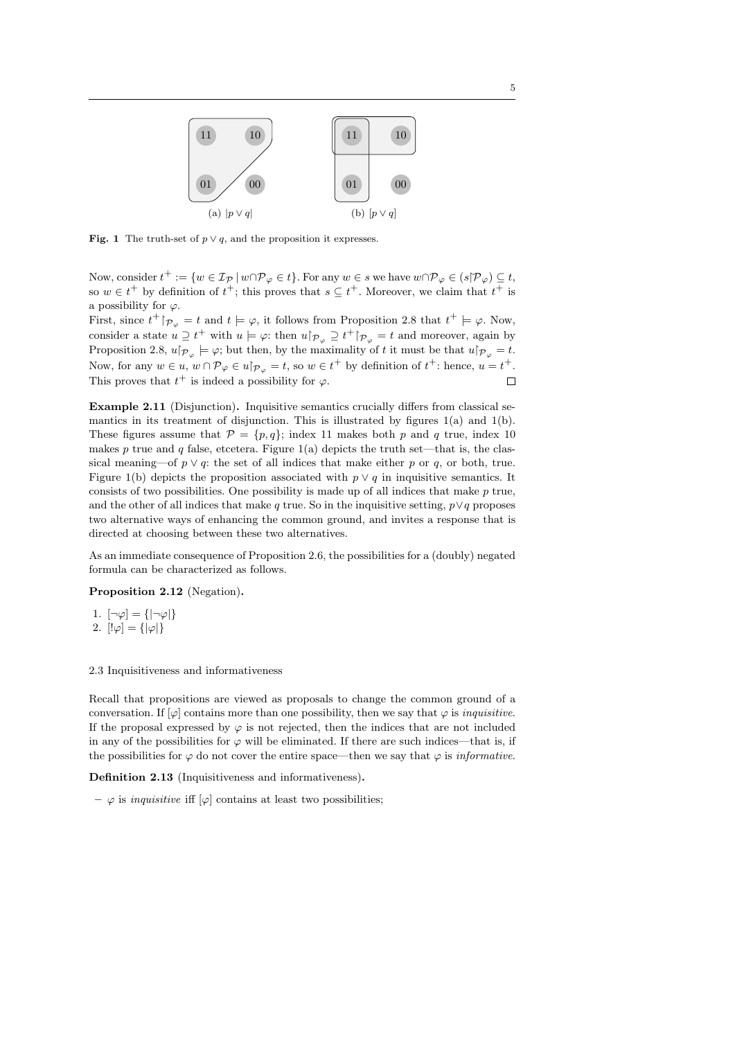(a) $|p \vee q|$ (b) $[p \vee q]$

**Fig. 1** The truth-set of $p \vee q$, and the proposition it expresses.

Now, consider $t^+ := \{w \in \mathcal{I}_\mathcal{P} \mid w \cap \mathcal{P}_\varphi \in t\}$. For any $w \in s$ we have $w \cap \mathcal{P}_\varphi \in (s \restriction \mathcal{P}_\varphi) \subseteq t$, so $w \in t^+$ by definition of $t^+$; this proves that $s \subseteq t^+$. Moreover, we claim that $t^+$ is a possibility for $\varphi$.

First, since $t^+ \restriction_{\mathcal{P}_\varphi} = t$ and $t \models \varphi$, it follows from Proposition 2.8 that $t^+ \models \varphi$. Now, consider a state $u \supseteq t^+$ with $u \models \varphi$: then $u \restriction_{\mathcal{P}_\varphi} \supseteq t^+ \restriction_{\mathcal{P}_\varphi} = t$ and moreover, again by Proposition 2.8, $u \restriction_{\mathcal{P}_\varphi} \models \varphi$; but then, by the maximality of $t$ it must be that $u \restriction_{\mathcal{P}_\varphi} = t$. Now, for any $w \in u$, $w \cap \mathcal{P}_\varphi \in u \restriction_{\mathcal{P}_\varphi} = t$, so $w \in t^+$ by definition of $t^+$: hence, $u = t^+$. This proves that $t^+$ is indeed a possibility for $\varphi$. $\square$

**Example 2.11** (Disjunction)**.** Inquisitive semantics crucially differs from classical semantics in its treatment of disjunction. This is illustrated by figures 1(a) and 1(b). These figures assume that $\mathcal{P} = \{p, q\}$; index 11 makes both $p$ and $q$ true, index 10 makes $p$ true and $q$ false, etcetera. Figure 1(a) depicts the truth set—that is, the classical meaning—of $p \vee q$: the set of all indices that make either $p$ or $q$, or both, true. Figure 1(b) depicts the proposition associated with $p \vee q$ in inquisitive semantics. It consists of two possibilities. One possibility is made up of all indices that make $p$ true, and the other of all indices that make $q$ true. So in the inquisitive setting, $p \vee q$ proposes two alternative ways of enhancing the common ground, and invites a response that is directed at choosing between these two alternatives.

As an immediate consequence of Proposition 2.6, the possibilities for a (doubly) negated formula can be characterized as follows.

**Proposition 2.12** (Negation)**.**

1. $[\neg\varphi] = \{|\neg\varphi|\}$
2. $[!\varphi] = \{|\varphi|\}$

### 2.3 Inquisitiveness and informativeness

Recall that propositions are viewed as proposals to change the common ground of a conversation. If $[\varphi]$ contains more than one possibility, then we say that $\varphi$ is *inquisitive*. If the proposal expressed by $\varphi$ is not rejected, then the indices that are not included in any of the possibilities for $\varphi$ will be eliminated. If there are such indices—that is, if the possibilities for $\varphi$ do not cover the entire space—then we say that $\varphi$ is *informative*.

**Definition 2.13** (Inquisitiveness and informativeness)**.**

– $\varphi$ is *inquisitive* iff $[\varphi]$ contains at least two possibilities;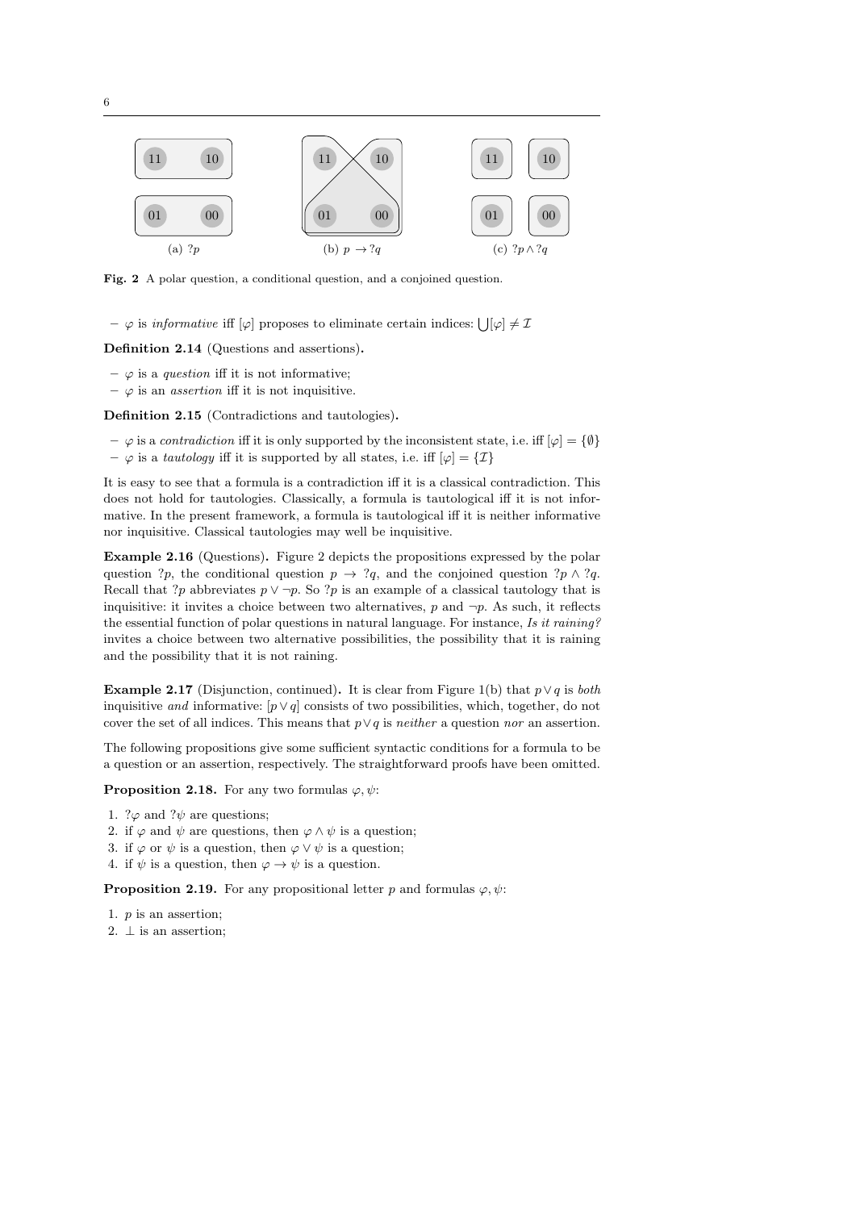Fig. 2 A polar question, a conditional question, and a conjoined question.

– $\varphi$ is *informative* iff $[\varphi]$ proposes to eliminate certain indices: $\bigcup[\varphi] \neq \mathcal{I}$

**Definition 2.14** (Questions and assertions)**.**

– $\varphi$ is a *question* iff it is not informative;
– $\varphi$ is an *assertion* iff it is not inquisitive.

**Definition 2.15** (Contradictions and tautologies)**.**

– $\varphi$ is a *contradiction* iff it is only supported by the inconsistent state, i.e. iff $[\varphi] = \{\emptyset\}$
– $\varphi$ is a *tautology* iff it is supported by all states, i.e. iff $[\varphi] = \{\mathcal{I}\}$

It is easy to see that a formula is a contradiction iff it is a classical contradiction. This does not hold for tautologies. Classically, a formula is tautological iff it is not informative. In the present framework, a formula is tautological iff it is neither informative nor inquisitive. Classical tautologies may well be inquisitive.

**Example 2.16** (Questions)**.** Figure 2 depicts the propositions expressed by the polar question $?p$, the conditional question $p \rightarrow ?q$, and the conjoined question $?p \wedge ?q$. Recall that $?p$ abbreviates $p \vee \neg p$. So $?p$ is an example of a classical tautology that is inquisitive: it invites a choice between two alternatives, $p$ and $\neg p$. As such, it reflects the essential function of polar questions in natural language. For instance, *Is it raining?* invites a choice between two alternative possibilities, the possibility that it is raining and the possibility that it is not raining.

**Example 2.17** (Disjunction, continued)**.** It is clear from Figure 1(b) that $p \vee q$ is *both* inquisitive *and* informative: $[p \vee q]$ consists of two possibilities, which, together, do not cover the set of all indices. This means that $p \vee q$ is *neither* a question *nor* an assertion.

The following propositions give some sufficient syntactic conditions for a formula to be a question or an assertion, respectively. The straightforward proofs have been omitted.

**Proposition 2.18.** For any two formulas $\varphi, \psi$:

1. $?\varphi$ and $?\psi$ are questions;
2. if $\varphi$ and $\psi$ are questions, then $\varphi \wedge \psi$ is a question;
3. if $\varphi$ or $\psi$ is a question, then $\varphi \vee \psi$ is a question;
4. if $\psi$ is a question, then $\varphi \rightarrow \psi$ is a question.

**Proposition 2.19.** For any propositional letter $p$ and formulas $\varphi, \psi$:

1. $p$ is an assertion;
2. $\bot$ is an assertion;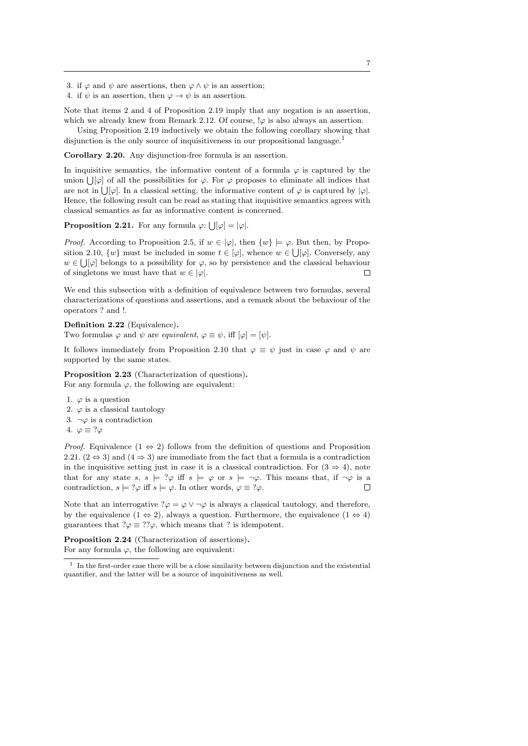3. if $\varphi$ and $\psi$ are assertions, then $\varphi \wedge \psi$ is an assertion;
4. if $\psi$ is an assertion, then $\varphi \to \psi$ is an assertion.

Note that items 2 and 4 of Proposition 2.19 imply that any negation is an assertion, which we already knew from Remark 2.12. Of course, $!\varphi$ is also always an assertion.

Using Proposition 2.19 inductively we obtain the following corollary showing that disjunction is the only source of inquisitiveness in our propositional language.[1]

**Corollary 2.20.** Any disjunction-free formula is an assertion.

In inquisitive semantics, the informative content of a formula $\varphi$ is captured by the union $\bigcup[\varphi]$ of all the possibilities for $\varphi$. For $\varphi$ proposes to eliminate all indices that are not in $\bigcup[\varphi]$. In a classical setting, the informative content of $\varphi$ is captured by $|\varphi|$. Hence, the following result can be read as stating that inquisitive semantics agrees with classical semantics as far as informative content is concerned.

**Proposition 2.21.** For any formula $\varphi$: $\bigcup[\varphi] = |\varphi|$.

*Proof.* According to Proposition 2.5, if $w \in |\varphi|$, then $\{w\} \models \varphi$. But then, by Proposition 2.10, $\{w\}$ must be included in some $t \in [\varphi]$, whence $w \in \bigcup[\varphi]$. Conversely, any $w \in \bigcup[\varphi]$ belongs to a possibility for $\varphi$, so by persistence and the classical behaviour of singletons we must have that $w \in |\varphi|$. $\square$

We end this subsection with a definition of equivalence between two formulas, several characterizations of questions and assertions, and a remark about the behaviour of the operators ? and !.

**Definition 2.22** (Equivalence)**.**
Two formulas $\varphi$ and $\psi$ are *equivalent*, $\varphi \equiv \psi$, iff $[\varphi] = [\psi]$.

It follows immediately from Proposition 2.10 that $\varphi \equiv \psi$ just in case $\varphi$ and $\psi$ are supported by the same states.

**Proposition 2.23** (Characterization of questions)**.**
For any formula $\varphi$, the following are equivalent:

1. $\varphi$ is a question
2. $\varphi$ is a classical tautology
3. $\neg\varphi$ is a contradiction
4. $\varphi \equiv ?\varphi$

*Proof.* Equivalence $(1 \Leftrightarrow 2)$ follows from the definition of questions and Proposition 2.21. $(2 \Leftrightarrow 3)$ and $(4 \Rightarrow 3)$ are immediate from the fact that a formula is a contradiction in the inquisitive setting just in case it is a classical contradiction. For $(3 \Rightarrow 4)$, note that for any state $s$, $s \models ?\varphi$ iff $s \models \varphi$ or $s \models \neg\varphi$. This means that, if $\neg\varphi$ is a contradiction, $s \models ?\varphi$ iff $s \models \varphi$. In other words, $\varphi \equiv ?\varphi$. $\square$

Note that an interrogative $?\varphi = \varphi \vee \neg\varphi$ is always a classical tautology, and therefore, by the equivalence $(1 \Leftrightarrow 2)$, always a question. Furthermore, the equivalence $(1 \Leftrightarrow 4)$ guarantees that $?\varphi \equiv ??\varphi$, which means that ? is idempotent.

**Proposition 2.24** (Characterization of assertions)**.**
For any formula $\varphi$, the following are equivalent:

[1] In the first-order case there will be a close similarity between disjunction and the existential quantifier, and the latter will be a source of inquisitiveness as well.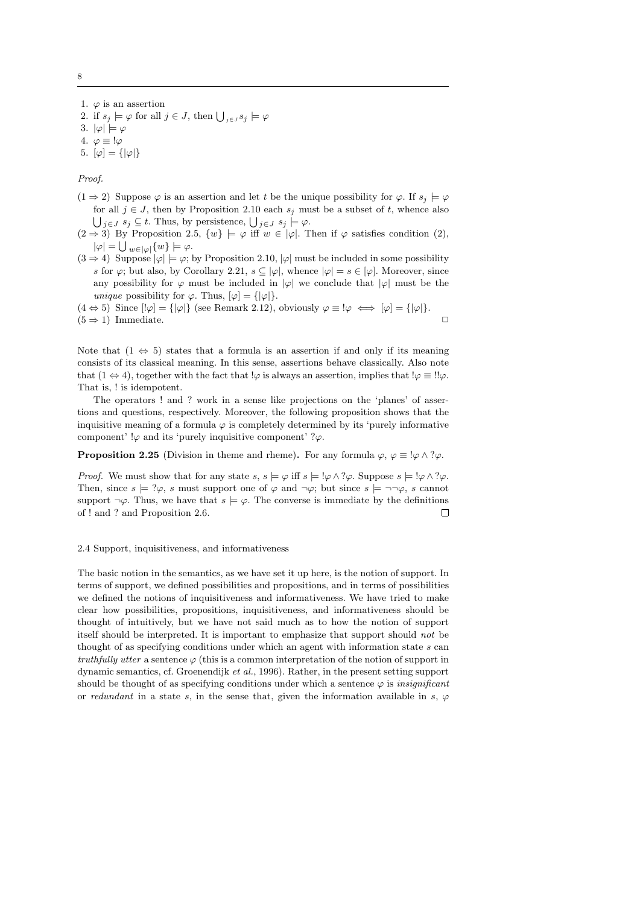1. $\varphi$ is an assertion
2. if $s_j \models \varphi$ for all $j \in J$, then $\bigcup_{j \in J} s_j \models \varphi$
3. $|\varphi| \models \varphi$
4. $\varphi \equiv\, !\varphi$
5. $[\varphi] = \{|\varphi|\}$

*Proof.*

- $(1 \Rightarrow 2)$ Suppose $\varphi$ is an assertion and let $t$ be the unique possibility for $\varphi$. If $s_j \models \varphi$ for all $j \in J$, then by Proposition 2.10 each $s_j$ must be a subset of $t$, whence also $\bigcup_{j \in J} s_j \subseteq t$. Thus, by persistence, $\bigcup_{j \in J} s_j \models \varphi$.
- $(2 \Rightarrow 3)$ By Proposition 2.5, $\{w\} \models \varphi$ iff $w \in |\varphi|$. Then if $\varphi$ satisfies condition (2), $|\varphi| = \bigcup_{w \in |\varphi|} \{w\} \models \varphi$.
- $(3 \Rightarrow 4)$ Suppose $|\varphi| \models \varphi$; by Proposition 2.10, $|\varphi|$ must be included in some possibility $s$ for $\varphi$; but also, by Corollary 2.21, $s \subseteq |\varphi|$, whence $|\varphi| = s \in [\varphi]$. Moreover, since any possibility for $\varphi$ must be included in $|\varphi|$ we conclude that $|\varphi|$ must be the *unique* possibility for $\varphi$. Thus, $[\varphi] = \{|\varphi|\}$.
- $(4 \Leftrightarrow 5)$ Since $[!\varphi] = \{|\varphi|\}$ (see Remark 2.12), obviously $\varphi \equiv\, !\varphi \iff [\varphi] = \{|\varphi|\}$.
- $(5 \Rightarrow 1)$ Immediate. □

Note that $(1 \Leftrightarrow 5)$ states that a formula is an assertion if and only if its meaning consists of its classical meaning. In this sense, assertions behave classically. Also note that $(1 \Leftrightarrow 4)$, together with the fact that $!\varphi$ is always an assertion, implies that $!\varphi \equiv\, !!\varphi$. That is, ! is idempotent.

The operators ! and ? work in a sense like projections on the 'planes' of assertions and questions, respectively. Moreover, the following proposition shows that the inquisitive meaning of a formula $\varphi$ is completely determined by its 'purely informative component' $!\varphi$ and its 'purely inquisitive component' $?\varphi$.

**Proposition 2.25** (Division in theme and rheme)**.** For any formula $\varphi$, $\varphi \equiv\, !\varphi \wedge ?\varphi$.

*Proof.* We must show that for any state $s$, $s \models \varphi$ iff $s \models\, !\varphi \wedge ?\varphi$. Suppose $s \models\, !\varphi \wedge ?\varphi$. Then, since $s \models ?\varphi$, $s$ must support one of $\varphi$ and $\neg\varphi$; but since $s \models \neg\neg\varphi$, $s$ cannot support $\neg\varphi$. Thus, we have that $s \models \varphi$. The converse is immediate by the definitions of ! and ? and Proposition 2.6. □

### 2.4 Support, inquisitiveness, and informativeness

The basic notion in the semantics, as we have set it up here, is the notion of support. In terms of support, we defined possibilities and propositions, and in terms of possibilities we defined the notions of inquisitiveness and informativeness. We have tried to make clear how possibilities, propositions, inquisitiveness, and informativeness should be thought of intuitively, but we have not said much as to how the notion of support itself should be interpreted. It is important to emphasize that support should *not* be thought of as specifying conditions under which an agent with information state $s$ can *truthfully utter* a sentence $\varphi$ (this is a common interpretation of the notion of support in dynamic semantics, cf. Groenendijk *et al.*, 1996). Rather, in the present setting support should be thought of as specifying conditions under which a sentence $\varphi$ is *insignificant* or *redundant* in a state $s$, in the sense that, given the information available in $s$, $\varphi$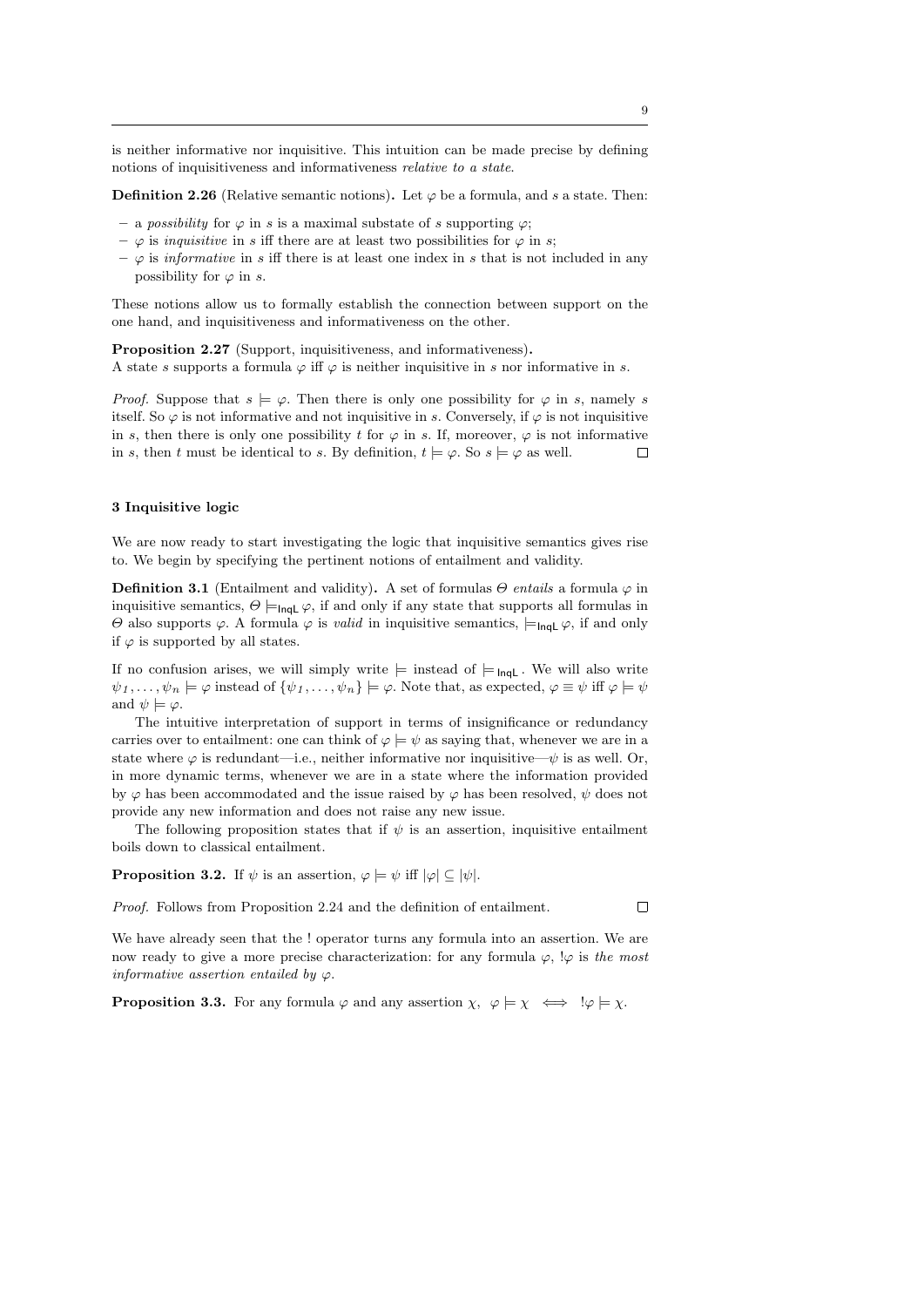is neither informative nor inquisitive. This intuition can be made precise by defining notions of inquisitiveness and informativeness *relative to a state*.

**Definition 2.26** (Relative semantic notions)**.** Let $\varphi$ be a formula, and $s$ a state. Then:

- a *possibility* for $\varphi$ in $s$ is a maximal substate of $s$ supporting $\varphi$;
- $\varphi$ is *inquisitive* in $s$ iff there are at least two possibilities for $\varphi$ in $s$;
- $\varphi$ is *informative* in $s$ iff there is at least one index in $s$ that is not included in any possibility for $\varphi$ in $s$.

These notions allow us to formally establish the connection between support on the one hand, and inquisitiveness and informativeness on the other.

**Proposition 2.27** (Support, inquisitiveness, and informativeness)**.**
A state $s$ supports a formula $\varphi$ iff $\varphi$ is neither inquisitive in $s$ nor informative in $s$.

*Proof.* Suppose that $s \models \varphi$. Then there is only one possibility for $\varphi$ in $s$, namely $s$ itself. So $\varphi$ is not informative and not inquisitive in $s$. Conversely, if $\varphi$ is not inquisitive in $s$, then there is only one possibility $t$ for $\varphi$ in $s$. If, moreover, $\varphi$ is not informative in $s$, then $t$ must be identical to $s$. By definition, $t \models \varphi$. So $s \models \varphi$ as well. □

## 3 Inquisitive logic

We are now ready to start investigating the logic that inquisitive semantics gives rise to. We begin by specifying the pertinent notions of entailment and validity.

**Definition 3.1** (Entailment and validity)**.** A set of formulas $\Theta$ *entails* a formula $\varphi$ in inquisitive semantics, $\Theta \models_{\mathsf{InqL}} \varphi$, if and only if any state that supports all formulas in $\Theta$ also supports $\varphi$. A formula $\varphi$ is *valid* in inquisitive semantics, $\models_{\mathsf{InqL}} \varphi$, if and only if $\varphi$ is supported by all states.

If no confusion arises, we will simply write $\models$ instead of $\models_{\mathsf{InqL}}$. We will also write $\psi_1, \ldots, \psi_n \models \varphi$ instead of $\{\psi_1, \ldots, \psi_n\} \models \varphi$. Note that, as expected, $\varphi \equiv \psi$ iff $\varphi \models \psi$ and $\psi \models \varphi$.

The intuitive interpretation of support in terms of insignificance or redundancy carries over to entailment: one can think of $\varphi \models \psi$ as saying that, whenever we are in a state where $\varphi$ is redundant—i.e., neither informative nor inquisitive—$\psi$ is as well. Or, in more dynamic terms, whenever we are in a state where the information provided by $\varphi$ has been accommodated and the issue raised by $\varphi$ has been resolved, $\psi$ does not provide any new information and does not raise any new issue.

The following proposition states that if $\psi$ is an assertion, inquisitive entailment boils down to classical entailment.

**Proposition 3.2.** If $\psi$ is an assertion, $\varphi \models \psi$ iff $|\varphi| \subseteq |\psi|$.

*Proof.* Follows from Proposition 2.24 and the definition of entailment. □

We have already seen that the ! operator turns any formula into an assertion. We are now ready to give a more precise characterization: for any formula $\varphi$, $!\varphi$ is *the most informative assertion entailed by* $\varphi$.

**Proposition 3.3.** For any formula $\varphi$ and any assertion $\chi$, $\varphi \models \chi \iff !\varphi \models \chi$.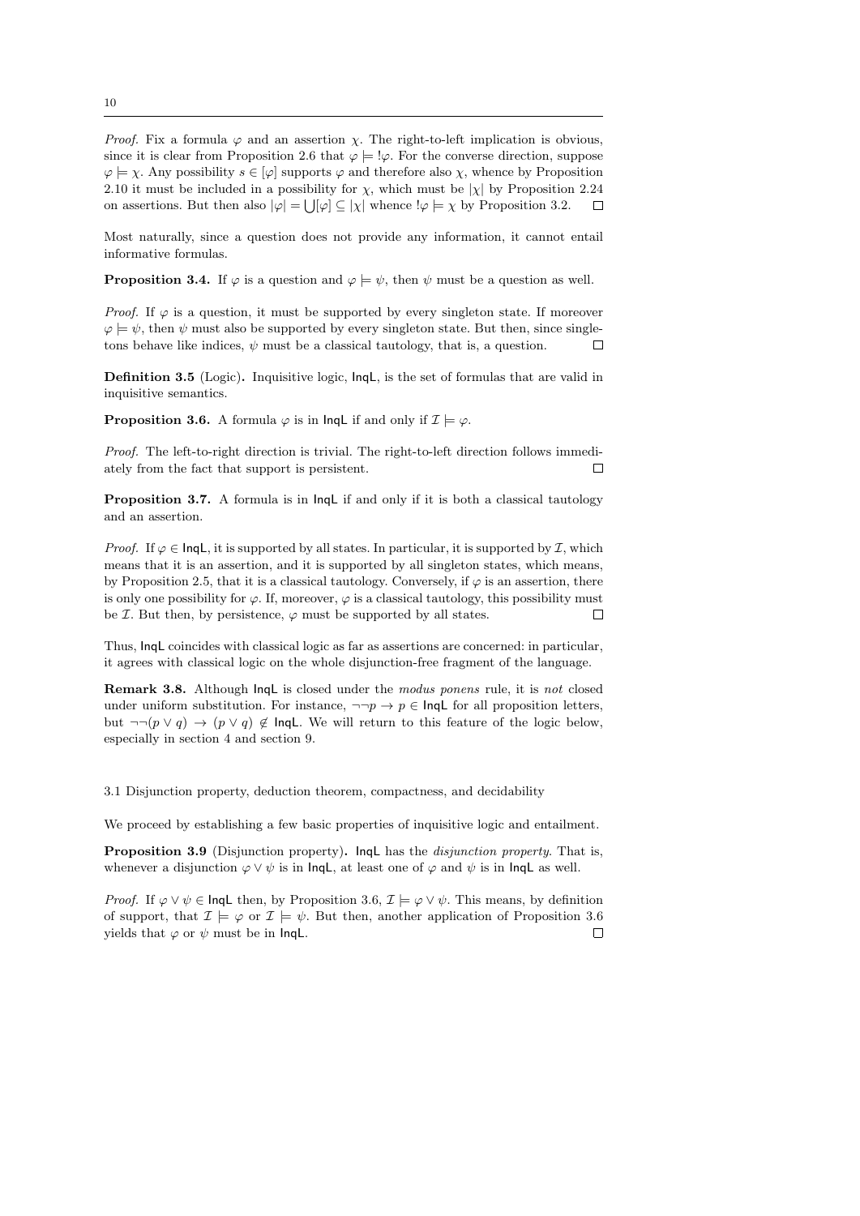*Proof.* Fix a formula $\varphi$ and an assertion $\chi$. The right-to-left implication is obvious, since it is clear from Proposition 2.6 that $\varphi \models\ !\varphi$. For the converse direction, suppose $\varphi \models \chi$. Any possibility $s \in [\varphi]$ supports $\varphi$ and therefore also $\chi$, whence by Proposition 2.10 it must be included in a possibility for $\chi$, which must be $|\chi|$ by Proposition 2.24 on assertions. But then also $|\varphi| = \bigcup[\varphi] \subseteq |\chi|$ whence $!\varphi \models \chi$ by Proposition 3.2. $\square$

Most naturally, since a question does not provide any information, it cannot entail informative formulas.

**Proposition 3.4.** If $\varphi$ is a question and $\varphi \models \psi$, then $\psi$ must be a question as well.

*Proof.* If $\varphi$ is a question, it must be supported by every singleton state. If moreover $\varphi \models \psi$, then $\psi$ must also be supported by every singleton state. But then, since singletons behave like indices, $\psi$ must be a classical tautology, that is, a question. $\square$

**Definition 3.5** (Logic)**.** Inquisitive logic, $\mathsf{InqL}$, is the set of formulas that are valid in inquisitive semantics.

**Proposition 3.6.** A formula $\varphi$ is in $\mathsf{InqL}$ if and only if $\mathcal{I} \models \varphi$.

*Proof.* The left-to-right direction is trivial. The right-to-left direction follows immediately from the fact that support is persistent. $\square$

**Proposition 3.7.** A formula is in $\mathsf{InqL}$ if and only if it is both a classical tautology and an assertion.

*Proof.* If $\varphi \in \mathsf{InqL}$, it is supported by all states. In particular, it is supported by $\mathcal{I}$, which means that it is an assertion, and it is supported by all singleton states, which means, by Proposition 2.5, that it is a classical tautology. Conversely, if $\varphi$ is an assertion, there is only one possibility for $\varphi$. If, moreover, $\varphi$ is a classical tautology, this possibility must be $\mathcal{I}$. But then, by persistence, $\varphi$ must be supported by all states. $\square$

Thus, $\mathsf{InqL}$ coincides with classical logic as far as assertions are concerned: in particular, it agrees with classical logic on the whole disjunction-free fragment of the language.

**Remark 3.8.** Although $\mathsf{InqL}$ is closed under the *modus ponens* rule, it is *not* closed under uniform substitution. For instance, $\neg\neg p \to p \in \mathsf{InqL}$ for all proposition letters, but $\neg\neg(p \vee q) \to (p \vee q) \notin \mathsf{InqL}$. We will return to this feature of the logic below, especially in section 4 and section 9.

### 3.1 Disjunction property, deduction theorem, compactness, and decidability

We proceed by establishing a few basic properties of inquisitive logic and entailment.

**Proposition 3.9** (Disjunction property)**.** $\mathsf{InqL}$ has the *disjunction property*. That is, whenever a disjunction $\varphi \vee \psi$ is in $\mathsf{InqL}$, at least one of $\varphi$ and $\psi$ is in $\mathsf{InqL}$ as well.

*Proof.* If $\varphi \vee \psi \in \mathsf{InqL}$ then, by Proposition 3.6, $\mathcal{I} \models \varphi \vee \psi$. This means, by definition of support, that $\mathcal{I} \models \varphi$ or $\mathcal{I} \models \psi$. But then, another application of Proposition 3.6 yields that $\varphi$ or $\psi$ must be in $\mathsf{InqL}$. $\square$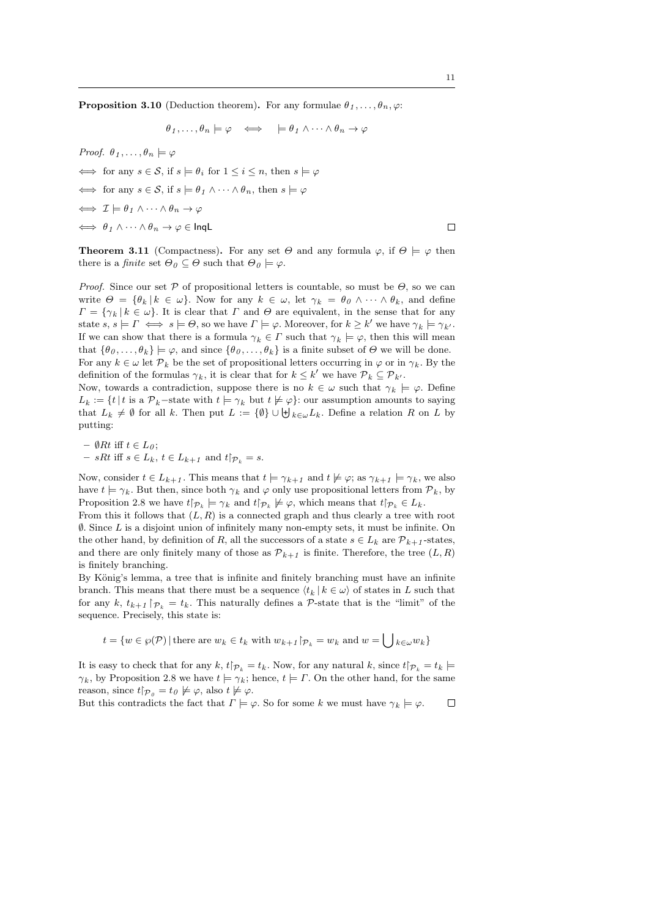**Proposition 3.10** (Deduction theorem)**.** For any formulae $\theta_1, \ldots, \theta_n, \varphi$:

$$\theta_1, \ldots, \theta_n \models \varphi \iff \models \theta_1 \wedge \cdots \wedge \theta_n \to \varphi$$

*Proof.* $\theta_1, \ldots, \theta_n \models \varphi$

$\iff$ for any $s \in \mathcal{S}$, if $s \models \theta_i$ for $1 \leq i \leq n$, then $s \models \varphi$

$\iff$ for any $s \in \mathcal{S}$, if $s \models \theta_1 \wedge \cdots \wedge \theta_n$, then $s \models \varphi$

$\iff \mathcal{I} \models \theta_1 \wedge \cdots \wedge \theta_n \to \varphi$

$\iff \theta_1 \wedge \cdots \wedge \theta_n \to \varphi \in \mathsf{InqL}$ ∎

**Theorem 3.11** (Compactness)**.** For any set $\Theta$ and any formula $\varphi$, if $\Theta \models \varphi$ then there is a *finite* set $\Theta_0 \subseteq \Theta$ such that $\Theta_0 \models \varphi$.

*Proof.* Since our set $\mathcal{P}$ of propositional letters is countable, so must be $\Theta$, so we can write $\Theta = \{\theta_k \mid k \in \omega\}$. Now for any $k \in \omega$, let $\gamma_k = \theta_0 \wedge \cdots \wedge \theta_k$, and define $\Gamma = \{\gamma_k \mid k \in \omega\}$. It is clear that $\Gamma$ and $\Theta$ are equivalent, in the sense that for any state $s$, $s \models \Gamma \iff s \models \Theta$, so we have $\Gamma \models \varphi$. Moreover, for $k \geq k'$ we have $\gamma_k \models \gamma_{k'}$. If we can show that there is a formula $\gamma_k \in \Gamma$ such that $\gamma_k \models \varphi$, then this will mean that $\{\theta_0, \ldots, \theta_k\} \models \varphi$, and since $\{\theta_0, \ldots, \theta_k\}$ is a finite subset of $\Theta$ we will be done.
For any $k \in \omega$ let $\mathcal{P}_k$ be the set of propositional letters occurring in $\varphi$ or in $\gamma_k$. By the definition of the formulas $\gamma_k$, it is clear that for $k \leq k'$ we have $\mathcal{P}_k \subseteq \mathcal{P}_{k'}$.
Now, towards a contradiction, suppose there is no $k \in \omega$ such that $\gamma_k \models \varphi$. Define $L_k := \{t \mid t \text{ is a } \mathcal{P}_k\text{-state with } t \models \gamma_k \text{ but } t \not\models \varphi\}$: our assumption amounts to saying that $L_k \neq \emptyset$ for all $k$. Then put $L := \{\emptyset\} \cup \biguplus_{k \in \omega} L_k$. Define a relation $R$ on $L$ by putting:

- $\emptyset R t$ iff $t \in L_0$;
- $sRt$ iff $s \in L_k$, $t \in L_{k+1}$ and $t\restriction_{\mathcal{P}_k} = s$.

Now, consider $t \in L_{k+1}$. This means that $t \models \gamma_{k+1}$ and $t \not\models \varphi$; as $\gamma_{k+1} \models \gamma_k$, we also have $t \models \gamma_k$. But then, since both $\gamma_k$ and $\varphi$ only use propositional letters from $\mathcal{P}_k$, by Proposition 2.8 we have $t\restriction_{\mathcal{P}_k} \models \gamma_k$ and $t\restriction_{\mathcal{P}_k} \not\models \varphi$, which means that $t\restriction_{\mathcal{P}_k} \in L_k$.
From this it follows that $(L, R)$ is a connected graph and thus clearly a tree with root $\emptyset$. Since $L$ is a disjoint union of infinitely many non-empty sets, it must be infinite. On the other hand, by definition of $R$, all the successors of a state $s \in L_k$ are $\mathcal{P}_{k+1}$-states, and there are only finitely many of those as $\mathcal{P}_{k+1}$ is finite. Therefore, the tree $(L, R)$ is finitely branching.
By König's lemma, a tree that is infinite and finitely branching must have an infinite branch. This means that there must be a sequence $\langle t_k \mid k \in \omega \rangle$ of states in $L$ such that for any $k$, $t_{k+1}\restriction_{\mathcal{P}_k} = t_k$. This naturally defines a $\mathcal{P}$-state that is the "limit" of the sequence. Precisely, this state is:

$$t = \{w \in \wp(\mathcal{P}) \mid \text{there are } w_k \in t_k \text{ with } w_{k+1}\restriction_{\mathcal{P}_k} = w_k \text{ and } w = \bigcup\nolimits_{k \in \omega} w_k\}$$

It is easy to check that for any $k$, $t\restriction_{\mathcal{P}_k} = t_k$. Now, for any natural $k$, since $t\restriction_{\mathcal{P}_k} = t_k \models \gamma_k$, by Proposition 2.8 we have $t \models \gamma_k$; hence, $t \models \Gamma$. On the other hand, for the same reason, since $t\restriction_{\mathcal{P}_0} = t_0 \not\models \varphi$, also $t \not\models \varphi$.
But this contradicts the fact that $\Gamma \models \varphi$. So for some $k$ we must have $\gamma_k \models \varphi$. ∎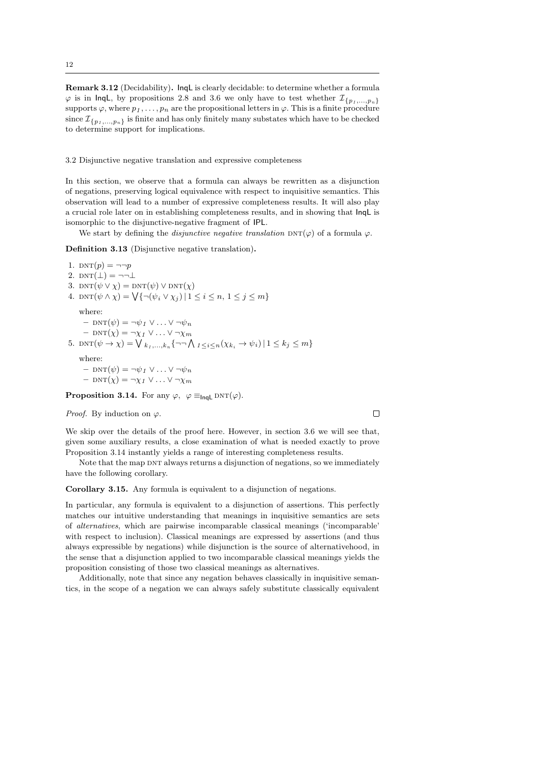**Remark 3.12** (Decidability)**.** InqL is clearly decidable: to determine whether a formula $\varphi$ is in InqL, by propositions 2.8 and 3.6 we only have to test whether $\mathcal{I}_{\{p_1,\ldots,p_n\}}$ supports $\varphi$, where $p_1,\ldots,p_n$ are the propositional letters in $\varphi$. This is a finite procedure since $\mathcal{I}_{\{p_1,\ldots,p_n\}}$ is finite and has only finitely many substates which have to be checked to determine support for implications.

### 3.2 Disjunctive negative translation and expressive completeness

In this section, we observe that a formula can always be rewritten as a disjunction of negations, preserving logical equivalence with respect to inquisitive semantics. This observation will lead to a number of expressive completeness results. It will also play a crucial role later on in establishing completeness results, and in showing that InqL is isomorphic to the disjunctive-negative fragment of IPL.

We start by defining the *disjunctive negative translation* $\text{DNT}(\varphi)$ of a formula $\varphi$.

**Definition 3.13** (Disjunctive negative translation)**.**

1. $\text{DNT}(p) = \neg\neg p$
2. $\text{DNT}(\bot) = \neg\neg\bot$
3. $\text{DNT}(\psi \vee \chi) = \text{DNT}(\psi) \vee \text{DNT}(\chi)$
4. $\text{DNT}(\psi \wedge \chi) = \bigvee\{\neg(\psi_i \vee \chi_j)\,|\, 1 \leq i \leq n,\ 1 \leq j \leq m\}$

   where:
   - $\text{DNT}(\psi) = \neg\psi_1 \vee \ldots \vee \neg\psi_n$
   - $\text{DNT}(\chi) = \neg\chi_1 \vee \ldots \vee \neg\chi_m$
5. $\text{DNT}(\psi \to \chi) = \bigvee_{k_1,\ldots,k_n}\{\neg\neg\bigwedge_{1\leq i\leq n}(\chi_{k_i} \to \psi_i)\,|\, 1 \leq k_j \leq m\}$

   where:
   - $\text{DNT}(\psi) = \neg\psi_1 \vee \ldots \vee \neg\psi_n$
   - $\text{DNT}(\chi) = \neg\chi_1 \vee \ldots \vee \neg\chi_m$

**Proposition 3.14.** For any $\varphi$, $\varphi \equiv_{\mathsf{InqL}} \text{DNT}(\varphi)$.

*Proof.* By induction on $\varphi$. □

We skip over the details of the proof here. However, in section 3.6 we will see that, given some auxiliary results, a close examination of what is needed exactly to prove Proposition 3.14 instantly yields a range of interesting completeness results.

Note that the map DNT always returns a disjunction of negations, so we immediately have the following corollary.

**Corollary 3.15.** Any formula is equivalent to a disjunction of negations.

In particular, any formula is equivalent to a disjunction of assertions. This perfectly matches our intuitive understanding that meanings in inquisitive semantics are sets of *alternatives*, which are pairwise incomparable classical meanings ('incomparable' with respect to inclusion). Classical meanings are expressed by assertions (and thus always expressible by negations) while disjunction is the source of alternativehood, in the sense that a disjunction applied to two incomparable classical meanings yields the proposition consisting of those two classical meanings as alternatives.

Additionally, note that since any negation behaves classically in inquisitive semantics, in the scope of a negation we can always safely substitute classically equivalent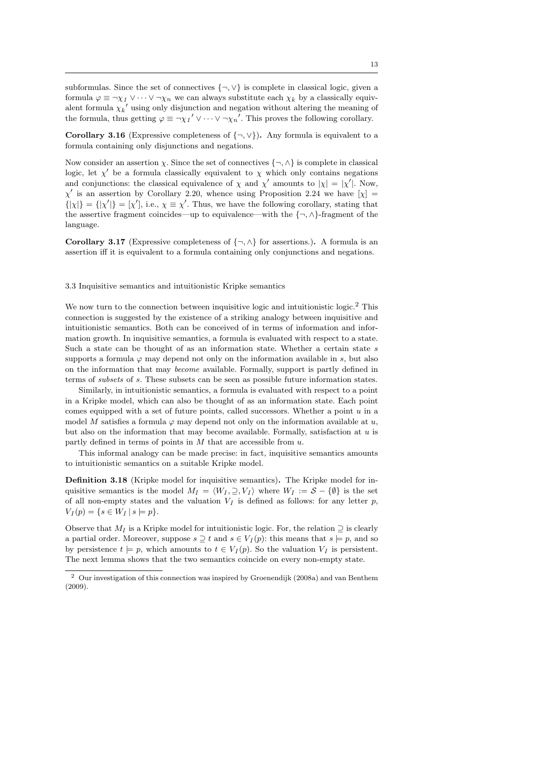subformulas. Since the set of connectives $\{\neg, \vee\}$ is complete in classical logic, given a formula $\varphi \equiv \neg\chi_1 \vee \cdots \vee \neg\chi_n$ we can always substitute each $\chi_k$ by a classically equivalent formula $\chi_k{}'$ using only disjunction and negation without altering the meaning of the formula, thus getting $\varphi \equiv \neg\chi_1{}' \vee \cdots \vee \neg\chi_n{}'$. This proves the following corollary.

**Corollary 3.16** (Expressive completeness of $\{\neg, \vee\}$). Any formula is equivalent to a formula containing only disjunctions and negations.

Now consider an assertion $\chi$. Since the set of connectives $\{\neg, \wedge\}$ is complete in classical logic, let $\chi'$ be a formula classically equivalent to $\chi$ which only contains negations and conjunctions: the classical equivalence of $\chi$ and $\chi'$ amounts to $|\chi| = |\chi'|$. Now, $\chi'$ is an assertion by Corollary 2.20, whence using Proposition 2.24 we have $[\chi] = \{|\chi|\} = \{|\chi'|\} = [\chi']$, i.e., $\chi \equiv \chi'$. Thus, we have the following corollary, stating that the assertive fragment coincides—up to equivalence—with the $\{\neg, \wedge\}$-fragment of the language.

**Corollary 3.17** (Expressive completeness of $\{\neg, \wedge\}$ for assertions.). A formula is an assertion iff it is equivalent to a formula containing only conjunctions and negations.

### 3.3 Inquisitive semantics and intuitionistic Kripke semantics

We now turn to the connection between inquisitive logic and intuitionistic logic.[2] This connection is suggested by the existence of a striking analogy between inquisitive and intuitionistic semantics. Both can be conceived of in terms of information and information growth. In inquisitive semantics, a formula is evaluated with respect to a state. Such a state can be thought of as an information state. Whether a certain state $s$ supports a formula $\varphi$ may depend not only on the information available in $s$, but also on the information that may *become* available. Formally, support is partly defined in terms of *subsets* of $s$. These subsets can be seen as possible future information states.

Similarly, in intuitionistic semantics, a formula is evaluated with respect to a point in a Kripke model, which can also be thought of as an information state. Each point comes equipped with a set of future points, called successors. Whether a point $u$ in a model $M$ satisfies a formula $\varphi$ may depend not only on the information available at $u$, but also on the information that may become available. Formally, satisfaction at $u$ is partly defined in terms of points in $M$ that are accessible from $u$.

This informal analogy can be made precise: in fact, inquisitive semantics amounts to intuitionistic semantics on a suitable Kripke model.

**Definition 3.18** (Kripke model for inquisitive semantics). The Kripke model for inquisitive semantics is the model $M_I = \langle W_I, \supseteq, V_I \rangle$ where $W_I := \mathcal{S} - \{\emptyset\}$ is the set of all non-empty states and the valuation $V_I$ is defined as follows: for any letter $p$, $V_I(p) = \{s \in W_I \mid s \models p\}$.

Observe that $M_I$ is a Kripke model for intuitionistic logic. For, the relation $\supseteq$ is clearly a partial order. Moreover, suppose $s \supseteq t$ and $s \in V_I(p)$: this means that $s \models p$, and so by persistence $t \models p$, which amounts to $t \in V_I(p)$. So the valuation $V_I$ is persistent. The next lemma shows that the two semantics coincide on every non-empty state.

[2] Our investigation of this connection was inspired by Groenendijk (2008a) and van Benthem (2009).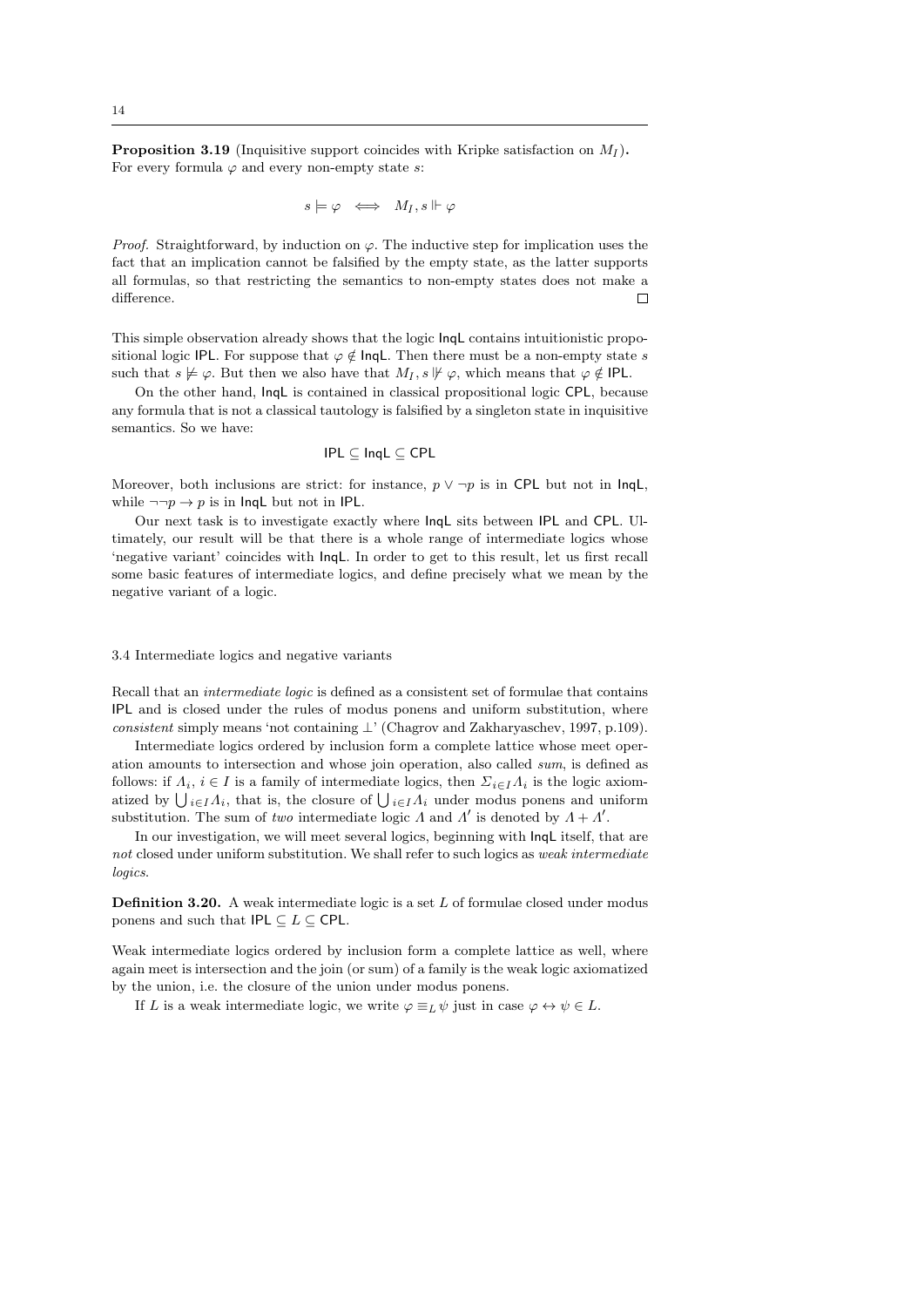**Proposition 3.19** (Inquisitive support coincides with Kripke satisfaction on $M_I$)**.** For every formula $\varphi$ and every non-empty state $s$:

$$s \models \varphi \iff M_I, s \Vdash \varphi$$

*Proof.* Straightforward, by induction on $\varphi$. The inductive step for implication uses the fact that an implication cannot be falsified by the empty state, as the latter supports all formulas, so that restricting the semantics to non-empty states does not make a difference. $\square$

This simple observation already shows that the logic InqL contains intuitionistic propositional logic IPL. For suppose that $\varphi \notin$ InqL. Then there must be a non-empty state $s$ such that $s \not\models \varphi$. But then we also have that $M_I, s \not\Vdash \varphi$, which means that $\varphi \notin$ IPL.

On the other hand, InqL is contained in classical propositional logic CPL, because any formula that is not a classical tautology is falsified by a singleton state in inquisitive semantics. So we have:

$$\mathsf{IPL} \subseteq \mathsf{InqL} \subseteq \mathsf{CPL}$$

Moreover, both inclusions are strict: for instance, $p \vee \neg p$ is in CPL but not in InqL, while $\neg\neg p \to p$ is in InqL but not in IPL.

Our next task is to investigate exactly where InqL sits between IPL and CPL. Ultimately, our result will be that there is a whole range of intermediate logics whose 'negative variant' coincides with InqL. In order to get to this result, let us first recall some basic features of intermediate logics, and define precisely what we mean by the negative variant of a logic.

### 3.4 Intermediate logics and negative variants

Recall that an *intermediate logic* is defined as a consistent set of formulae that contains IPL and is closed under the rules of modus ponens and uniform substitution, where *consistent* simply means 'not containing $\bot$' (Chagrov and Zakharyaschev, 1997, p.109).

Intermediate logics ordered by inclusion form a complete lattice whose meet operation amounts to intersection and whose join operation, also called *sum*, is defined as follows: if $\Lambda_i$, $i \in I$ is a family of intermediate logics, then $\Sigma_{i \in I} \Lambda_i$ is the logic axiomatized by $\bigcup_{i \in I} \Lambda_i$, that is, the closure of $\bigcup_{i \in I} \Lambda_i$ under modus ponens and uniform substitution. The sum of *two* intermediate logic $\Lambda$ and $\Lambda'$ is denoted by $\Lambda + \Lambda'$.

In our investigation, we will meet several logics, beginning with InqL itself, that are *not* closed under uniform substitution. We shall refer to such logics as *weak intermediate logics*.

**Definition 3.20.** A weak intermediate logic is a set $L$ of formulae closed under modus ponens and such that IPL $\subseteq L \subseteq$ CPL.

Weak intermediate logics ordered by inclusion form a complete lattice as well, where again meet is intersection and the join (or sum) of a family is the weak logic axiomatized by the union, i.e. the closure of the union under modus ponens.

If $L$ is a weak intermediate logic, we write $\varphi \equiv_L \psi$ just in case $\varphi \leftrightarrow \psi \in L$.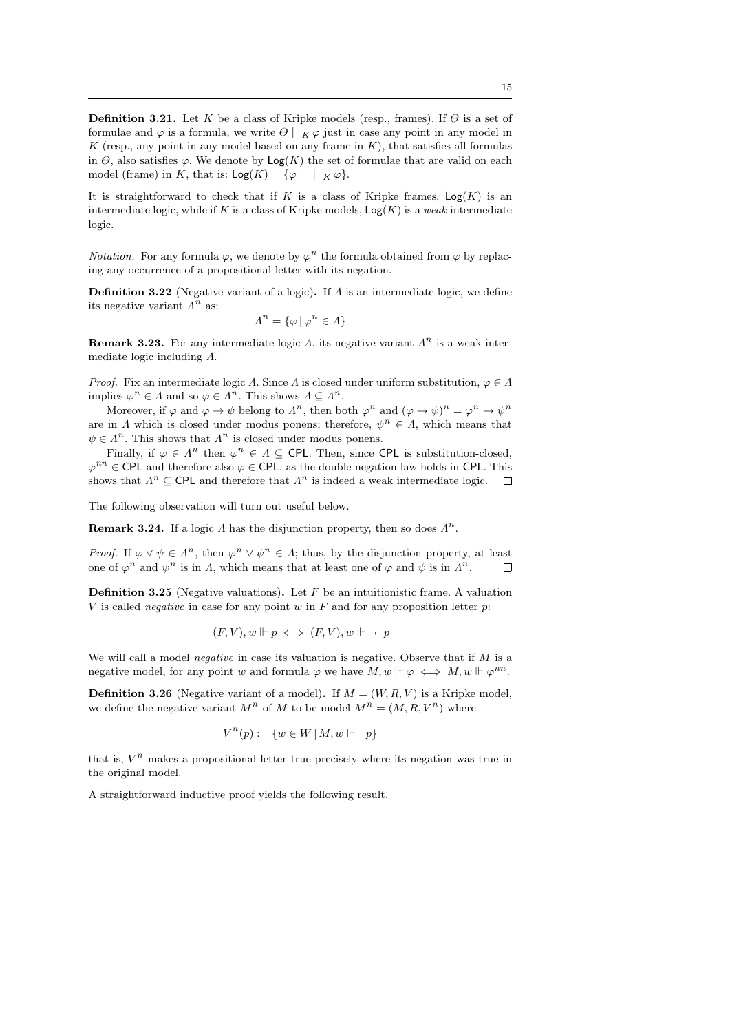**Definition 3.21.** Let $K$ be a class of Kripke models (resp., frames). If $\Theta$ is a set of formulae and $\varphi$ is a formula, we write $\Theta \models_K \varphi$ just in case any point in any model in $K$ (resp., any point in any model based on any frame in $K$), that satisfies all formulas in $\Theta$, also satisfies $\varphi$. We denote by $\mathsf{Log}(K)$ the set of formulae that are valid on each model (frame) in $K$, that is: $\mathsf{Log}(K) = \{\varphi \mid \ \models_K \varphi\}$.

It is straightforward to check that if $K$ is a class of Kripke frames, $\mathsf{Log}(K)$ is an intermediate logic, while if $K$ is a class of Kripke models, $\mathsf{Log}(K)$ is a *weak* intermediate logic.

*Notation.* For any formula $\varphi$, we denote by $\varphi^n$ the formula obtained from $\varphi$ by replacing any occurrence of a propositional letter with its negation.

**Definition 3.22** (Negative variant of a logic)**.** If $\Lambda$ is an intermediate logic, we define its negative variant $\Lambda^n$ as:

$$\Lambda^n = \{\varphi \mid \varphi^n \in \Lambda\}$$

**Remark 3.23.** For any intermediate logic $\Lambda$, its negative variant $\Lambda^n$ is a weak intermediate logic including $\Lambda$.

*Proof.* Fix an intermediate logic $\Lambda$. Since $\Lambda$ is closed under uniform substitution, $\varphi \in \Lambda$ implies $\varphi^n \in \Lambda$ and so $\varphi \in \Lambda^n$. This shows $\Lambda \subseteq \Lambda^n$.

Moreover, if $\varphi$ and $\varphi \to \psi$ belong to $\Lambda^n$, then both $\varphi^n$ and $(\varphi \to \psi)^n = \varphi^n \to \psi^n$ are in $\Lambda$ which is closed under modus ponens; therefore, $\psi^n \in \Lambda$, which means that $\psi \in \Lambda^n$. This shows that $\Lambda^n$ is closed under modus ponens.

Finally, if $\varphi \in \Lambda^n$ then $\varphi^n \in \Lambda \subseteq \mathsf{CPL}$. Then, since $\mathsf{CPL}$ is substitution-closed, $\varphi^{nn} \in \mathsf{CPL}$ and therefore also $\varphi \in \mathsf{CPL}$, as the double negation law holds in $\mathsf{CPL}$. This shows that $\Lambda^n \subseteq \mathsf{CPL}$ and therefore that $\Lambda^n$ is indeed a weak intermediate logic. $\square$

The following observation will turn out useful below.

**Remark 3.24.** If a logic $\Lambda$ has the disjunction property, then so does $\Lambda^n$.

*Proof.* If $\varphi \vee \psi \in \Lambda^n$, then $\varphi^n \vee \psi^n \in \Lambda$; thus, by the disjunction property, at least one of $\varphi^n$ and $\psi^n$ is in $\Lambda$, which means that at least one of $\varphi$ and $\psi$ is in $\Lambda^n$. $\square$

**Definition 3.25** (Negative valuations)**.** Let $F$ be an intuitionistic frame. A valuation $V$ is called *negative* in case for any point $w$ in $F$ and for any proposition letter $p$:

$$(F, V), w \Vdash p \iff (F, V), w \Vdash \neg\neg p$$

We will call a model *negative* in case its valuation is negative. Observe that if $M$ is a negative model, for any point $w$ and formula $\varphi$ we have $M, w \Vdash \varphi \iff M, w \Vdash \varphi^{nn}$.

**Definition 3.26** (Negative variant of a model)**.** If $M = (W, R, V)$ is a Kripke model, we define the negative variant $M^n$ of $M$ to be model $M^n = (M, R, V^n)$ where

$$V^n(p) := \{w \in W \mid M, w \Vdash \neg p\}$$

that is, $V^n$ makes a propositional letter true precisely where its negation was true in the original model.

A straightforward inductive proof yields the following result.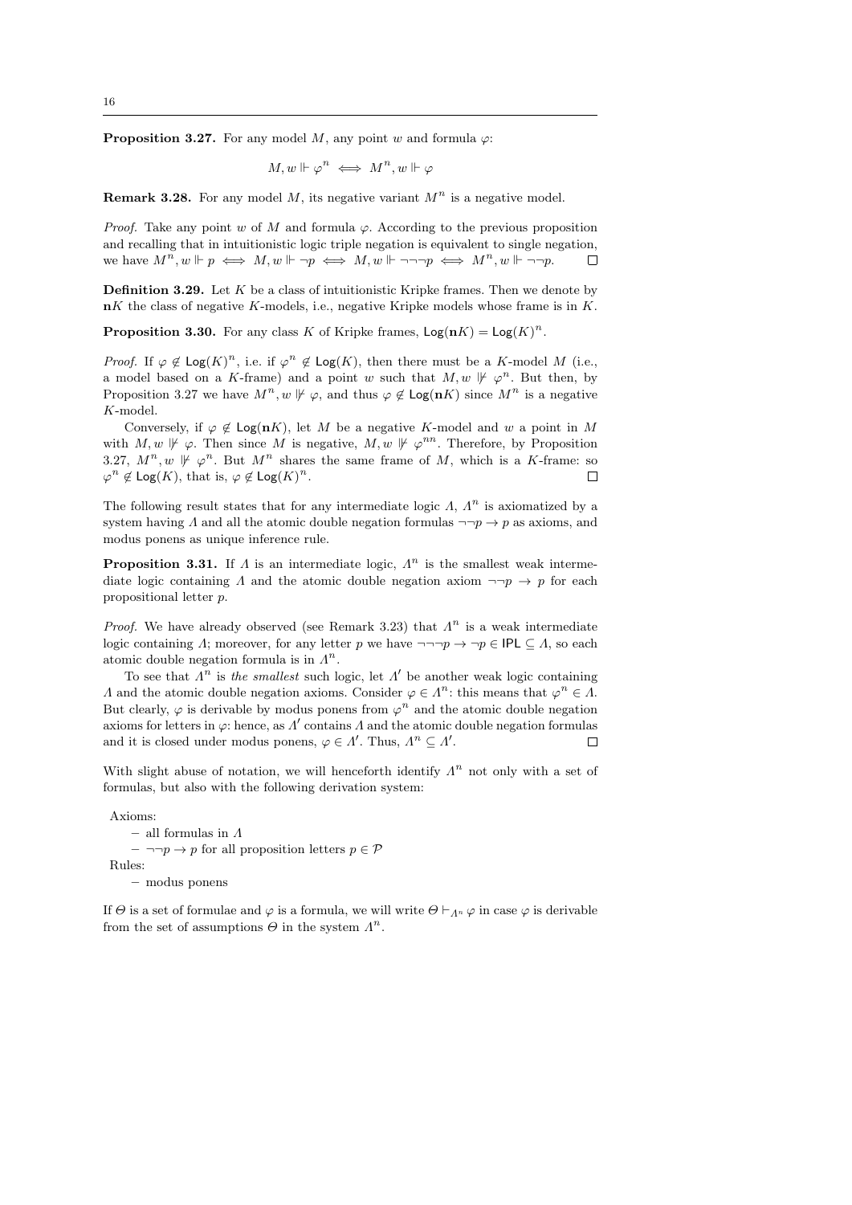**Proposition 3.27.** For any model $M$, any point $w$ and formula $\varphi$:

$$M, w \Vdash \varphi^n \iff M^n, w \Vdash \varphi$$

**Remark 3.28.** For any model $M$, its negative variant $M^n$ is a negative model.

*Proof.* Take any point $w$ of $M$ and formula $\varphi$. According to the previous proposition and recalling that in intuitionistic logic triple negation is equivalent to single negation, we have $M^n, w \Vdash p \iff M, w \Vdash \neg p \iff M, w \Vdash \neg\neg\neg p \iff M^n, w \Vdash \neg\neg p$. $\square$

**Definition 3.29.** Let $K$ be a class of intuitionistic Kripke frames. Then we denote by $\mathbf{n}K$ the class of negative $K$-models, i.e., negative Kripke models whose frame is in $K$.

**Proposition 3.30.** For any class $K$ of Kripke frames, $\mathsf{Log}(\mathbf{n}K) = \mathsf{Log}(K)^n$.

*Proof.* If $\varphi \notin \mathsf{Log}(K)^n$, i.e. if $\varphi^n \notin \mathsf{Log}(K)$, then there must be a $K$-model $M$ (i.e., a model based on a $K$-frame) and a point $w$ such that $M, w \nVdash \varphi^n$. But then, by Proposition 3.27 we have $M^n, w \nVdash \varphi$, and thus $\varphi \notin \mathsf{Log}(\mathbf{n}K)$ since $M^n$ is a negative $K$-model.

Conversely, if $\varphi \notin \mathsf{Log}(\mathbf{n}K)$, let $M$ be a negative $K$-model and $w$ a point in $M$ with $M, w \nVdash \varphi$. Then since $M$ is negative, $M, w \nVdash \varphi^{nn}$. Therefore, by Proposition 3.27, $M^n, w \nVdash \varphi^n$. But $M^n$ shares the same frame of $M$, which is a $K$-frame: so $\varphi^n \notin \mathsf{Log}(K)$, that is, $\varphi \notin \mathsf{Log}(K)^n$. $\square$

The following result states that for any intermediate logic $\Lambda$, $\Lambda^n$ is axiomatized by a system having $\Lambda$ and all the atomic double negation formulas $\neg\neg p \to p$ as axioms, and modus ponens as unique inference rule.

**Proposition 3.31.** If $\Lambda$ is an intermediate logic, $\Lambda^n$ is the smallest weak intermediate logic containing $\Lambda$ and the atomic double negation axiom $\neg\neg p \to p$ for each propositional letter $p$.

*Proof.* We have already observed (see Remark 3.23) that $\Lambda^n$ is a weak intermediate logic containing $\Lambda$; moreover, for any letter $p$ we have $\neg\neg\neg p \to \neg p \in \mathsf{IPL} \subseteq \Lambda$, so each atomic double negation formula is in $\Lambda^n$.

To see that $\Lambda^n$ is *the smallest* such logic, let $\Lambda'$ be another weak logic containing $\Lambda$ and the atomic double negation axioms. Consider $\varphi \in \Lambda^n$: this means that $\varphi^n \in \Lambda$. But clearly, $\varphi$ is derivable by modus ponens from $\varphi^n$ and the atomic double negation axioms for letters in $\varphi$: hence, as $\Lambda'$ contains $\Lambda$ and the atomic double negation formulas and it is closed under modus ponens, $\varphi \in \Lambda'$. Thus, $\Lambda^n \subseteq \Lambda'$. $\square$

With slight abuse of notation, we will henceforth identify $\Lambda^n$ not only with a set of formulas, but also with the following derivation system:

Axioms:
- all formulas in $\Lambda$
- $\neg\neg p \to p$ for all proposition letters $p \in \mathcal{P}$

Rules:
- modus ponens

If $\Theta$ is a set of formulae and $\varphi$ is a formula, we will write $\Theta \vdash_{\Lambda^n} \varphi$ in case $\varphi$ is derivable from the set of assumptions $\Theta$ in the system $\Lambda^n$.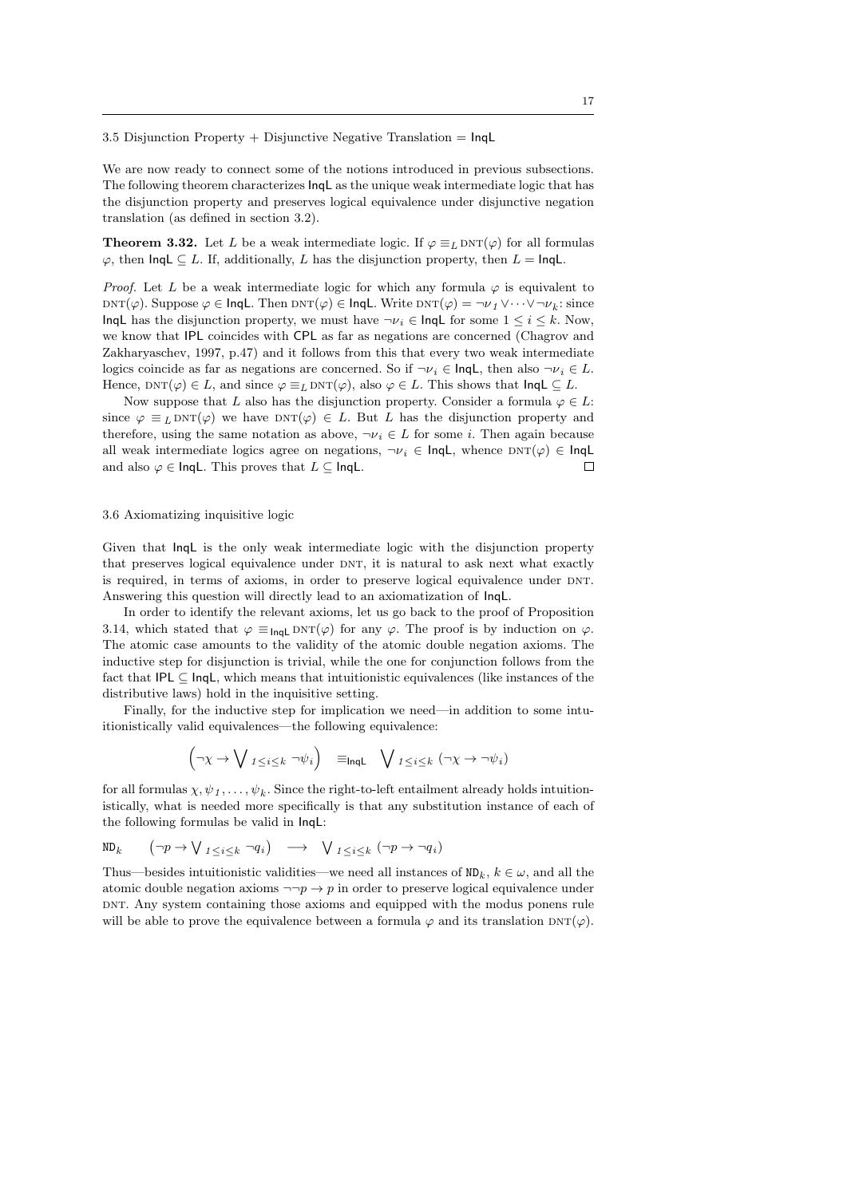### 3.5 Disjunction Property + Disjunctive Negative Translation = InqL

We are now ready to connect some of the notions introduced in previous subsections. The following theorem characterizes InqL as the unique weak intermediate logic that has the disjunction property and preserves logical equivalence under disjunctive negation translation (as defined in section 3.2).

**Theorem 3.32.** Let $L$ be a weak intermediate logic. If $\varphi \equiv_L \text{DNT}(\varphi)$ for all formulas $\varphi$, then $\mathsf{InqL} \subseteq L$. If, additionally, $L$ has the disjunction property, then $L = \mathsf{InqL}$.

*Proof.* Let $L$ be a weak intermediate logic for which any formula $\varphi$ is equivalent to $\text{DNT}(\varphi)$. Suppose $\varphi \in \mathsf{InqL}$. Then $\text{DNT}(\varphi) \in \mathsf{InqL}$. Write $\text{DNT}(\varphi) = \neg\nu_1 \vee \cdots \vee \neg\nu_k$: since InqL has the disjunction property, we must have $\neg\nu_i \in \mathsf{InqL}$ for some $1 \leq i \leq k$. Now, we know that IPL coincides with CPL as far as negations are concerned (Chagrov and Zakharyaschev, 1997, p.47) and it follows from this that every two weak intermediate logics coincide as far as negations are concerned. So if $\neg\nu_i \in \mathsf{InqL}$, then also $\neg\nu_i \in L$. Hence, $\text{DNT}(\varphi) \in L$, and since $\varphi \equiv_L \text{DNT}(\varphi)$, also $\varphi \in L$. This shows that $\mathsf{InqL} \subseteq L$.

Now suppose that $L$ also has the disjunction property. Consider a formula $\varphi \in L$: since $\varphi \equiv_L \text{DNT}(\varphi)$ we have $\text{DNT}(\varphi) \in L$. But $L$ has the disjunction property and therefore, using the same notation as above, $\neg\nu_i \in L$ for some $i$. Then again because all weak intermediate logics agree on negations, $\neg\nu_i \in \mathsf{InqL}$, whence $\text{DNT}(\varphi) \in \mathsf{InqL}$ and also $\varphi \in \mathsf{InqL}$. This proves that $L \subseteq \mathsf{InqL}$. □

### 3.6 Axiomatizing inquisitive logic

Given that InqL is the only weak intermediate logic with the disjunction property that preserves logical equivalence under DNT, it is natural to ask next what exactly is required, in terms of axioms, in order to preserve logical equivalence under DNT. Answering this question will directly lead to an axiomatization of InqL.

In order to identify the relevant axioms, let us go back to the proof of Proposition 3.14, which stated that $\varphi \equiv_{\mathsf{InqL}} \text{DNT}(\varphi)$ for any $\varphi$. The proof is by induction on $\varphi$. The atomic case amounts to the validity of the atomic double negation axioms. The inductive step for disjunction is trivial, while the one for conjunction follows from the fact that $\mathsf{IPL} \subseteq \mathsf{InqL}$, which means that intuitionistic equivalences (like instances of the distributive laws) hold in the inquisitive setting.

Finally, for the inductive step for implication we need—in addition to some intuitionistically valid equivalences—the following equivalence:

$$\Big(\neg\chi \to \bigvee_{1 \leq i \leq k} \neg\psi_i\Big) \quad \equiv_{\mathsf{InqL}} \quad \bigvee_{1 \leq i \leq k} (\neg\chi \to \neg\psi_i)$$

for all formulas $\chi, \psi_1, \ldots, \psi_k$. Since the right-to-left entailment already holds intuitionistically, what is needed more specifically is that any substitution instance of each of the following formulas be valid in InqL:

$$\mathtt{ND}_k \qquad \Big(\neg p \to \bigvee_{1 \leq i \leq k} \neg q_i\Big) \quad \longrightarrow \quad \bigvee_{1 \leq i \leq k} (\neg p \to \neg q_i)$$

Thus—besides intuitionistic validities—we need all instances of $\mathtt{ND}_k$, $k \in \omega$, and all the atomic double negation axioms $\neg\neg p \to p$ in order to preserve logical equivalence under DNT. Any system containing those axioms and equipped with the modus ponens rule will be able to prove the equivalence between a formula $\varphi$ and its translation $\text{DNT}(\varphi)$.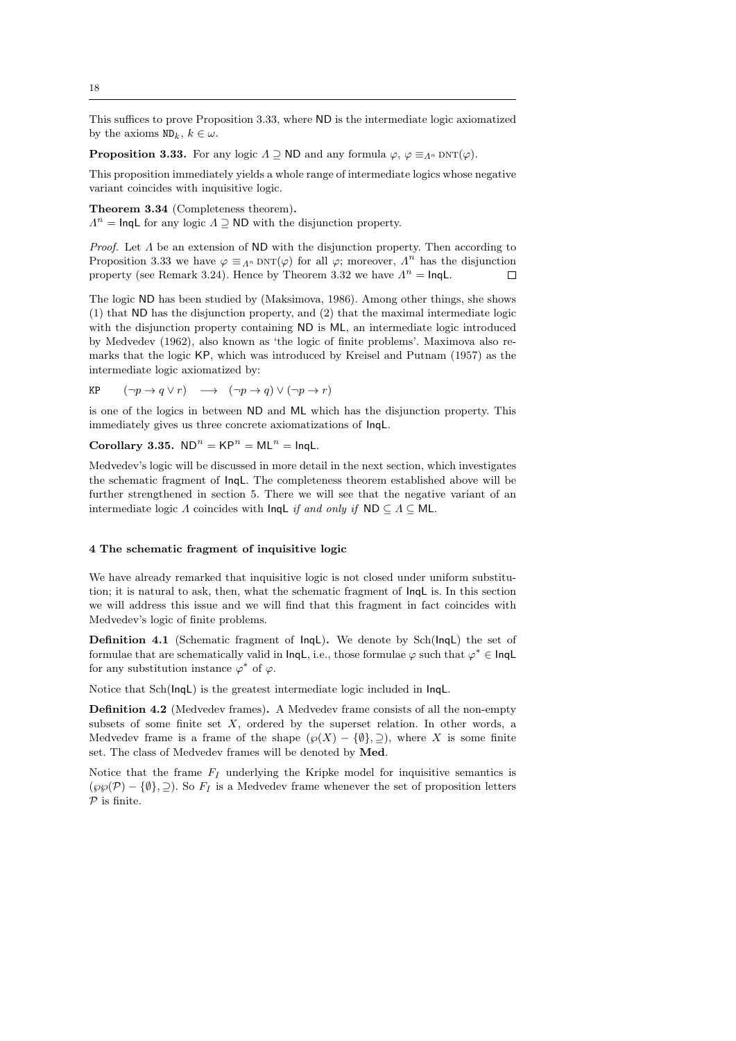This suffices to prove Proposition 3.33, where ND is the intermediate logic axiomatized by the axioms $\mathtt{ND}_k$, $k \in \omega$.

**Proposition 3.33.** For any logic $\Lambda \supseteq \mathsf{ND}$ and any formula $\varphi$, $\varphi \equiv_{\Lambda^n} \mathrm{DNT}(\varphi)$.

This proposition immediately yields a whole range of intermediate logics whose negative variant coincides with inquisitive logic.

**Theorem 3.34** (Completeness theorem)**.**
$\Lambda^n = \mathsf{InqL}$ for any logic $\Lambda \supseteq \mathsf{ND}$ with the disjunction property.

*Proof.* Let $\Lambda$ be an extension of ND with the disjunction property. Then according to Proposition 3.33 we have $\varphi \equiv_{\Lambda^n} \mathrm{DNT}(\varphi)$ for all $\varphi$; moreover, $\Lambda^n$ has the disjunction property (see Remark 3.24). Hence by Theorem 3.32 we have $\Lambda^n = \mathsf{InqL}$. $\square$

The logic ND has been studied by (Maksimova, 1986). Among other things, she shows (1) that ND has the disjunction property, and (2) that the maximal intermediate logic with the disjunction property containing ND is ML, an intermediate logic introduced by Medvedev (1962), also known as 'the logic of finite problems'. Maximova also remarks that the logic KP, which was introduced by Kreisel and Putnam (1957) as the intermediate logic axiomatized by:

$$\mathtt{KP} \qquad (\neg p \to q \vee r) \quad \longrightarrow \quad (\neg p \to q) \vee (\neg p \to r)$$

is one of the logics in between ND and ML which has the disjunction property. This immediately gives us three concrete axiomatizations of InqL.

**Corollary 3.35.** $\mathsf{ND}^n = \mathsf{KP}^n = \mathsf{ML}^n = \mathsf{InqL}$.

Medvedev's logic will be discussed in more detail in the next section, which investigates the schematic fragment of InqL. The completeness theorem established above will be further strengthened in section 5. There we will see that the negative variant of an intermediate logic $\Lambda$ coincides with InqL *if and only if* $\mathsf{ND} \subseteq \Lambda \subseteq \mathsf{ML}$.

## 4 The schematic fragment of inquisitive logic

We have already remarked that inquisitive logic is not closed under uniform substitution; it is natural to ask, then, what the schematic fragment of InqL is. In this section we will address this issue and we will find that this fragment in fact coincides with Medvedev's logic of finite problems.

**Definition 4.1** (Schematic fragment of InqL)**.** We denote by Sch(InqL) the set of formulae that are schematically valid in InqL, i.e., those formulae $\varphi$ such that $\varphi^* \in \mathsf{InqL}$ for any substitution instance $\varphi^*$ of $\varphi$.

Notice that Sch(InqL) is the greatest intermediate logic included in InqL.

**Definition 4.2** (Medvedev frames)**.** A Medvedev frame consists of all the non-empty subsets of some finite set $X$, ordered by the superset relation. In other words, a Medvedev frame is a frame of the shape $(\wp(X) - \{\emptyset\}, \supseteq)$, where $X$ is some finite set. The class of Medvedev frames will be denoted by **Med**.

Notice that the frame $F_I$ underlying the Kripke model for inquisitive semantics is $(\wp\wp(\mathcal{P}) - \{\emptyset\}, \supseteq)$. So $F_I$ is a Medvedev frame whenever the set of proposition letters $\mathcal{P}$ is finite.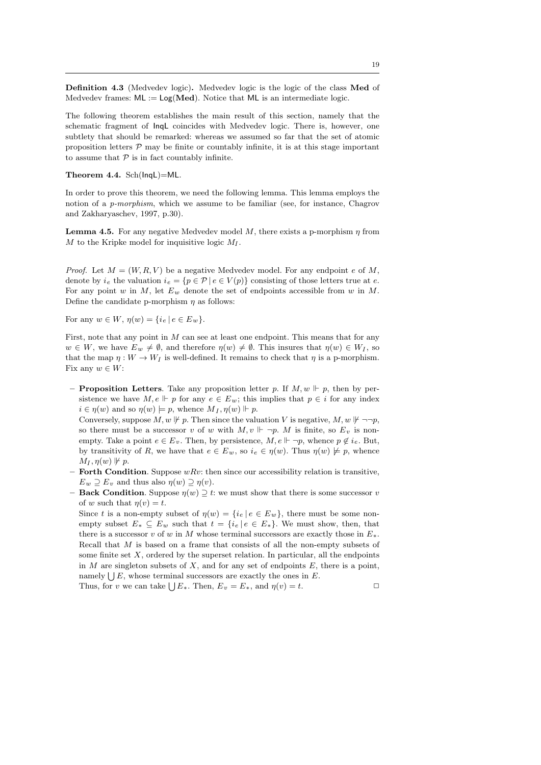**Definition 4.3** (Medvedev logic)**.** Medvedev logic is the logic of the class **Med** of Medvedev frames: $\mathsf{ML} := \mathsf{Log}(\mathbf{Med})$. Notice that $\mathsf{ML}$ is an intermediate logic.

The following theorem establishes the main result of this section, namely that the schematic fragment of $\mathsf{InqL}$ coincides with Medvedev logic. There is, however, one subtlety that should be remarked: whereas we assumed so far that the set of atomic proposition letters $\mathcal{P}$ may be finite or countably infinite, it is at this stage important to assume that $\mathcal{P}$ is in fact countably infinite.

**Theorem 4.4.** $\mathrm{Sch}(\mathsf{InqL}){=}\mathsf{ML}$.

In order to prove this theorem, we need the following lemma. This lemma employs the notion of a *p-morphism*, which we assume to be familiar (see, for instance, Chagrov and Zakharyaschev, 1997, p.30).

**Lemma 4.5.** For any negative Medvedev model $M$, there exists a p-morphism $\eta$ from $M$ to the Kripke model for inquisitive logic $M_I$.

*Proof.* Let $M = (W, R, V)$ be a negative Medvedev model. For any endpoint $e$ of $M$, denote by $i_e$ the valuation $i_e = \{p \in \mathcal{P} \mid e \in V(p)\}$ consisting of those letters true at $e$. For any point $w$ in $M$, let $E_w$ denote the set of endpoints accessible from $w$ in $M$. Define the candidate p-morphism $\eta$ as follows:

For any $w \in W$, $\eta(w) = \{i_e \mid e \in E_w\}$.

First, note that any point in $M$ can see at least one endpoint. This means that for any $w \in W$, we have $E_w \neq \emptyset$, and therefore $\eta(w) \neq \emptyset$. This insures that $\eta(w) \in W_I$, so that the map $\eta : W \to W_I$ is well-defined. It remains to check that $\eta$ is a p-morphism. Fix any $w \in W$:

– **Proposition Letters**. Take any proposition letter $p$. If $M, w \Vdash p$, then by persistence we have $M, e \Vdash p$ for any $e \in E_w$; this implies that $p \in i$ for any index $i \in \eta(w)$ and so $\eta(w) \models p$, whence $M_I, \eta(w) \Vdash p$.
  Conversely, suppose $M, w \nVdash p$. Then since the valuation $V$ is negative, $M, w \nVdash \neg\neg p$, so there must be a successor $v$ of $w$ with $M, v \Vdash \neg p$. $M$ is finite, so $E_v$ is non-empty. Take a point $e \in E_v$. Then, by persistence, $M, e \Vdash \neg p$, whence $p \notin i_e$. But, by transitivity of $R$, we have that $e \in E_w$, so $i_e \in \eta(w)$. Thus $\eta(w) \not\models p$, whence $M_I, \eta(w) \nVdash p$.
– **Forth Condition**. Suppose $wRv$: then since our accessibility relation is transitive, $E_w \supseteq E_v$ and thus also $\eta(w) \supseteq \eta(v)$.
– **Back Condition**. Suppose $\eta(w) \supseteq t$: we must show that there is some successor $v$ of $w$ such that $\eta(v) = t$.
  Since $t$ is a non-empty subset of $\eta(w) = \{i_e \mid e \in E_w\}$, there must be some non-empty subset $E_* \subseteq E_w$ such that $t = \{i_e \mid e \in E_*\}$. We must show, then, that there is a successor $v$ of $w$ in $M$ whose terminal successors are exactly those in $E_*$. Recall that $M$ is based on a frame that consists of all the non-empty subsets of some finite set $X$, ordered by the superset relation. In particular, all the endpoints in $M$ are singleton subsets of $X$, and for any set of endpoints $E$, there is a point, namely $\bigcup E$, whose terminal successors are exactly the ones in $E$.
  Thus, for $v$ we can take $\bigcup E_*$. Then, $E_v = E_*$, and $\eta(v) = t$. □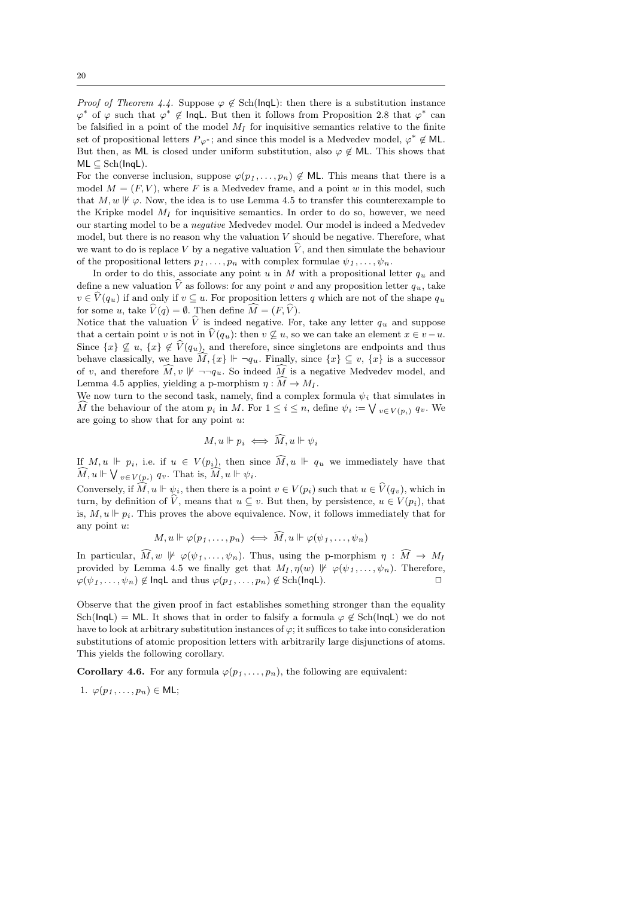*Proof of Theorem 4.4.* Suppose $\varphi \notin \mathrm{Sch}(\mathsf{InqL})$: then there is a substitution instance $\varphi^*$ of $\varphi$ such that $\varphi^* \notin \mathsf{InqL}$. But then it follows from Proposition 2.8 that $\varphi^*$ can be falsified in a point of the model $M_I$ for inquisitive semantics relative to the finite set of propositional letters $P_{\varphi^*}$; and since this model is a Medvedev model, $\varphi^* \notin \mathsf{ML}$. But then, as $\mathsf{ML}$ is closed under uniform substitution, also $\varphi \notin \mathsf{ML}$. This shows that $\mathsf{ML} \subseteq \mathrm{Sch}(\mathsf{InqL})$.

For the converse inclusion, suppose $\varphi(p_1, \dots, p_n) \notin \mathsf{ML}$. This means that there is a model $M = (F, V)$, where $F$ is a Medvedev frame, and a point $w$ in this model, such that $M, w \nVdash \varphi$. Now, the idea is to use Lemma 4.5 to transfer this counterexample to the Kripke model $M_I$ for inquisitive semantics. In order to do so, however, we need our starting model to be a *negative* Medvedev model. Our model is indeed a Medvedev model, but there is no reason why the valuation $V$ should be negative. Therefore, what we want to do is replace $V$ by a negative valuation $\widehat{V}$, and then simulate the behaviour of the propositional letters $p_1, \dots, p_n$ with complex formulae $\psi_1, \dots, \psi_n$.

In order to do this, associate any point $u$ in $M$ with a propositional letter $q_u$ and define a new valuation $\widehat{V}$ as follows: for any point $v$ and any proposition letter $q_u$, take $v \in \widehat{V}(q_u)$ if and only if $v \subseteq u$. For proposition letters $q$ which are not of the shape $q_u$ for some $u$, take $\widehat{V}(q) = \emptyset$. Then define $\widehat{M} = (F, \widehat{V})$.

Notice that the valuation $\widehat{V}$ is indeed negative. For, take any letter $q_u$ and suppose that a certain point $v$ is not in $\widehat{V}(q_u)$: then $v \not\subseteq u$, so we can take an element $x \in v - u$. Since $\{x\} \not\subseteq u$, $\{x\} \notin \widehat{V}(q_u)$, and therefore, since singletons are endpoints and thus behave classically, we have $\widehat{M}, \{x\} \Vdash \neg q_u$. Finally, since $\{x\} \subseteq v$, $\{x\}$ is a successor of $v$, and therefore $\widehat{M}, v \nVdash \neg\neg q_u$. So indeed $\widehat{M}$ is a negative Medvedev model, and Lemma 4.5 applies, yielding a p-morphism $\eta : \widehat{M} \to M_I$.

We now turn to the second task, namely, find a complex formula $\psi_i$ that simulates in $\widehat{M}$ the behaviour of the atom $p_i$ in $M$. For $1 \leq i \leq n$, define $\psi_i := \bigvee_{v \in V(p_i)} q_v$. We are going to show that for any point $u$:

$$M, u \Vdash p_i \iff \widehat{M}, u \Vdash \psi_i$$

If $M, u \Vdash p_i$, i.e. if $u \in V(p_i)$, then since $\widehat{M}, u \Vdash q_u$ we immediately have that $\widehat{M}, u \Vdash \bigvee_{v \in V(p_i)} q_v$. That is, $\widehat{M}, u \Vdash \psi_i$.

Conversely, if $\widehat{M}, u \Vdash \psi_i$, then there is a point $v \in V(p_i)$ such that $u \in \widehat{V}(q_v)$, which in turn, by definition of $\widehat{V}$, means that $u \subseteq v$. But then, by persistence, $u \in V(p_i)$, that is, $M, u \Vdash p_i$. This proves the above equivalence. Now, it follows immediately that for any point $u$:

$$M, u \Vdash \varphi(p_1, \dots, p_n) \iff \widehat{M}, u \Vdash \varphi(\psi_1, \dots, \psi_n)$$

In particular, $\widehat{M}, w \nVdash \varphi(\psi_1, \dots, \psi_n)$. Thus, using the p-morphism $\eta : \widehat{M} \to M_I$ provided by Lemma 4.5 we finally get that $M_I, \eta(w) \nVdash \varphi(\psi_1, \dots, \psi_n)$. Therefore, $\varphi(\psi_1, \dots, \psi_n) \notin \mathsf{InqL}$ and thus $\varphi(p_1, \dots, p_n) \notin \mathrm{Sch}(\mathsf{InqL})$. $\Box$

Observe that the given proof in fact establishes something stronger than the equality $\mathrm{Sch}(\mathsf{InqL}) = \mathsf{ML}$. It shows that in order to falsify a formula $\varphi \notin \mathrm{Sch}(\mathsf{InqL})$ we do not have to look at arbitrary substitution instances of $\varphi$; it suffices to take into consideration substitutions of atomic proposition letters with arbitrarily large disjunctions of atoms. This yields the following corollary.

**Corollary 4.6.** For any formula $\varphi(p_1, \dots, p_n)$, the following are equivalent:

1. $\varphi(p_1, \dots, p_n) \in \mathsf{ML}$;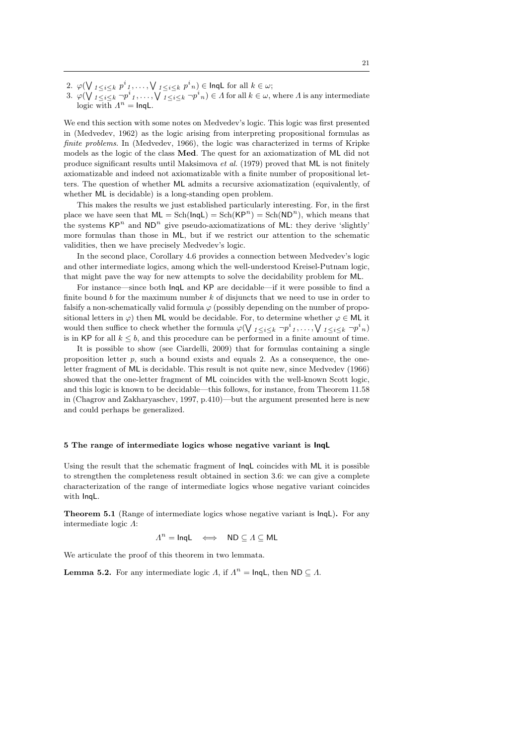2. $\varphi(\bigvee_{1 \leq i \leq k} p^i{}_1, \ldots, \bigvee_{1 \leq i \leq k} p^i{}_n) \in \mathsf{InqL}$ for all $k \in \omega$;
3. $\varphi(\bigvee_{1 \leq i \leq k} \neg p^i{}_1, \ldots, \bigvee_{1 \leq i \leq k} \neg p^i{}_n) \in \Lambda$ for all $k \in \omega$, where $\Lambda$ is any intermediate logic with $\Lambda^n = \mathsf{InqL}$.

We end this section with some notes on Medvedev's logic. This logic was first presented in (Medvedev, 1962) as the logic arising from interpreting propositional formulas as *finite problems*. In (Medvedev, 1966), the logic was characterized in terms of Kripke models as the logic of the class **Med**. The quest for an axiomatization of $\mathsf{ML}$ did not produce significant results until Maksimova *et al.* (1979) proved that $\mathsf{ML}$ is not finitely axiomatizable and indeed not axiomatizable with a finite number of propositional letters. The question of whether $\mathsf{ML}$ admits a recursive axiomatization (equivalently, of whether $\mathsf{ML}$ is decidable) is a long-standing open problem.

This makes the results we just established particularly interesting. For, in the first place we have seen that $\mathsf{ML} = \mathrm{Sch}(\mathsf{InqL}) = \mathrm{Sch}(\mathsf{KP}^n) = \mathrm{Sch}(\mathsf{ND}^n)$, which means that the systems $\mathsf{KP}^n$ and $\mathsf{ND}^n$ give pseudo-axiomatizations of $\mathsf{ML}$: they derive 'slightly' more formulas than those in $\mathsf{ML}$, but if we restrict our attention to the schematic validities, then we have precisely Medvedev's logic.

In the second place, Corollary 4.6 provides a connection between Medvedev's logic and other intermediate logics, among which the well-understood Kreisel-Putnam logic, that might pave the way for new attempts to solve the decidability problem for $\mathsf{ML}$.

For instance—since both $\mathsf{InqL}$ and $\mathsf{KP}$ are decidable—if it were possible to find a finite bound $b$ for the maximum number $k$ of disjuncts that we need to use in order to falsify a non-schematically valid formula $\varphi$ (possibly depending on the number of propositional letters in $\varphi$) then $\mathsf{ML}$ would be decidable. For, to determine whether $\varphi \in \mathsf{ML}$ it would then suffice to check whether the formula $\varphi(\bigvee_{1 \leq i \leq k} \neg p^i{}_1, \ldots, \bigvee_{1 \leq i \leq k} \neg p^i{}_n)$ is in $\mathsf{KP}$ for all $k \leq b$, and this procedure can be performed in a finite amount of time.

It is possible to show (see Ciardelli, 2009) that for formulas containing a single proposition letter $p$, such a bound exists and equals 2. As a consequence, the one-letter fragment of $\mathsf{ML}$ is decidable. This result is not quite new, since Medvedev (1966) showed that the one-letter fragment of $\mathsf{ML}$ coincides with the well-known Scott logic, and this logic is known to be decidable—this follows, for instance, from Theorem 11.58 in (Chagrov and Zakharyaschev, 1997, p.410)—but the argument presented here is new and could perhaps be generalized.

## 5 The range of intermediate logics whose negative variant is InqL

Using the result that the schematic fragment of $\mathsf{InqL}$ coincides with $\mathsf{ML}$ it is possible to strengthen the completeness result obtained in section 3.6: we can give a complete characterization of the range of intermediate logics whose negative variant coincides with $\mathsf{InqL}$.

**Theorem 5.1** (Range of intermediate logics whose negative variant is $\mathsf{InqL}$)**.** For any intermediate logic $\Lambda$:

$$\Lambda^n = \mathsf{InqL} \iff \mathsf{ND} \subseteq \Lambda \subseteq \mathsf{ML}$$

We articulate the proof of this theorem in two lemmata.

**Lemma 5.2.** For any intermediate logic $\Lambda$, if $\Lambda^n = \mathsf{InqL}$, then $\mathsf{ND} \subseteq \Lambda$.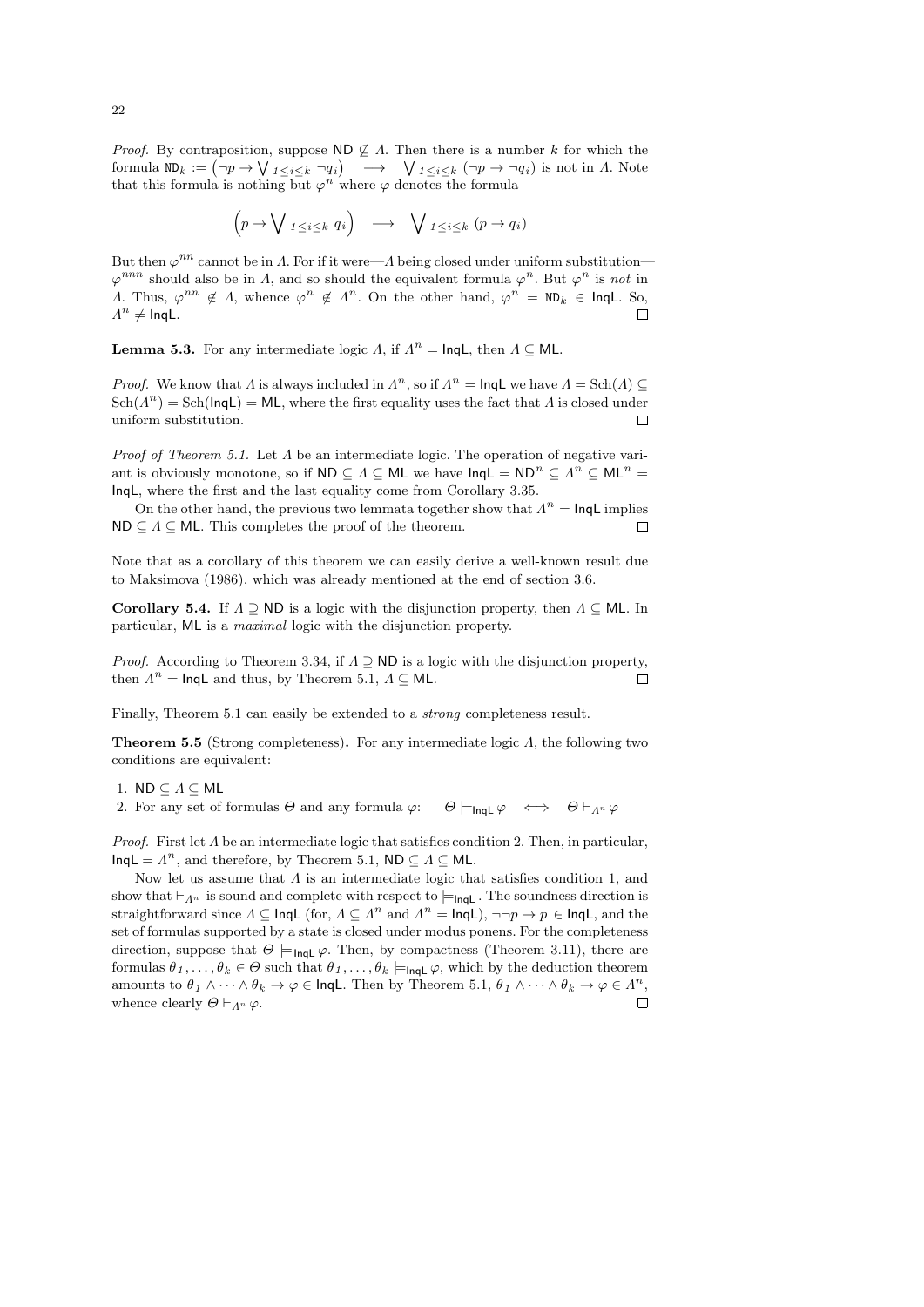*Proof.* By contraposition, suppose $\mathsf{ND} \not\subseteq \Lambda$. Then there is a number $k$ for which the formula $\mathtt{ND}_k := \left(\neg p \to \bigvee_{1 \leq i \leq k} \neg q_i\right) \quad\longrightarrow\quad \bigvee_{1 \leq i \leq k} (\neg p \to \neg q_i)$ is not in $\Lambda$. Note that this formula is nothing but $\varphi^n$ where $\varphi$ denotes the formula

$$\left(p \to \bigvee_{1 \leq i \leq k} q_i\right) \quad\longrightarrow\quad \bigvee_{1 \leq i \leq k} (p \to q_i)$$

But then $\varphi^{nn}$ cannot be in $\Lambda$. For if it were—$\Lambda$ being closed under uniform substitution—$\varphi^{nnn}$ should also be in $\Lambda$, and so should the equivalent formula $\varphi^n$. But $\varphi^n$ is *not* in $\Lambda$. Thus, $\varphi^{nn} \notin \Lambda$, whence $\varphi^n \notin \Lambda^n$. On the other hand, $\varphi^n = \mathtt{ND}_k \in \mathsf{InqL}$. So, $\Lambda^n \neq \mathsf{InqL}$. $\square$

**Lemma 5.3.** For any intermediate logic $\Lambda$, if $\Lambda^n = \mathsf{InqL}$, then $\Lambda \subseteq \mathsf{ML}$.

*Proof.* We know that $\Lambda$ is always included in $\Lambda^n$, so if $\Lambda^n = \mathsf{InqL}$ we have $\Lambda = \mathrm{Sch}(\Lambda) \subseteq \mathrm{Sch}(\Lambda^n) = \mathrm{Sch}(\mathsf{InqL}) = \mathsf{ML}$, where the first equality uses the fact that $\Lambda$ is closed under uniform substitution. $\square$

*Proof of Theorem 5.1.* Let $\Lambda$ be an intermediate logic. The operation of negative variant is obviously monotone, so if $\mathsf{ND} \subseteq \Lambda \subseteq \mathsf{ML}$ we have $\mathsf{InqL} = \mathsf{ND}^n \subseteq \Lambda^n \subseteq \mathsf{ML}^n = \mathsf{InqL}$, where the first and the last equality come from Corollary 3.35.

On the other hand, the previous two lemmata together show that $\Lambda^n = \mathsf{InqL}$ implies $\mathsf{ND} \subseteq \Lambda \subseteq \mathsf{ML}$. This completes the proof of the theorem. $\square$

Note that as a corollary of this theorem we can easily derive a well-known result due to Maksimova (1986), which was already mentioned at the end of section 3.6.

**Corollary 5.4.** If $\Lambda \supseteq \mathsf{ND}$ is a logic with the disjunction property, then $\Lambda \subseteq \mathsf{ML}$. In particular, $\mathsf{ML}$ is a *maximal* logic with the disjunction property.

*Proof.* According to Theorem 3.34, if $\Lambda \supseteq \mathsf{ND}$ is a logic with the disjunction property, then $\Lambda^n = \mathsf{InqL}$ and thus, by Theorem 5.1, $\Lambda \subseteq \mathsf{ML}$. $\square$

Finally, Theorem 5.1 can easily be extended to a *strong* completeness result.

**Theorem 5.5** (Strong completeness)**.** For any intermediate logic $\Lambda$, the following two conditions are equivalent:

1. $\mathsf{ND} \subseteq \Lambda \subseteq \mathsf{ML}$
2. For any set of formulas $\Theta$ and any formula $\varphi$: $\quad \Theta \models_{\mathsf{InqL}} \varphi \iff \Theta \vdash_{\Lambda^n} \varphi$

*Proof.* First let $\Lambda$ be an intermediate logic that satisfies condition 2. Then, in particular, $\mathsf{InqL} = \Lambda^n$, and therefore, by Theorem 5.1, $\mathsf{ND} \subseteq \Lambda \subseteq \mathsf{ML}$.

Now let us assume that $\Lambda$ is an intermediate logic that satisfies condition 1, and show that $\vdash_{\Lambda^n}$ is sound and complete with respect to $\models_{\mathsf{InqL}}$. The soundness direction is straightforward since $\Lambda \subseteq \mathsf{InqL}$ (for, $\Lambda \subseteq \Lambda^n$ and $\Lambda^n = \mathsf{InqL}$), $\neg\neg p \to p \in \mathsf{InqL}$, and the set of formulas supported by a state is closed under modus ponens. For the completeness direction, suppose that $\Theta \models_{\mathsf{InqL}} \varphi$. Then, by compactness (Theorem 3.11), there are formulas $\theta_1, \ldots, \theta_k \in \Theta$ such that $\theta_1, \ldots, \theta_k \models_{\mathsf{InqL}} \varphi$, which by the deduction theorem amounts to $\theta_1 \wedge \cdots \wedge \theta_k \to \varphi \in \mathsf{InqL}$. Then by Theorem 5.1, $\theta_1 \wedge \cdots \wedge \theta_k \to \varphi \in \Lambda^n$, whence clearly $\Theta \vdash_{\Lambda^n} \varphi$. $\square$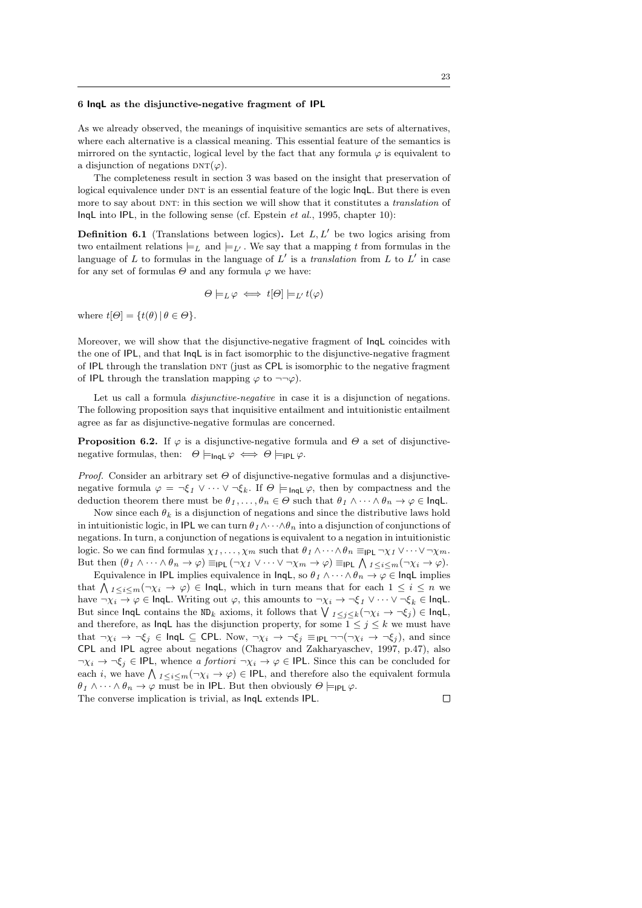## 6 InqL as the disjunctive-negative fragment of IPL

As we already observed, the meanings of inquisitive semantics are sets of alternatives, where each alternative is a classical meaning. This essential feature of the semantics is mirrored on the syntactic, logical level by the fact that any formula $\varphi$ is equivalent to a disjunction of negations $\text{DNT}(\varphi)$.

The completeness result in section 3 was based on the insight that preservation of logical equivalence under DNT is an essential feature of the logic InqL. But there is even more to say about DNT: in this section we will show that it constitutes a *translation* of InqL into IPL, in the following sense (cf. Epstein *et al.*, 1995, chapter 10):

**Definition 6.1** (Translations between logics)**.** Let $L, L'$ be two logics arising from two entailment relations $\models_L$ and $\models_{L'}$. We say that a mapping $t$ from formulas in the language of $L$ to formulas in the language of $L'$ is a *translation* from $L$ to $L'$ in case for any set of formulas $\Theta$ and any formula $\varphi$ we have:

$$\Theta \models_L \varphi \iff t[\Theta] \models_{L'} t(\varphi)$$

where $t[\Theta] = \{t(\theta) \mid \theta \in \Theta\}$.

Moreover, we will show that the disjunctive-negative fragment of InqL coincides with the one of IPL, and that InqL is in fact isomorphic to the disjunctive-negative fragment of IPL through the translation DNT (just as CPL is isomorphic to the negative fragment of IPL through the translation mapping $\varphi$ to $\neg\neg\varphi$).

Let us call a formula *disjunctive-negative* in case it is a disjunction of negations. The following proposition says that inquisitive entailment and intuitionistic entailment agree as far as disjunctive-negative formulas are concerned.

**Proposition 6.2.** If $\varphi$ is a disjunctive-negative formula and $\Theta$ a set of disjunctive-negative formulas, then: $\Theta \models_{\mathsf{InqL}} \varphi \iff \Theta \models_{\mathsf{IPL}} \varphi$.

*Proof.* Consider an arbitrary set $\Theta$ of disjunctive-negative formulas and a disjunctive-negative formula $\varphi = \neg\xi_1 \vee \cdots \vee \neg\xi_k$. If $\Theta \models_{\mathsf{InqL}} \varphi$, then by compactness and the deduction theorem there must be $\theta_1, \ldots, \theta_n \in \Theta$ such that $\theta_1 \wedge \cdots \wedge \theta_n \to \varphi \in \mathsf{InqL}$.

Now since each $\theta_k$ is a disjunction of negations and since the distributive laws hold in intuitionistic logic, in IPL we can turn $\theta_1 \wedge \cdots \wedge \theta_n$ into a disjunction of conjunctions of negations. In turn, a conjunction of negations is equivalent to a negation in intuitionistic logic. So we can find formulas $\chi_1, \ldots, \chi_m$ such that $\theta_1 \wedge \cdots \wedge \theta_n \equiv_{\mathsf{IPL}} \neg\chi_1 \vee \cdots \vee \neg\chi_m$. But then $(\theta_1 \wedge \cdots \wedge \theta_n \to \varphi) \equiv_{\mathsf{IPL}} (\neg\chi_1 \vee \cdots \vee \neg\chi_m \to \varphi) \equiv_{\mathsf{IPL}} \bigwedge_{1 \le i \le m}(\neg\chi_i \to \varphi)$.

Equivalence in IPL implies equivalence in InqL, so $\theta_1 \wedge \cdots \wedge \theta_n \to \varphi \in \mathsf{InqL}$ implies that $\bigwedge_{1 \le i \le m}(\neg\chi_i \to \varphi) \in \mathsf{InqL}$, which in turn means that for each $1 \le i \le n$ we have $\neg\chi_i \to \varphi \in \mathsf{InqL}$. Writing out $\varphi$, this amounts to $\neg\chi_i \to \neg\xi_1 \vee \cdots \vee \neg\xi_k \in \mathsf{InqL}$. But since InqL contains the $\mathtt{ND}_k$ axioms, it follows that $\bigvee_{1 \le j \le k}(\neg\chi_i \to \neg\xi_j) \in \mathsf{InqL}$, and therefore, as InqL has the disjunction property, for some $1 \le j \le k$ we must have that $\neg\chi_i \to \neg\xi_j \in \mathsf{InqL} \subseteq \mathsf{CPL}$. Now, $\neg\chi_i \to \neg\xi_j \equiv_{\mathsf{IPL}} \neg\neg(\neg\chi_i \to \neg\xi_j)$, and since CPL and IPL agree about negations (Chagrov and Zakharyaschev, 1997, p.47), also $\neg\chi_i \to \neg\xi_j \in \mathsf{IPL}$, whence *a fortiori* $\neg\chi_i \to \varphi \in \mathsf{IPL}$. Since this can be concluded for each $i$, we have $\bigwedge_{1 \le i \le m}(\neg\chi_i \to \varphi) \in \mathsf{IPL}$, and therefore also the equivalent formula $\theta_1 \wedge \cdots \wedge \theta_n \to \varphi$ must be in IPL. But then obviously $\Theta \models_{\mathsf{IPL}} \varphi$.
The converse implication is trivial, as InqL extends IPL. $\square$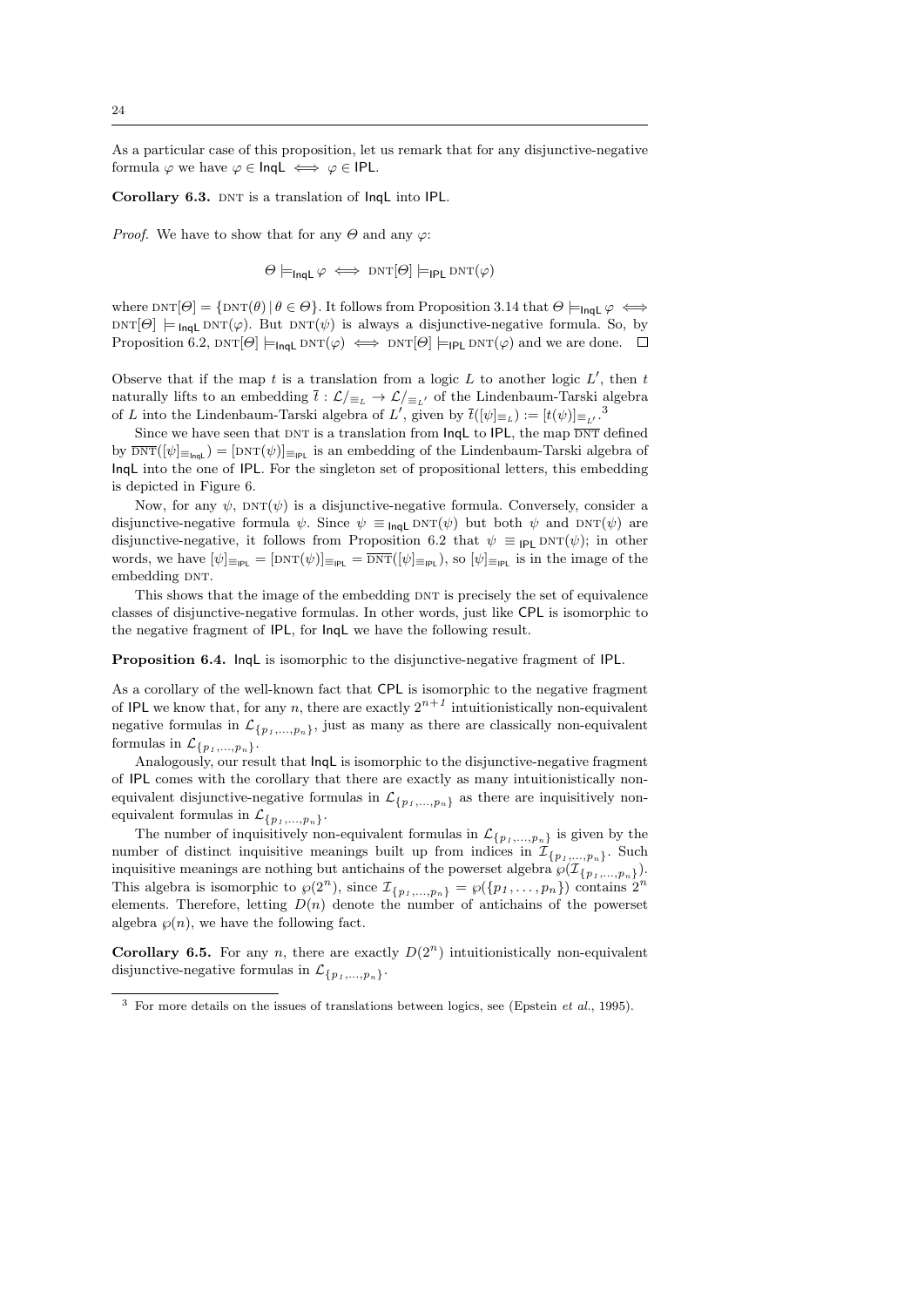As a particular case of this proposition, let us remark that for any disjunctive-negative formula $\varphi$ we have $\varphi \in \mathsf{InqL} \iff \varphi \in \mathsf{IPL}$.

**Corollary 6.3.** DNT is a translation of InqL into IPL.

*Proof.* We have to show that for any $\Theta$ and any $\varphi$:

$$\Theta \models_{\mathsf{InqL}} \varphi \iff \text{DNT}[\Theta] \models_{\mathsf{IPL}} \text{DNT}(\varphi)$$

where $\text{DNT}[\Theta] = \{\text{DNT}(\theta) \mid \theta \in \Theta\}$. It follows from Proposition 3.14 that $\Theta \models_{\mathsf{InqL}} \varphi \iff \text{DNT}[\Theta] \models_{\mathsf{InqL}} \text{DNT}(\varphi)$. But $\text{DNT}(\psi)$ is always a disjunctive-negative formula. So, by Proposition 6.2, $\text{DNT}[\Theta] \models_{\mathsf{InqL}} \text{DNT}(\varphi) \iff \text{DNT}[\Theta] \models_{\mathsf{IPL}} \text{DNT}(\varphi)$ and we are done. $\square$

Observe that if the map $t$ is a translation from a logic $L$ to another logic $L'$, then $t$ naturally lifts to an embedding $\bar{t} : \mathcal{L}/_{\equiv_L} \to \mathcal{L}/_{\equiv_{L'}}$ of the Lindenbaum-Tarski algebra of $L$ into the Lindenbaum-Tarski algebra of $L'$, given by $\bar{t}([\psi]_{\equiv_L}) := [t(\psi)]_{\equiv_{L'}}$.[3]

Since we have seen that DNT is a translation from InqL to IPL, the map $\overline{\text{DNT}}$ defined by $\overline{\text{DNT}}([\psi]_{\equiv_{\mathsf{InqL}}}) = [\text{DNT}(\psi)]_{\equiv_{\mathsf{IPL}}}$ is an embedding of the Lindenbaum-Tarski algebra of InqL into the one of IPL. For the singleton set of propositional letters, this embedding is depicted in Figure 6.

Now, for any $\psi$, $\text{DNT}(\psi)$ is a disjunctive-negative formula. Conversely, consider a disjunctive-negative formula $\psi$. Since $\psi \equiv_{\mathsf{InqL}} \text{DNT}(\psi)$ but both $\psi$ and $\text{DNT}(\psi)$ are disjunctive-negative, it follows from Proposition 6.2 that $\psi \equiv_{\mathsf{IPL}} \text{DNT}(\psi)$; in other words, we have $[\psi]_{\equiv_{\mathsf{IPL}}} = [\text{DNT}(\psi)]_{\equiv_{\mathsf{IPL}}} = \overline{\text{DNT}}([\psi]_{\equiv_{\mathsf{IPL}}})$, so $[\psi]_{\equiv_{\mathsf{IPL}}}$ is in the image of the embedding DNT.

This shows that the image of the embedding DNT is precisely the set of equivalence classes of disjunctive-negative formulas. In other words, just like CPL is isomorphic to the negative fragment of IPL, for InqL we have the following result.

**Proposition 6.4.** InqL is isomorphic to the disjunctive-negative fragment of IPL.

As a corollary of the well-known fact that CPL is isomorphic to the negative fragment of IPL we know that, for any $n$, there are exactly $2^{n+1}$ intuitionistically non-equivalent negative formulas in $\mathcal{L}_{\{p_1,\dots,p_n\}}$, just as many as there are classically non-equivalent formulas in $\mathcal{L}_{\{p_1,\dots,p_n\}}$.

Analogously, our result that InqL is isomorphic to the disjunctive-negative fragment of IPL comes with the corollary that there are exactly as many intuitionistically non-equivalent disjunctive-negative formulas in $\mathcal{L}_{\{p_1,\dots,p_n\}}$ as there are inquisitively non-equivalent formulas in $\mathcal{L}_{\{p_1,\dots,p_n\}}$.

The number of inquisitively non-equivalent formulas in $\mathcal{L}_{\{p_1,\dots,p_n\}}$ is given by the number of distinct inquisitive meanings built up from indices in $\mathcal{I}_{\{p_1,\dots,p_n\}}$. Such inquisitive meanings are nothing but antichains of the powerset algebra $\wp(\mathcal{I}_{\{p_1,\dots,p_n\}})$. This algebra is isomorphic to $\wp(2^n)$, since $\mathcal{I}_{\{p_1,\dots,p_n\}} = \wp(\{p_1,\dots,p_n\})$ contains $2^n$ elements. Therefore, letting $D(n)$ denote the number of antichains of the powerset algebra $\wp(n)$, we have the following fact.

**Corollary 6.5.** For any $n$, there are exactly $D(2^n)$ intuitionistically non-equivalent disjunctive-negative formulas in $\mathcal{L}_{\{p_1,\dots,p_n\}}$.

[3] For more details on the issues of translations between logics, see (Epstein *et al.*, 1995).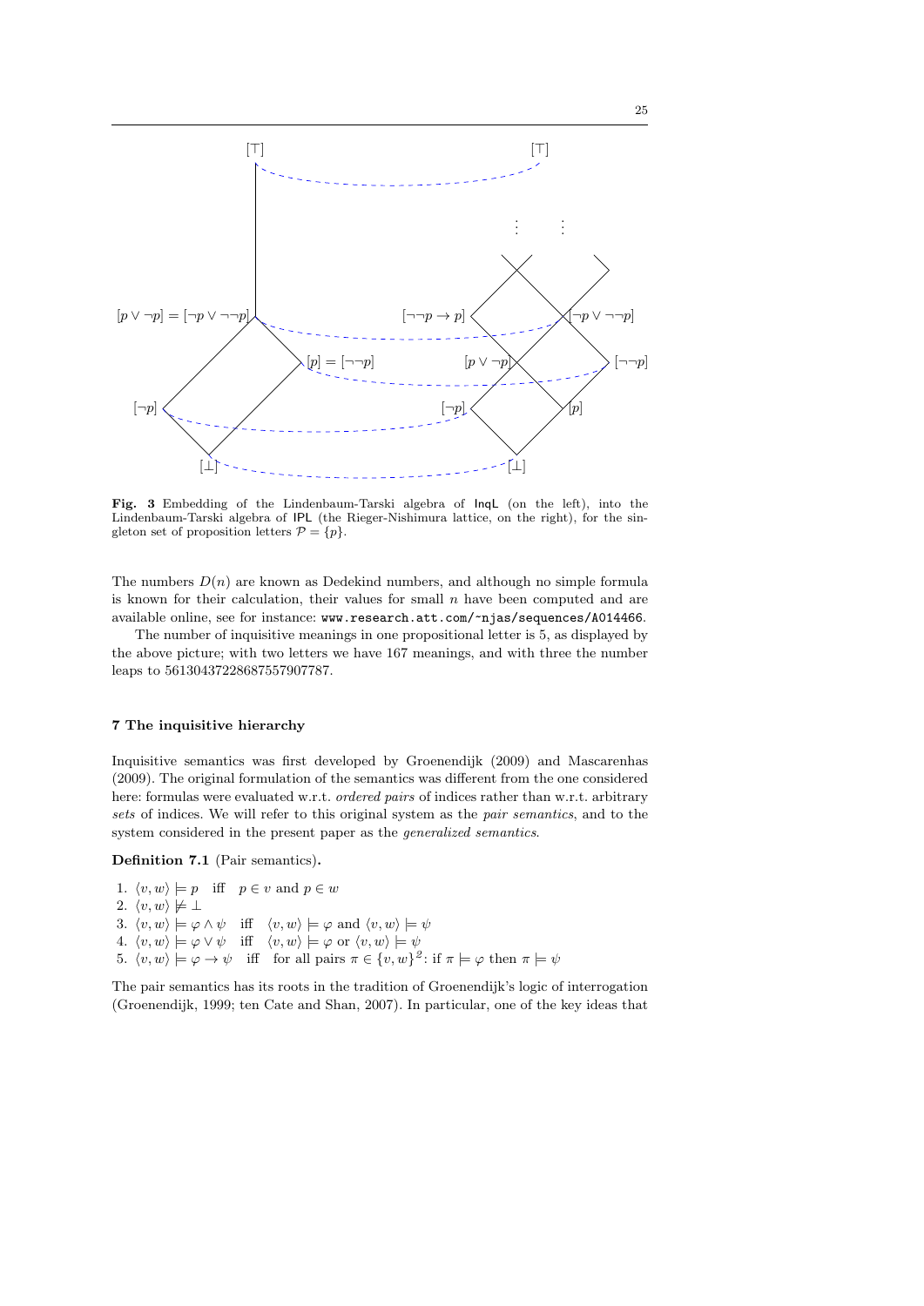**Fig. 3** Embedding of the Lindenbaum-Tarski algebra of InqL (on the left), into the Lindenbaum-Tarski algebra of IPL (the Rieger-Nishimura lattice, on the right), for the singleton set of proposition letters $\mathcal{P} = \{p\}$.

The numbers $D(n)$ are known as Dedekind numbers, and although no simple formula is known for their calculation, their values for small $n$ have been computed and are available online, see for instance: `www.research.att.com/~njas/sequences/A014466`.

The number of inquisitive meanings in one propositional letter is 5, as displayed by the above picture; with two letters we have 167 meanings, and with three the number leaps to 56130437228687557907787.

## 7 The inquisitive hierarchy

Inquisitive semantics was first developed by Groenendijk (2009) and Mascarenhas (2009). The original formulation of the semantics was different from the one considered here: formulas were evaluated w.r.t. *ordered pairs* of indices rather than w.r.t. arbitrary *sets* of indices. We will refer to this original system as the *pair semantics*, and to the system considered in the present paper as the *generalized semantics*.

**Definition 7.1** (Pair semantics)**.**

1. $\langle v, w\rangle \models p$ iff $p \in v$ and $p \in w$
2. $\langle v, w\rangle \not\models \bot$
3. $\langle v, w\rangle \models \varphi \wedge \psi$ iff $\langle v, w\rangle \models \varphi$ and $\langle v, w\rangle \models \psi$
4. $\langle v, w\rangle \models \varphi \vee \psi$ iff $\langle v, w\rangle \models \varphi$ or $\langle v, w\rangle \models \psi$
5. $\langle v, w\rangle \models \varphi \to \psi$ iff for all pairs $\pi \in \{v, w\}^2$: if $\pi \models \varphi$ then $\pi \models \psi$

The pair semantics has its roots in the tradition of Groenendijk's logic of interrogation (Groenendijk, 1999; ten Cate and Shan, 2007). In particular, one of the key ideas that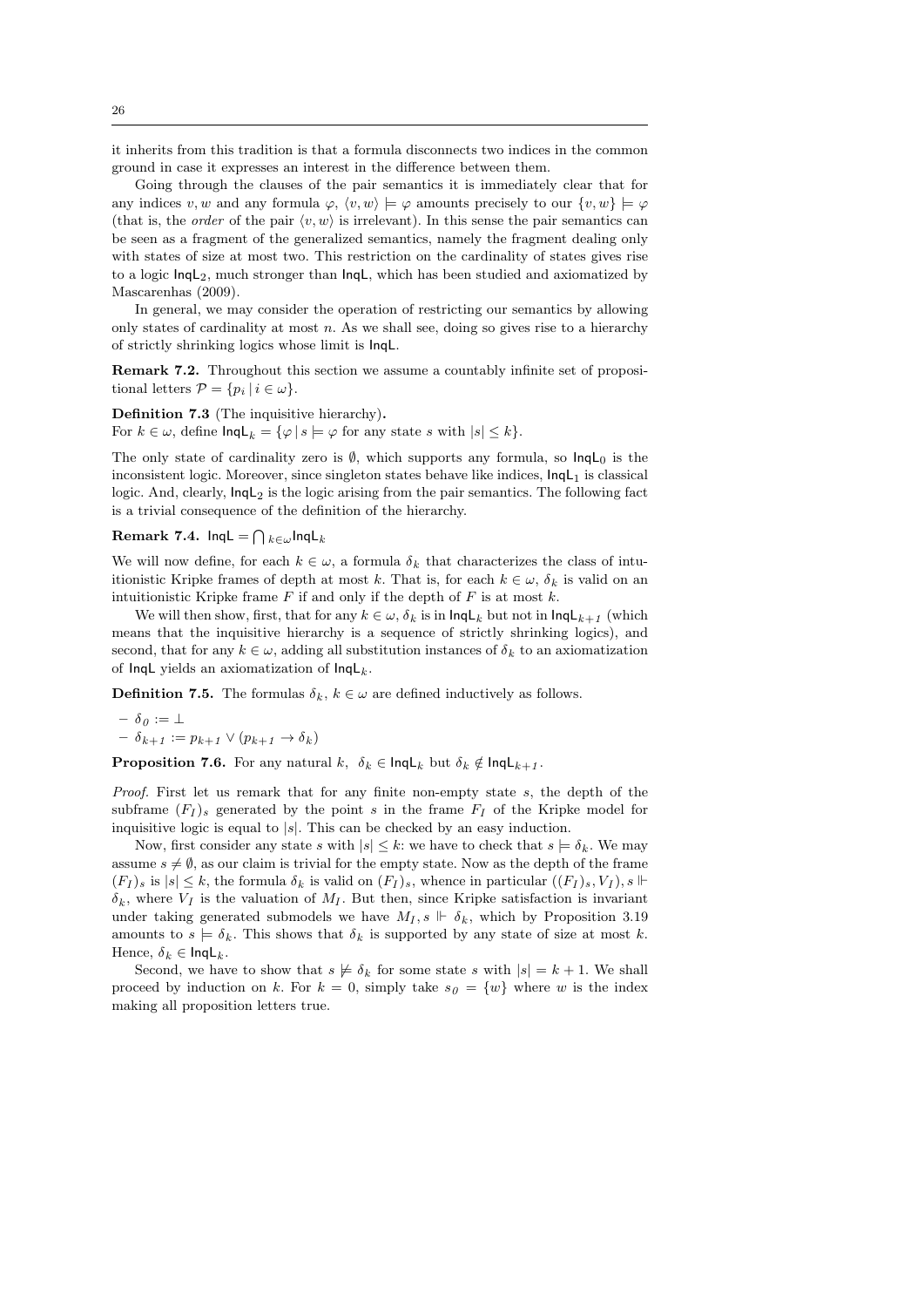it inherits from this tradition is that a formula disconnects two indices in the common ground in case it expresses an interest in the difference between them.

Going through the clauses of the pair semantics it is immediately clear that for any indices $v, w$ and any formula $\varphi$, $\langle v, w\rangle \models \varphi$ amounts precisely to our $\{v, w\} \models \varphi$ (that is, the *order* of the pair $\langle v, w\rangle$ is irrelevant). In this sense the pair semantics can be seen as a fragment of the generalized semantics, namely the fragment dealing only with states of size at most two. This restriction on the cardinality of states gives rise to a logic $\mathsf{InqL}_2$, much stronger than $\mathsf{InqL}$, which has been studied and axiomatized by Mascarenhas (2009).

In general, we may consider the operation of restricting our semantics by allowing only states of cardinality at most $n$. As we shall see, doing so gives rise to a hierarchy of strictly shrinking logics whose limit is $\mathsf{InqL}$.

**Remark 7.2.** Throughout this section we assume a countably infinite set of propositional letters $\mathcal{P} = \{p_i \,|\, i \in \omega\}$.

**Definition 7.3** (The inquisitive hierarchy)**.**
For $k \in \omega$, define $\mathsf{InqL}_k = \{\varphi \,|\, s \models \varphi$ for any state $s$ with $|s| \leq k\}$.

The only state of cardinality zero is $\emptyset$, which supports any formula, so $\mathsf{InqL}_0$ is the inconsistent logic. Moreover, since singleton states behave like indices, $\mathsf{InqL}_1$ is classical logic. And, clearly, $\mathsf{InqL}_2$ is the logic arising from the pair semantics. The following fact is a trivial consequence of the definition of the hierarchy.

**Remark 7.4.** $\mathsf{InqL} = \bigcap_{k\in\omega}\mathsf{InqL}_k$

We will now define, for each $k \in \omega$, a formula $\delta_k$ that characterizes the class of intuitionistic Kripke frames of depth at most $k$. That is, for each $k \in \omega$, $\delta_k$ is valid on an intuitionistic Kripke frame $F$ if and only if the depth of $F$ is at most $k$.

We will then show, first, that for any $k \in \omega$, $\delta_k$ is in $\mathsf{InqL}_k$ but not in $\mathsf{InqL}_{k+1}$ (which means that the inquisitive hierarchy is a sequence of strictly shrinking logics), and second, that for any $k \in \omega$, adding all substitution instances of $\delta_k$ to an axiomatization of $\mathsf{InqL}$ yields an axiomatization of $\mathsf{InqL}_k$.

**Definition 7.5.** The formulas $\delta_k$, $k \in \omega$ are defined inductively as follows.

- $\delta_0 := \bot$
- $\delta_{k+1} := p_{k+1} \vee (p_{k+1} \to \delta_k)$

**Proposition 7.6.** For any natural $k$, $\delta_k \in \mathsf{InqL}_k$ but $\delta_k \notin \mathsf{InqL}_{k+1}$.

*Proof.* First let us remark that for any finite non-empty state $s$, the depth of the subframe $(F_I)_s$ generated by the point $s$ in the frame $F_I$ of the Kripke model for inquisitive logic is equal to $|s|$. This can be checked by an easy induction.

Now, first consider any state $s$ with $|s| \leq k$: we have to check that $s \models \delta_k$. We may assume $s \neq \emptyset$, as our claim is trivial for the empty state. Now as the depth of the frame $(F_I)_s$ is $|s| \leq k$, the formula $\delta_k$ is valid on $(F_I)_s$, whence in particular $((F_I)_s, V_I), s \Vdash \delta_k$, where $V_I$ is the valuation of $M_I$. But then, since Kripke satisfaction is invariant under taking generated submodels we have $M_I, s \Vdash \delta_k$, which by Proposition 3.19 amounts to $s \models \delta_k$. This shows that $\delta_k$ is supported by any state of size at most $k$. Hence, $\delta_k \in \mathsf{InqL}_k$.

Second, we have to show that $s \not\models \delta_k$ for some state $s$ with $|s| = k+1$. We shall proceed by induction on $k$. For $k = 0$, simply take $s_0 = \{w\}$ where $w$ is the index making all proposition letters true.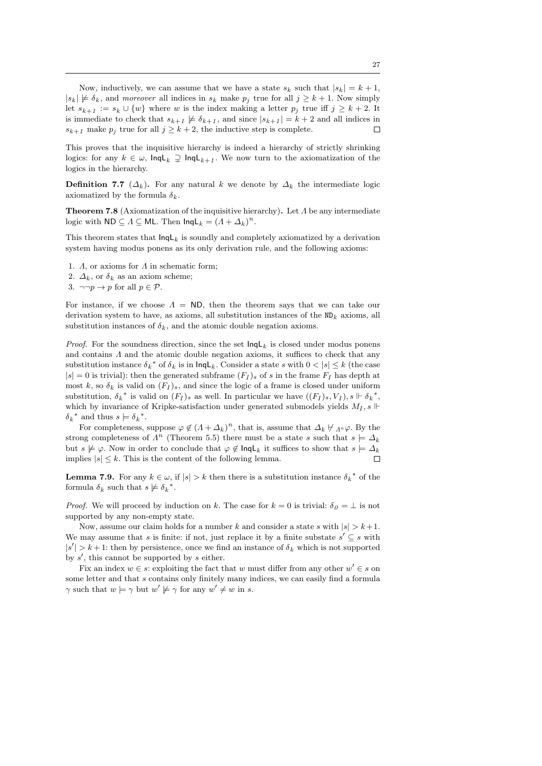Now, inductively, we can assume that we have a state $s_k$ such that $|s_k| = k+1$, $|s_k| \not\models \delta_k$, and *moreover* all indices in $s_k$ make $p_j$ true for all $j \geq k+1$. Now simply let $s_{k+1} := s_k \cup \{w\}$ where $w$ is the index making a letter $p_j$ true iff $j \geq k+2$. It is immediate to check that $s_{k+1} \not\models \delta_{k+1}$, and since $|s_{k+1}| = k+2$ and all indices in $s_{k+1}$ make $p_j$ true for all $j \geq k+2$, the inductive step is complete. $\square$

This proves that the inquisitive hierarchy is indeed a hierarchy of strictly shrinking logics: for any $k \in \omega$, $\mathsf{InqL}_k \supsetneq \mathsf{InqL}_{k+1}$. We now turn to the axiomatization of the logics in the hierarchy.

**Definition 7.7** ($\Delta_k$)**.** For any natural $k$ we denote by $\Delta_k$ the intermediate logic axiomatized by the formula $\delta_k$.

**Theorem 7.8** (Axiomatization of the inquisitive hierarchy)**.** Let $\Lambda$ be any intermediate logic with $\mathsf{ND} \subseteq \Lambda \subseteq \mathsf{ML}$. Then $\mathsf{InqL}_k = (\Lambda + \Delta_k)^n$.

This theorem states that $\mathsf{InqL}_k$ is soundly and completely axiomatized by a derivation system having modus ponens as its only derivation rule, and the following axioms:

1. $\Lambda$, or axioms for $\Lambda$ in schematic form;
2. $\Delta_k$, or $\delta_k$ as an axiom scheme;
3. $\neg\neg p \to p$ for all $p \in \mathcal{P}$.

For instance, if we choose $\Lambda = \mathsf{ND}$, then the theorem says that we can take our derivation system to have, as axioms, all substitution instances of the $\mathtt{ND}_k$ axioms, all substitution instances of $\delta_k$, and the atomic double negation axioms.

*Proof.* For the soundness direction, since the set $\mathsf{InqL}_k$ is closed under modus ponens and contains $\Lambda$ and the atomic double negation axioms, it suffices to check that any substitution instance ${\delta_k}^*$ of $\delta_k$ is in $\mathsf{InqL}_k$. Consider a state $s$ with $0 < |s| \leq k$ (the case $|s| = 0$ is trivial): then the generated subframe $(F_I)_s$ of $s$ in the frame $F_I$ has depth at most $k$, so $\delta_k$ is valid on $(F_I)_s$, and since the logic of a frame is closed under uniform substitution, ${\delta_k}^*$ is valid on $(F_I)_s$ as well. In particular we have $((F_I)_s, V_I), s \Vdash {\delta_k}^*$, which by invariance of Kripke-satisfaction under generated submodels yields $M_I, s \Vdash {\delta_k}^*$ and thus $s \models {\delta_k}^*$.

For completeness, suppose $\varphi \notin (\Lambda + \Delta_k)^n$, that is, assume that $\Delta_k \nvdash_{\Lambda^n} \varphi$. By the strong completeness of $\Lambda^n$ (Theorem 5.5) there must be a state $s$ such that $s \models \Delta_k$ but $s \not\models \varphi$. Now in order to conclude that $\varphi \notin \mathsf{InqL}_k$ it suffices to show that $s \models \Delta_k$ implies $|s| \leq k$. This is the content of the following lemma. $\square$

**Lemma 7.9.** For any $k \in \omega$, if $|s| > k$ then there is a substitution instance ${\delta_k}^*$ of the formula $\delta_k$ such that $s \not\models {\delta_k}^*$.

*Proof.* We will proceed by induction on $k$. The case for $k = 0$ is trivial: $\delta_0 = \bot$ is not supported by any non-empty state.

Now, assume our claim holds for a number $k$ and consider a state $s$ with $|s| > k+1$. We may assume that $s$ is finite: if not, just replace it by a finite substate $s' \subseteq s$ with $|s'| > k+1$: then by persistence, once we find an instance of $\delta_k$ which is not supported by $s'$, this cannot be supported by $s$ either.

Fix an index $w \in s$: exploiting the fact that $w$ must differ from any other $w' \in s$ on some letter and that $s$ contains only finitely many indices, we can easily find a formula $\gamma$ such that $w \models \gamma$ but $w' \not\models \gamma$ for any $w' \neq w$ in $s$.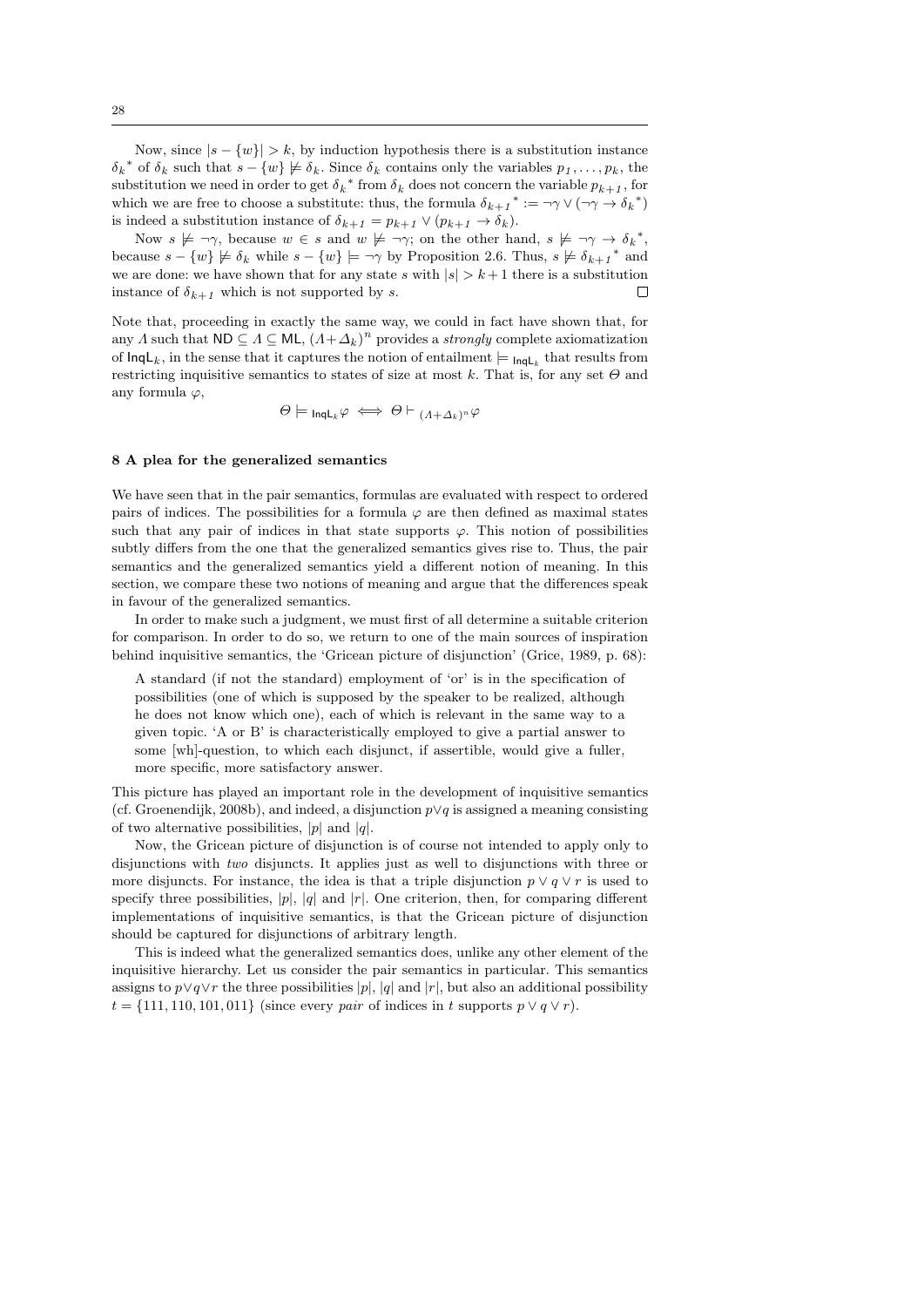Now, since $|s - \{w\}| > k$, by induction hypothesis there is a substitution instance ${\delta_k}^*$ of $\delta_k$ such that $s - \{w\} \not\models \delta_k$. Since $\delta_k$ contains only the variables $p_1, \ldots, p_k$, the substitution we need in order to get ${\delta_k}^*$ from $\delta_k$ does not concern the variable $p_{k+1}$, for which we are free to choose a substitute: thus, the formula ${\delta_{k+1}}^* := \neg\gamma \vee (\neg\gamma \to {\delta_k}^*)$ is indeed a substitution instance of $\delta_{k+1} = p_{k+1} \vee (p_{k+1} \to \delta_k)$.

Now $s \not\models \neg\gamma$, because $w \in s$ and $w \not\models \neg\gamma$; on the other hand, $s \not\models \neg\gamma \to {\delta_k}^*$, because $s - \{w\} \not\models \delta_k$ while $s - \{w\} \models \neg\gamma$ by Proposition 2.6. Thus, $s \not\models {\delta_{k+1}}^*$ and we are done: we have shown that for any state $s$ with $|s| > k+1$ there is a substitution instance of $\delta_{k+1}$ which is not supported by $s$. $\square$

Note that, proceeding in exactly the same way, we could in fact have shown that, for any $\Lambda$ such that $\mathsf{ND} \subseteq \Lambda \subseteq \mathsf{ML}$, $(\Lambda + \Delta_k)^n$ provides a *strongly* complete axiomatization of $\mathsf{InqL}_k$, in the sense that it captures the notion of entailment $\models_{\mathsf{InqL}_k}$ that results from restricting inquisitive semantics to states of size at most $k$. That is, for any set $\Theta$ and any formula $\varphi$,

$$\Theta \models_{\mathsf{InqL}_k} \varphi \iff \Theta \vdash_{(\Lambda + \Delta_k)^n} \varphi$$

## 8 A plea for the generalized semantics

We have seen that in the pair semantics, formulas are evaluated with respect to ordered pairs of indices. The possibilities for a formula $\varphi$ are then defined as maximal states such that any pair of indices in that state supports $\varphi$. This notion of possibilities subtly differs from the one that the generalized semantics gives rise to. Thus, the pair semantics and the generalized semantics yield a different notion of meaning. In this section, we compare these two notions of meaning and argue that the differences speak in favour of the generalized semantics.

In order to make such a judgment, we must first of all determine a suitable criterion for comparison. In order to do so, we return to one of the main sources of inspiration behind inquisitive semantics, the 'Gricean picture of disjunction' (Grice, 1989, p. 68):

> A standard (if not the standard) employment of 'or' is in the specification of possibilities (one of which is supposed by the speaker to be realized, although he does not know which one), each of which is relevant in the same way to a given topic. 'A or B' is characteristically employed to give a partial answer to some [wh]-question, to which each disjunct, if assertible, would give a fuller, more specific, more satisfactory answer.

This picture has played an important role in the development of inquisitive semantics (cf. Groenendijk, 2008b), and indeed, a disjunction $p \vee q$ is assigned a meaning consisting of two alternative possibilities, $|p|$ and $|q|$.

Now, the Gricean picture of disjunction is of course not intended to apply only to disjunctions with *two* disjuncts. It applies just as well to disjunctions with three or more disjuncts. For instance, the idea is that a triple disjunction $p \vee q \vee r$ is used to specify three possibilities, $|p|$, $|q|$ and $|r|$. One criterion, then, for comparing different implementations of inquisitive semantics, is that the Gricean picture of disjunction should be captured for disjunctions of arbitrary length.

This is indeed what the generalized semantics does, unlike any other element of the inquisitive hierarchy. Let us consider the pair semantics in particular. This semantics assigns to $p \vee q \vee r$ the three possibilities $|p|$, $|q|$ and $|r|$, but also an additional possibility $t = \{111, 110, 101, 011\}$ (since every *pair* of indices in $t$ supports $p \vee q \vee r$).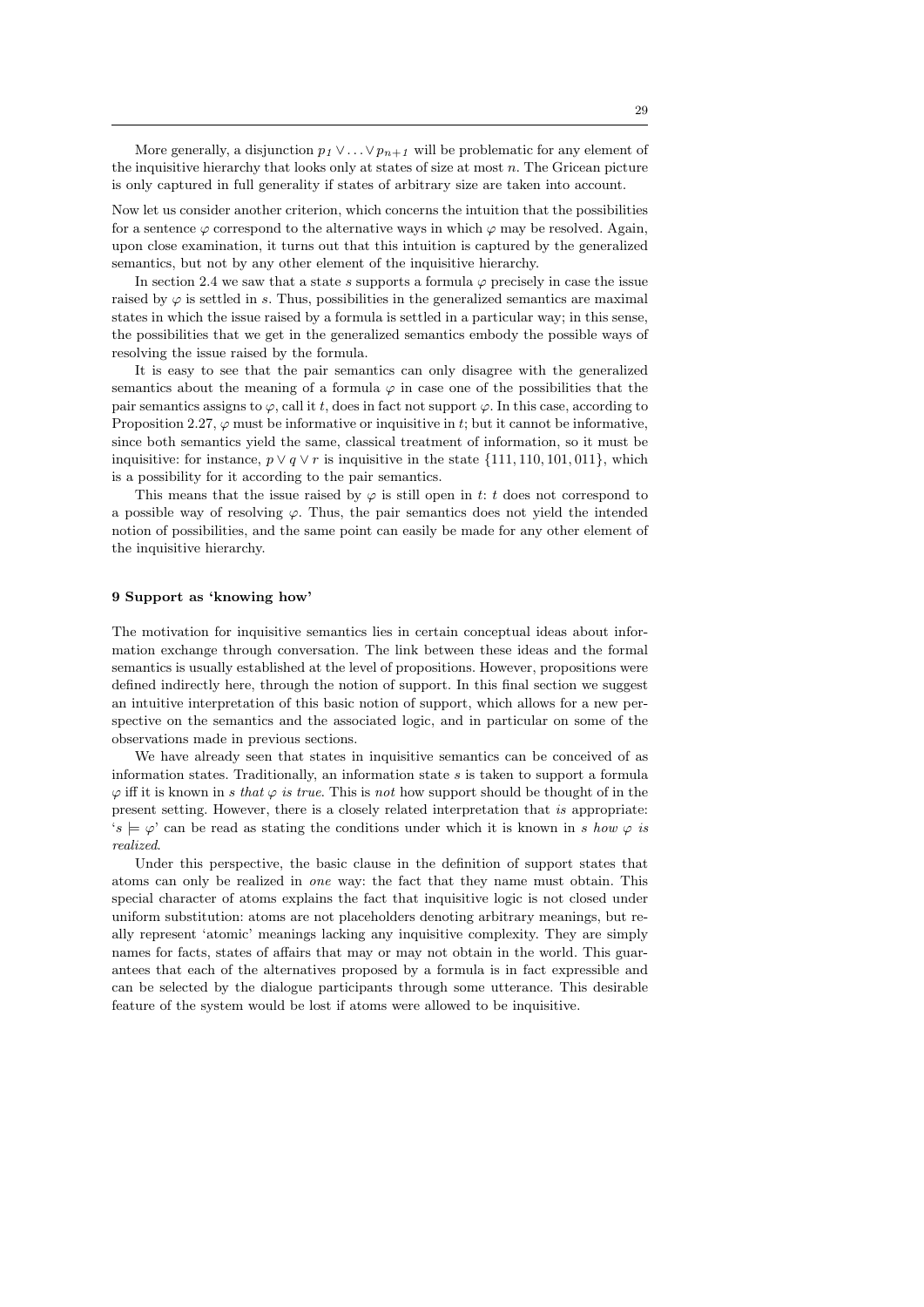More generally, a disjunction $p_1 \vee \ldots \vee p_{n+1}$ will be problematic for any element of the inquisitive hierarchy that looks only at states of size at most $n$. The Gricean picture is only captured in full generality if states of arbitrary size are taken into account.

Now let us consider another criterion, which concerns the intuition that the possibilities for a sentence $\varphi$ correspond to the alternative ways in which $\varphi$ may be resolved. Again, upon close examination, it turns out that this intuition is captured by the generalized semantics, but not by any other element of the inquisitive hierarchy.

In section 2.4 we saw that a state $s$ supports a formula $\varphi$ precisely in case the issue raised by $\varphi$ is settled in $s$. Thus, possibilities in the generalized semantics are maximal states in which the issue raised by a formula is settled in a particular way; in this sense, the possibilities that we get in the generalized semantics embody the possible ways of resolving the issue raised by the formula.

It is easy to see that the pair semantics can only disagree with the generalized semantics about the meaning of a formula $\varphi$ in case one of the possibilities that the pair semantics assigns to $\varphi$, call it $t$, does in fact not support $\varphi$. In this case, according to Proposition 2.27, $\varphi$ must be informative or inquisitive in $t$; but it cannot be informative, since both semantics yield the same, classical treatment of information, so it must be inquisitive: for instance, $p \vee q \vee r$ is inquisitive in the state $\{111, 110, 101, 011\}$, which is a possibility for it according to the pair semantics.

This means that the issue raised by $\varphi$ is still open in $t$: $t$ does not correspond to a possible way of resolving $\varphi$. Thus, the pair semantics does not yield the intended notion of possibilities, and the same point can easily be made for any other element of the inquisitive hierarchy.

## 9 Support as 'knowing how'

The motivation for inquisitive semantics lies in certain conceptual ideas about information exchange through conversation. The link between these ideas and the formal semantics is usually established at the level of propositions. However, propositions were defined indirectly here, through the notion of support. In this final section we suggest an intuitive interpretation of this basic notion of support, which allows for a new perspective on the semantics and the associated logic, and in particular on some of the observations made in previous sections.

We have already seen that states in inquisitive semantics can be conceived of as information states. Traditionally, an information state $s$ is taken to support a formula $\varphi$ iff it is known in $s$ *that* $\varphi$ *is true*. This is *not* how support should be thought of in the present setting. However, there is a closely related interpretation that *is* appropriate: '$s \models \varphi$' can be read as stating the conditions under which it is known in $s$ *how* $\varphi$ *is realized*.

Under this perspective, the basic clause in the definition of support states that atoms can only be realized in *one* way: the fact that they name must obtain. This special character of atoms explains the fact that inquisitive logic is not closed under uniform substitution: atoms are not placeholders denoting arbitrary meanings, but really represent 'atomic' meanings lacking any inquisitive complexity. They are simply names for facts, states of affairs that may or may not obtain in the world. This guarantees that each of the alternatives proposed by a formula is in fact expressible and can be selected by the dialogue participants through some utterance. This desirable feature of the system would be lost if atoms were allowed to be inquisitive.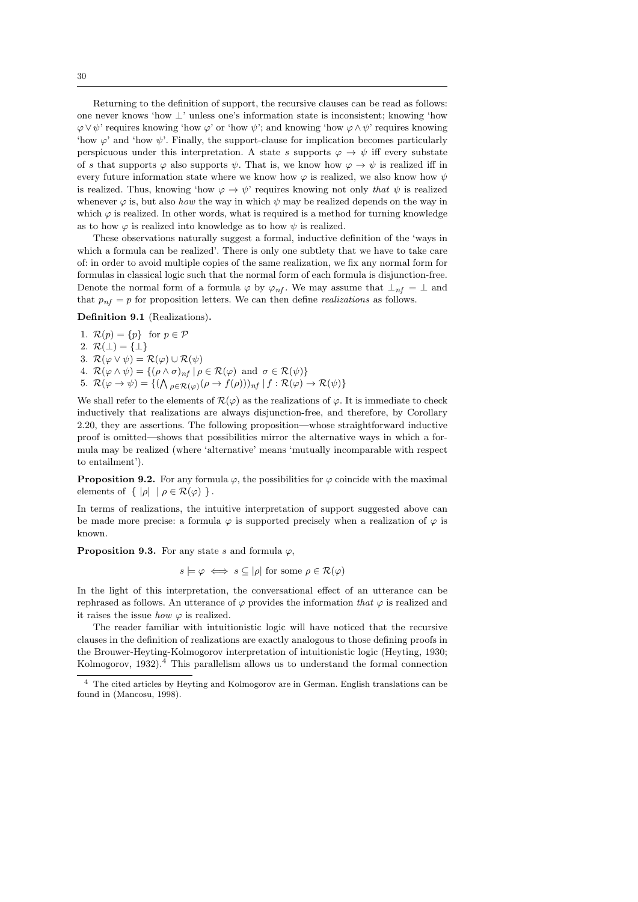Returning to the definition of support, the recursive clauses can be read as follows: one never knows 'how $\bot$' unless one's information state is inconsistent; knowing 'how $\varphi \vee \psi$' requires knowing 'how $\varphi$' or 'how $\psi$'; and knowing 'how $\varphi \wedge \psi$' requires knowing 'how $\varphi$' and 'how $\psi$'. Finally, the support-clause for implication becomes particularly perspicuous under this interpretation. A state $s$ supports $\varphi \to \psi$ iff every substate of $s$ that supports $\varphi$ also supports $\psi$. That is, we know how $\varphi \to \psi$ is realized iff in every future information state where we know how $\varphi$ is realized, we also know how $\psi$ is realized. Thus, knowing 'how $\varphi \to \psi$' requires knowing not only *that* $\psi$ is realized whenever $\varphi$ is, but also *how* the way in which $\psi$ may be realized depends on the way in which $\varphi$ is realized. In other words, what is required is a method for turning knowledge as to how $\varphi$ is realized into knowledge as to how $\psi$ is realized.

These observations naturally suggest a formal, inductive definition of the 'ways in which a formula can be realized'. There is only one subtlety that we have to take care of: in order to avoid multiple copies of the same realization, we fix any normal form for formulas in classical logic such that the normal form of each formula is disjunction-free. Denote the normal form of a formula $\varphi$ by $\varphi_{nf}$. We may assume that $\bot_{nf} = \bot$ and that $p_{nf} = p$ for proposition letters. We can then define *realizations* as follows.

**Definition 9.1** (Realizations)**.**

1. $\mathcal{R}(p) = \{p\}$ for $p \in \mathcal{P}$
2. $\mathcal{R}(\bot) = \{\bot\}$
3. $\mathcal{R}(\varphi \vee \psi) = \mathcal{R}(\varphi) \cup \mathcal{R}(\psi)$
4. $\mathcal{R}(\varphi \wedge \psi) = \{(\rho \wedge \sigma)_{nf} \mid \rho \in \mathcal{R}(\varphi) \text{ and } \sigma \in \mathcal{R}(\psi)\}$
5. $\mathcal{R}(\varphi \to \psi) = \{(\bigwedge_{\rho \in \mathcal{R}(\varphi)}(\rho \to f(\rho)))_{nf} \mid f : \mathcal{R}(\varphi) \to \mathcal{R}(\psi)\}$

We shall refer to the elements of $\mathcal{R}(\varphi)$ as the realizations of $\varphi$. It is immediate to check inductively that realizations are always disjunction-free, and therefore, by Corollary 2.20, they are assertions. The following proposition—whose straightforward inductive proof is omitted—shows that possibilities mirror the alternative ways in which a formula may be realized (where 'alternative' means 'mutually incomparable with respect to entailment').

**Proposition 9.2.** For any formula $\varphi$, the possibilities for $\varphi$ coincide with the maximal elements of $\{ \, |\rho| \; | \; \rho \in \mathcal{R}(\varphi) \, \}$.

In terms of realizations, the intuitive interpretation of support suggested above can be made more precise: a formula $\varphi$ is supported precisely when a realization of $\varphi$ is known.

**Proposition 9.3.** For any state $s$ and formula $\varphi$,

$$s \models \varphi \iff s \subseteq |\rho| \text{ for some } \rho \in \mathcal{R}(\varphi)$$

In the light of this interpretation, the conversational effect of an utterance can be rephrased as follows. An utterance of $\varphi$ provides the information *that* $\varphi$ is realized and it raises the issue *how* $\varphi$ is realized.

The reader familiar with intuitionistic logic will have noticed that the recursive clauses in the definition of realizations are exactly analogous to those defining proofs in the Brouwer-Heyting-Kolmogorov interpretation of intuitionistic logic (Heyting, 1930; Kolmogorov, 1932).[4] This parallelism allows us to understand the formal connection

[4] The cited articles by Heyting and Kolmogorov are in German. English translations can be found in (Mancosu, 1998).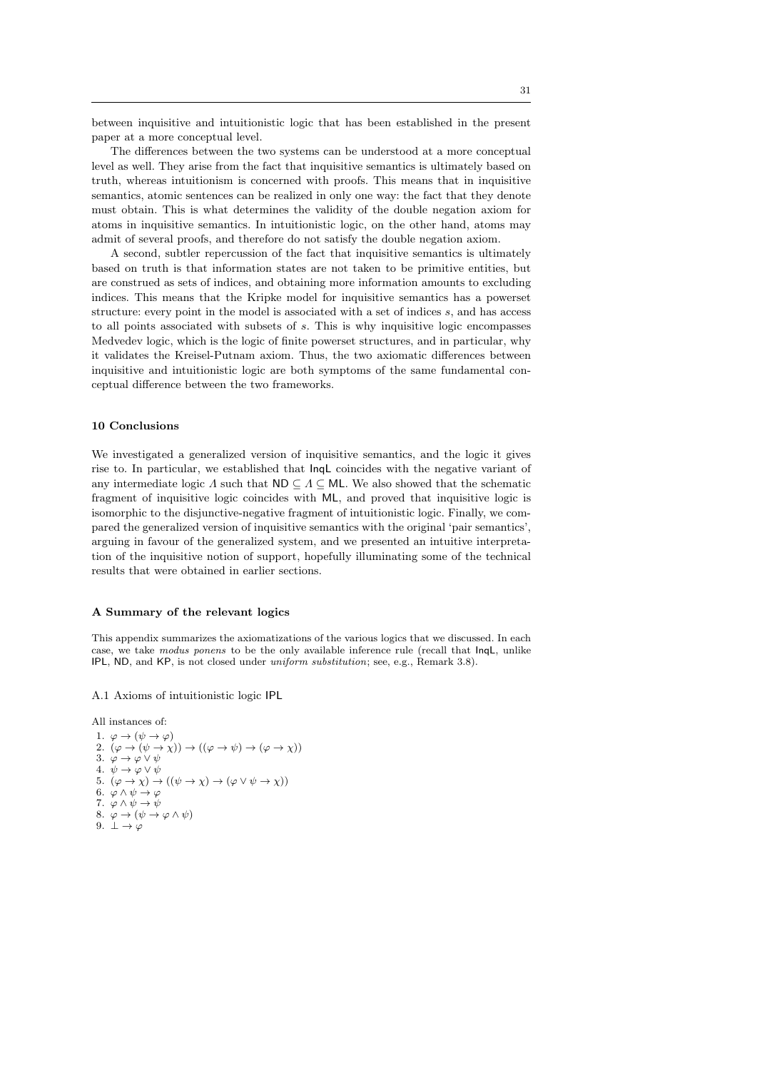between inquisitive and intuitionistic logic that has been established in the present paper at a more conceptual level.

The differences between the two systems can be understood at a more conceptual level as well. They arise from the fact that inquisitive semantics is ultimately based on truth, whereas intuitionism is concerned with proofs. This means that in inquisitive semantics, atomic sentences can be realized in only one way: the fact that they denote must obtain. This is what determines the validity of the double negation axiom for atoms in inquisitive semantics. In intuitionistic logic, on the other hand, atoms may admit of several proofs, and therefore do not satisfy the double negation axiom.

A second, subtler repercussion of the fact that inquisitive semantics is ultimately based on truth is that information states are not taken to be primitive entities, but are construed as sets of indices, and obtaining more information amounts to excluding indices. This means that the Kripke model for inquisitive semantics has a powerset structure: every point in the model is associated with a set of indices $s$, and has access to all points associated with subsets of $s$. This is why inquisitive logic encompasses Medvedev logic, which is the logic of finite powerset structures, and in particular, why it validates the Kreisel-Putnam axiom. Thus, the two axiomatic differences between inquisitive and intuitionistic logic are both symptoms of the same fundamental conceptual difference between the two frameworks.

## 10 Conclusions

We investigated a generalized version of inquisitive semantics, and the logic it gives rise to. In particular, we established that InqL coincides with the negative variant of any intermediate logic $\Lambda$ such that $\mathsf{ND} \subseteq \Lambda \subseteq \mathsf{ML}$. We also showed that the schematic fragment of inquisitive logic coincides with ML, and proved that inquisitive logic is isomorphic to the disjunctive-negative fragment of intuitionistic logic. Finally, we compared the generalized version of inquisitive semantics with the original 'pair semantics', arguing in favour of the generalized system, and we presented an intuitive interpretation of the inquisitive notion of support, hopefully illuminating some of the technical results that were obtained in earlier sections.

## A Summary of the relevant logics

This appendix summarizes the axiomatizations of the various logics that we discussed. In each case, we take *modus ponens* to be the only available inference rule (recall that InqL, unlike IPL, ND, and KP, is not closed under *uniform substitution*; see, e.g., Remark 3.8).

### A.1 Axioms of intuitionistic logic IPL

All instances of:

1. $\varphi \to (\psi \to \varphi)$
2. $(\varphi \to (\psi \to \chi)) \to ((\varphi \to \psi) \to (\varphi \to \chi))$
3. $\varphi \to \varphi \vee \psi$
4. $\psi \to \varphi \vee \psi$
5. $(\varphi \to \chi) \to ((\psi \to \chi) \to (\varphi \vee \psi \to \chi))$
6. $\varphi \wedge \psi \to \varphi$
7. $\varphi \wedge \psi \to \psi$
8. $\varphi \to (\psi \to \varphi \wedge \psi)$
9. $\bot \to \varphi$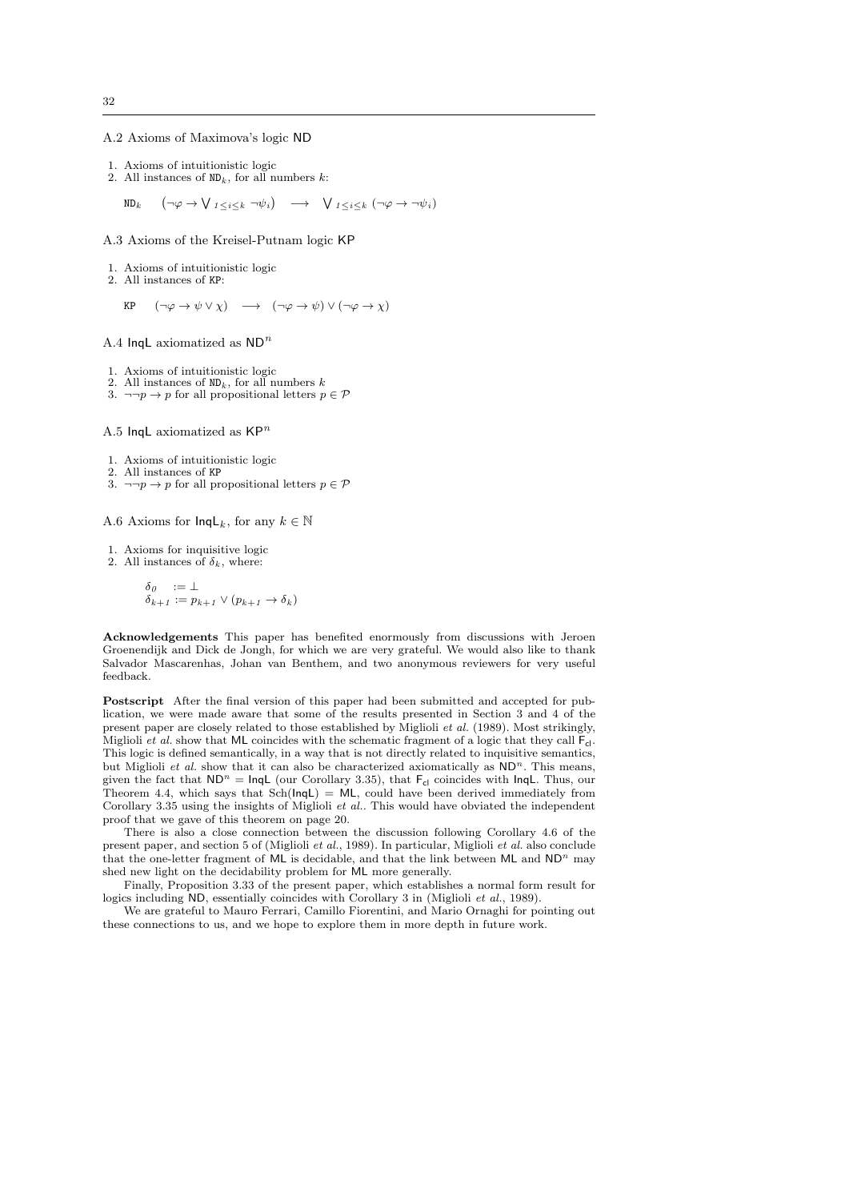### A.2 Axioms of Maximova's logic ND

1. Axioms of intuitionistic logic
2. All instances of $\mathtt{ND}_k$, for all numbers $k$:

$$\mathtt{ND}_k \quad (\neg\varphi \to \bigvee_{1\leq i\leq k} \neg\psi_i) \quad \longrightarrow \quad \bigvee_{1\leq i\leq k} (\neg\varphi \to \neg\psi_i)$$

### A.3 Axioms of the Kreisel-Putnam logic KP

1. Axioms of intuitionistic logic
2. All instances of KP:

$$\mathtt{KP} \quad (\neg\varphi \to \psi \vee \chi) \quad \longrightarrow \quad (\neg\varphi \to \psi) \vee (\neg\varphi \to \chi)$$

### A.4 InqL axiomatized as $\mathsf{ND}^n$

1. Axioms of intuitionistic logic
2. All instances of $\mathtt{ND}_k$, for all numbers $k$
3. $\neg\neg p \to p$ for all propositional letters $p \in \mathcal{P}$

### A.5 InqL axiomatized as $\mathsf{KP}^n$

1. Axioms of intuitionistic logic
2. All instances of KP
3. $\neg\neg p \to p$ for all propositional letters $p \in \mathcal{P}$

### A.6 Axioms for $\mathsf{InqL}_k$, for any $k \in \mathbb{N}$

1. Axioms for inquisitive logic
2. All instances of $\delta_k$, where:

$$\delta_0 := \bot$$
$$\delta_{k+1} := p_{k+1} \vee (p_{k+1} \to \delta_k)$$

**Acknowledgements** This paper has benefited enormously from discussions with Jeroen Groenendijk and Dick de Jongh, for which we are very grateful. We would also like to thank Salvador Mascarenhas, Johan van Benthem, and two anonymous reviewers for very useful feedback.

**Postscript** After the final version of this paper had been submitted and accepted for publication, we were made aware that some of the results presented in Section 3 and 4 of the present paper are closely related to those established by Miglioli *et al.* (1989). Most strikingly, Miglioli *et al.* show that ML coincides with the schematic fragment of a logic that they call $\mathsf{F_{cl}}$. This logic is defined semantically, in a way that is not directly related to inquisitive semantics, but Miglioli *et al.* show that it can also be characterized axiomatically as $\mathsf{ND}^n$. This means, given the fact that $\mathsf{ND}^n = \mathsf{InqL}$ (our Corollary 3.35), that $\mathsf{F_{cl}}$ coincides with InqL. Thus, our Theorem 4.4, which says that Sch(InqL) = ML, could have been derived immediately from Corollary 3.35 using the insights of Miglioli *et al.*. This would have obviated the independent proof that we gave of this theorem on page 20.

There is also a close connection between the discussion following Corollary 4.6 of the present paper, and section 5 of (Miglioli *et al.*, 1989). In particular, Miglioli *et al.* also conclude that the one-letter fragment of ML is decidable, and that the link between ML and $\mathsf{ND}^n$ may shed new light on the decidability problem for ML more generally.

Finally, Proposition 3.33 of the present paper, which establishes a normal form result for logics including ND, essentially coincides with Corollary 3 in (Miglioli *et al.*, 1989).

We are grateful to Mauro Ferrari, Camillo Fiorentini, and Mario Ornaghi for pointing out these connections to us, and we hope to explore them in more depth in future work.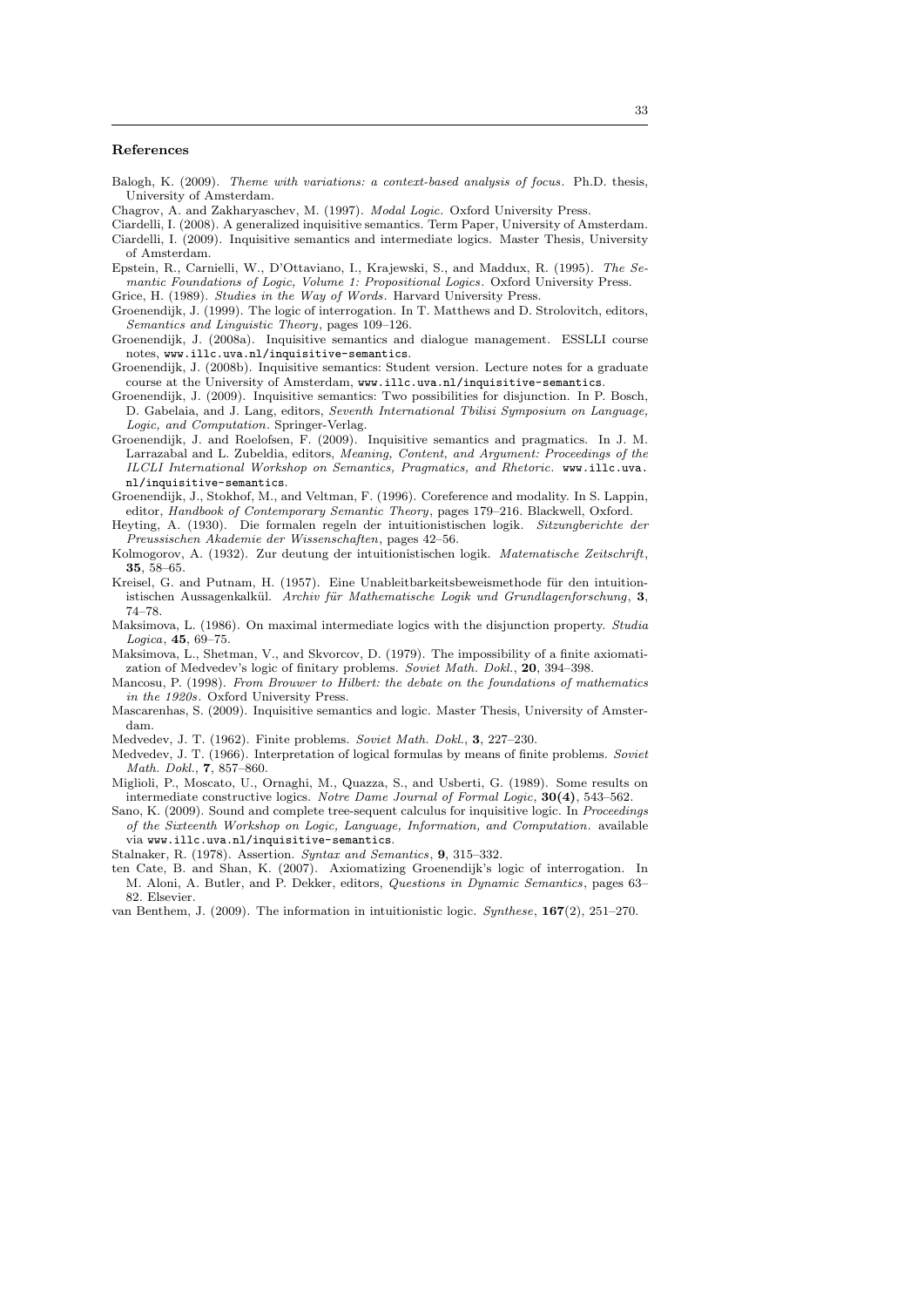### References

Balogh, K. (2009). *Theme with variations: a context-based analysis of focus*. Ph.D. thesis, University of Amsterdam.

Chagrov, A. and Zakharyaschev, M. (1997). *Modal Logic*. Oxford University Press.

Ciardelli, I. (2008). A generalized inquisitive semantics. Term Paper, University of Amsterdam.

Ciardelli, I. (2009). Inquisitive semantics and intermediate logics. Master Thesis, University of Amsterdam.

Epstein, R., Carnielli, W., D'Ottaviano, I., Krajewski, S., and Maddux, R. (1995). *The Semantic Foundations of Logic, Volume 1: Propositional Logics*. Oxford University Press.

Grice, H. (1989). *Studies in the Way of Words*. Harvard University Press.

Groenendijk, J. (1999). The logic of interrogation. In T. Matthews and D. Strolovitch, editors, *Semantics and Linguistic Theory*, pages 109–126.

Groenendijk, J. (2008a). Inquisitive semantics and dialogue management. ESSLLI course notes, www.illc.uva.nl/inquisitive-semantics.

Groenendijk, J. (2008b). Inquisitive semantics: Student version. Lecture notes for a graduate course at the University of Amsterdam, www.illc.uva.nl/inquisitive-semantics.

Groenendijk, J. (2009). Inquisitive semantics: Two possibilities for disjunction. In P. Bosch, D. Gabelaia, and J. Lang, editors, *Seventh International Tbilisi Symposium on Language, Logic, and Computation*. Springer-Verlag.

Groenendijk, J. and Roelofsen, F. (2009). Inquisitive semantics and pragmatics. In J. M. Larrazabal and L. Zubeldia, editors, *Meaning, Content, and Argument: Proceedings of the ILCLI International Workshop on Semantics, Pragmatics, and Rhetoric*. www.illc.uva.nl/inquisitive-semantics.

Groenendijk, J., Stokhof, M., and Veltman, F. (1996). Coreference and modality. In S. Lappin, editor, *Handbook of Contemporary Semantic Theory*, pages 179–216. Blackwell, Oxford.

Heyting, A. (1930). Die formalen regeln der intuitionistischen logik. *Sitzungberichte der Preussischen Akademie der Wissenschaften*, pages 42–56.

Kolmogorov, A. (1932). Zur deutung der intuitionistischen logik. *Matematische Zeitschrift*, **35**, 58–65.

Kreisel, G. and Putnam, H. (1957). Eine Unableitbarkeitsbeweismethode für den intuitionistischen Aussagenkalkül. *Archiv für Mathematische Logik und Grundlagenforschung*, **3**, 74–78.

Maksimova, L. (1986). On maximal intermediate logics with the disjunction property. *Studia Logica*, **45**, 69–75.

Maksimova, L., Shetman, V., and Skvorcov, D. (1979). The impossibility of a finite axiomatization of Medvedev's logic of finitary problems. *Soviet Math. Dokl.*, **20**, 394–398.

Mancosu, P. (1998). *From Brouwer to Hilbert: the debate on the foundations of mathematics in the 1920s*. Oxford University Press.

Mascarenhas, S. (2009). Inquisitive semantics and logic. Master Thesis, University of Amsterdam.

Medvedev, J. T. (1962). Finite problems. *Soviet Math. Dokl.*, **3**, 227–230.

Medvedev, J. T. (1966). Interpretation of logical formulas by means of finite problems. *Soviet Math. Dokl.*, **7**, 857–860.

Miglioli, P., Moscato, U., Ornaghi, M., Quazza, S., and Usberti, G. (1989). Some results on intermediate constructive logics. *Notre Dame Journal of Formal Logic*, **30(4)**, 543–562.

Sano, K. (2009). Sound and complete tree-sequent calculus for inquisitive logic. In *Proceedings of the Sixteenth Workshop on Logic, Language, Information, and Computation*. available via www.illc.uva.nl/inquisitive-semantics.

Stalnaker, R. (1978). Assertion. *Syntax and Semantics*, **9**, 315–332.

ten Cate, B. and Shan, K. (2007). Axiomatizing Groenendijk's logic of interrogation. In M. Aloni, A. Butler, and P. Dekker, editors, *Questions in Dynamic Semantics*, pages 63–82. Elsevier.

van Benthem, J. (2009). The information in intuitionistic logic. *Synthese*, **167**(2), 251–270.